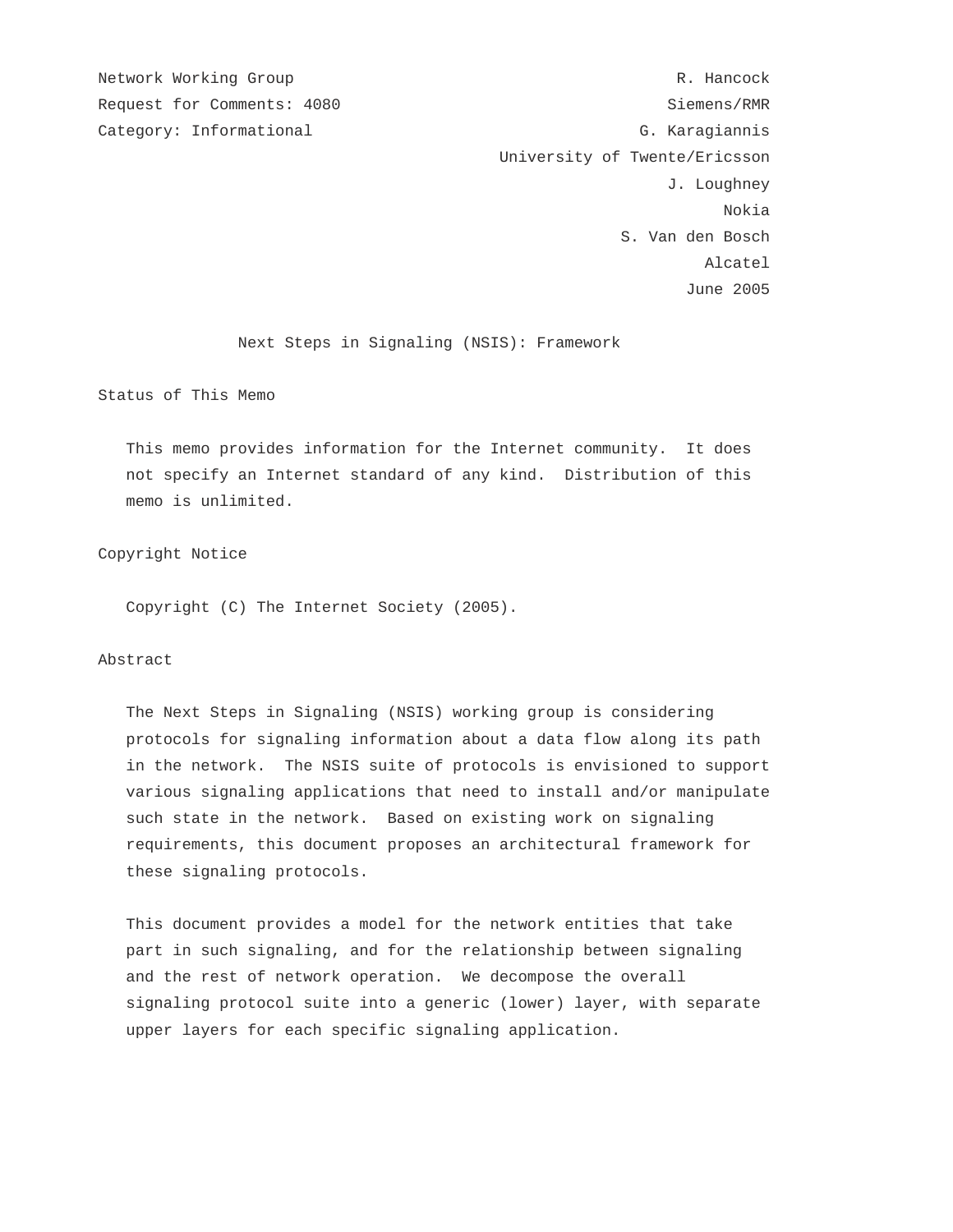Network Working Group                                         R. Hancock
Request for Comments: 4080                                   Siemens/RMR
Category: Informational                                   G. Karagiannis
                                           University of Twente/Ericsson
                                                             J. Loughney
                                                                   Nokia
                                                       S. Van den Bosch
                                                                 Alcatel
                                                               June 2005

# Next Steps in Signaling (NSIS): Framework

## Status of This Memo

This memo provides information for the Internet community. It does not specify an Internet standard of any kind. Distribution of this memo is unlimited.

## Copyright Notice

Copyright (C) The Internet Society (2005).

## Abstract

The Next Steps in Signaling (NSIS) working group is considering protocols for signaling information about a data flow along its path in the network. The NSIS suite of protocols is envisioned to support various signaling applications that need to install and/or manipulate such state in the network. Based on existing work on signaling requirements, this document proposes an architectural framework for these signaling protocols.

This document provides a model for the network entities that take part in such signaling, and for the relationship between signaling and the rest of network operation. We decompose the overall signaling protocol suite into a generic (lower) layer, with separate upper layers for each specific signaling application.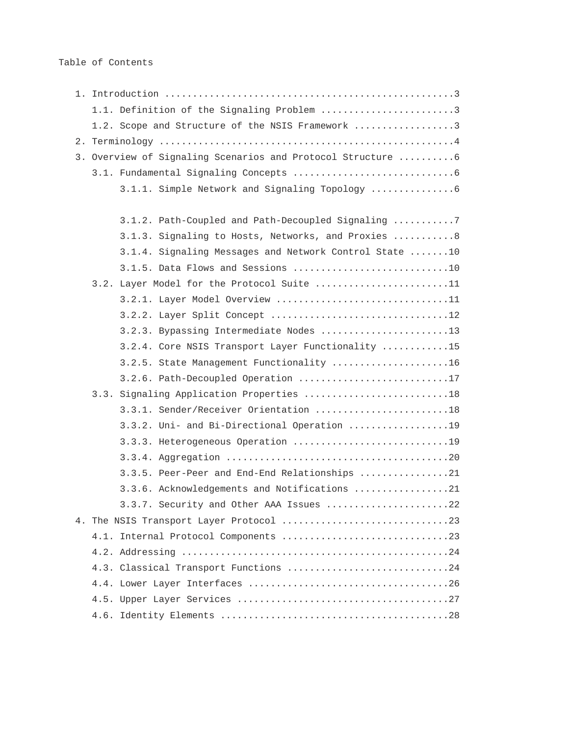Table of Contents

```
   1. Introduction ....................................................3
      1.1. Definition of the Signaling Problem ........................3
      1.2. Scope and Structure of the NSIS Framework ..................3
   2. Terminology .....................................................4
   3. Overview of Signaling Scenarios and Protocol Structure ..........6
      3.1. Fundamental Signaling Concepts .............................6
           3.1.1. Simple Network and Signaling Topology ...............6
           3.1.2. Path-Coupled and Path-Decoupled Signaling ...........7
           3.1.3. Signaling to Hosts, Networks, and Proxies ...........8
           3.1.4. Signaling Messages and Network Control State .......10
           3.1.5. Data Flows and Sessions ............................10
      3.2. Layer Model for the Protocol Suite ........................11
           3.2.1. Layer Model Overview ...............................11
           3.2.2. Layer Split Concept ................................12
           3.2.3. Bypassing Intermediate Nodes .......................13
           3.2.4. Core NSIS Transport Layer Functionality ............15
           3.2.5. State Management Functionality .....................16
           3.2.6. Path-Decoupled Operation ...........................17
      3.3. Signaling Application Properties ..........................18
           3.3.1. Sender/Receiver Orientation ........................18
           3.3.2. Uni- and Bi-Directional Operation ..................19
           3.3.3. Heterogeneous Operation ............................19
           3.3.4. Aggregation ........................................20
           3.3.5. Peer-Peer and End-End Relationships ................21
           3.3.6. Acknowledgements and Notifications .................21
           3.3.7. Security and Other AAA Issues ......................22
   4. The NSIS Transport Layer Protocol ..............................23
      4.1. Internal Protocol Components ..............................23
      4.2. Addressing ................................................24
      4.3. Classical Transport Functions .............................24
      4.4. Lower Layer Interfaces ....................................26
      4.5. Upper Layer Services ......................................27
      4.6. Identity Elements .........................................28
```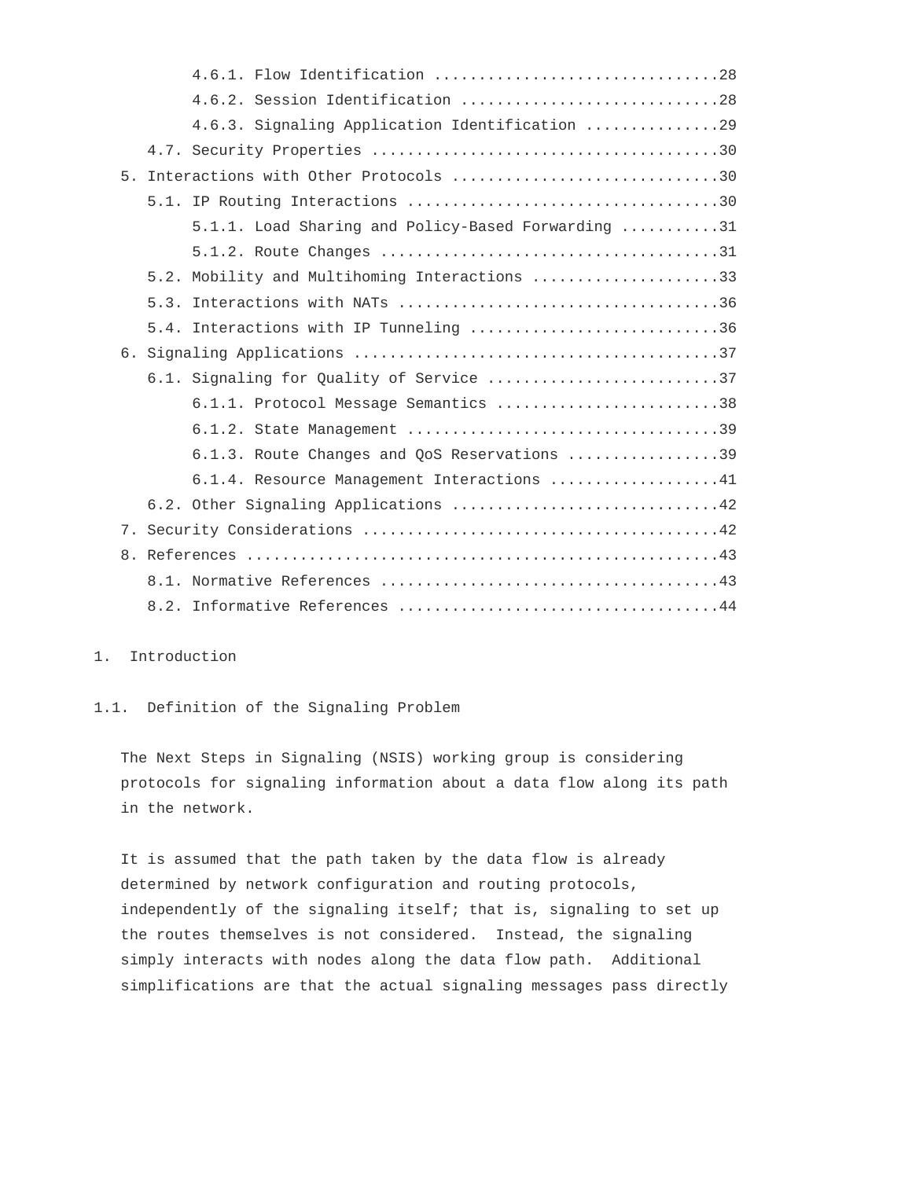4.6.1. Flow Identification ...............................28
4.6.2. Session Identification ............................28
4.6.3. Signaling Application Identification ..............29
4.7. Security Properties ......................................30
5. Interactions with Other Protocols .............................30
5.1. IP Routing Interactions ..................................30
5.1.1. Load Sharing and Policy-Based Forwarding ..........31
5.1.2. Route Changes .....................................31
5.2. Mobility and Multihoming Interactions ....................33
5.3. Interactions with NATs ...................................36
5.4. Interactions with IP Tunneling ...........................36
6. Signaling Applications ........................................37
6.1. Signaling for Quality of Service .........................37
6.1.1. Protocol Message Semantics ........................38
6.1.2. State Management ..................................39
6.1.3. Route Changes and QoS Reservations ................39
6.1.4. Resource Management Interactions ..................41
6.2. Other Signaling Applications .............................42
7. Security Considerations .......................................42
8. References ....................................................43
8.1. Normative References .....................................43
8.2. Informative References ...................................44

# 1. Introduction

## 1.1. Definition of the Signaling Problem

The Next Steps in Signaling (NSIS) working group is considering protocols for signaling information about a data flow along its path in the network.

It is assumed that the path taken by the data flow is already determined by network configuration and routing protocols, independently of the signaling itself; that is, signaling to set up the routes themselves is not considered. Instead, the signaling simply interacts with nodes along the data flow path. Additional simplifications are that the actual signaling messages pass directly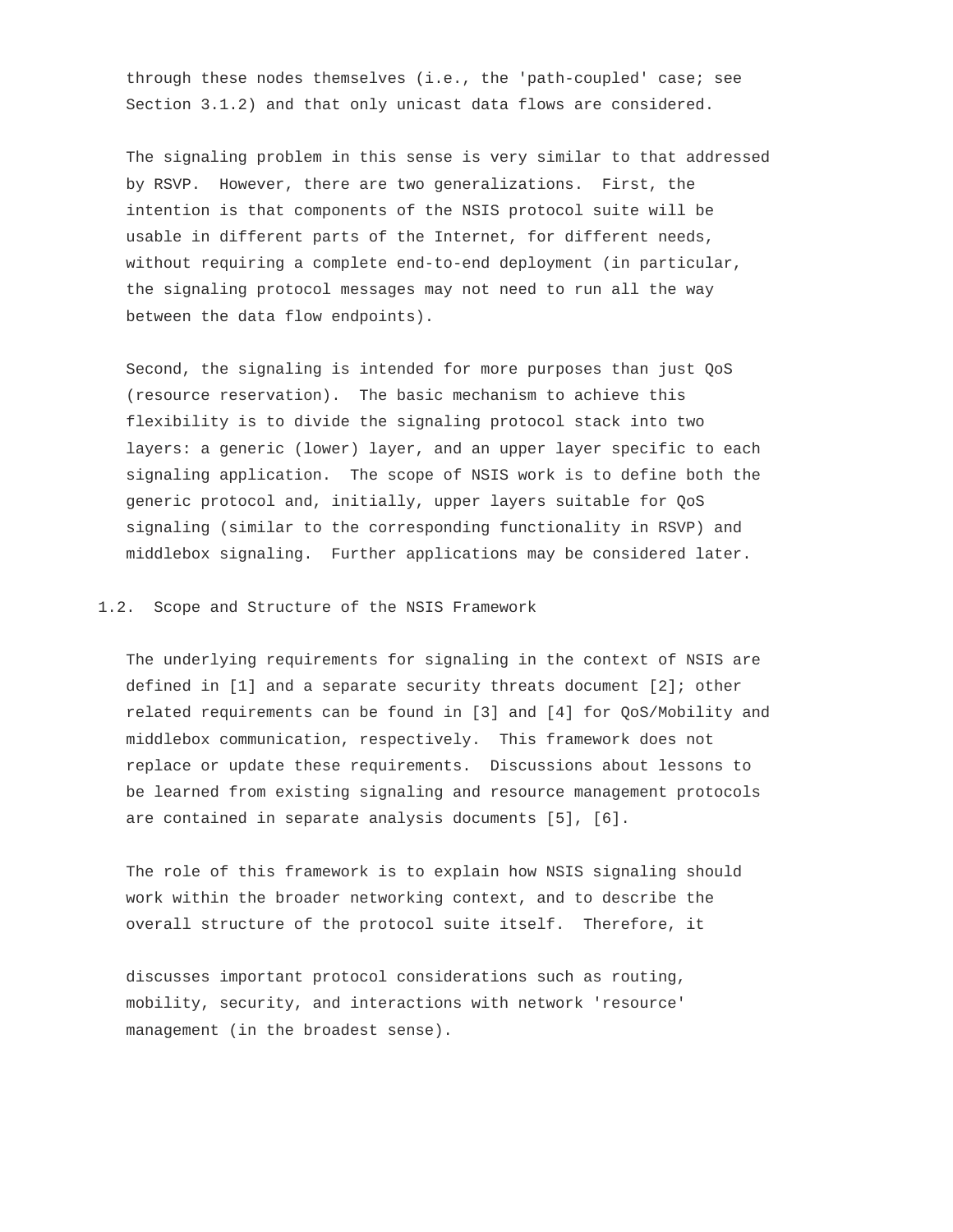through these nodes themselves (i.e., the 'path-coupled' case; see Section 3.1.2) and that only unicast data flows are considered.

The signaling problem in this sense is very similar to that addressed by RSVP. However, there are two generalizations. First, the intention is that components of the NSIS protocol suite will be usable in different parts of the Internet, for different needs, without requiring a complete end-to-end deployment (in particular, the signaling protocol messages may not need to run all the way between the data flow endpoints).

Second, the signaling is intended for more purposes than just QoS (resource reservation). The basic mechanism to achieve this flexibility is to divide the signaling protocol stack into two layers: a generic (lower) layer, and an upper layer specific to each signaling application. The scope of NSIS work is to define both the generic protocol and, initially, upper layers suitable for QoS signaling (similar to the corresponding functionality in RSVP) and middlebox signaling. Further applications may be considered later.

## 1.2. Scope and Structure of the NSIS Framework

The underlying requirements for signaling in the context of NSIS are defined in [1] and a separate security threats document [2]; other related requirements can be found in [3] and [4] for QoS/Mobility and middlebox communication, respectively. This framework does not replace or update these requirements. Discussions about lessons to be learned from existing signaling and resource management protocols are contained in separate analysis documents [5], [6].

The role of this framework is to explain how NSIS signaling should work within the broader networking context, and to describe the overall structure of the protocol suite itself. Therefore, it discusses important protocol considerations such as routing, mobility, security, and interactions with network 'resource' management (in the broadest sense).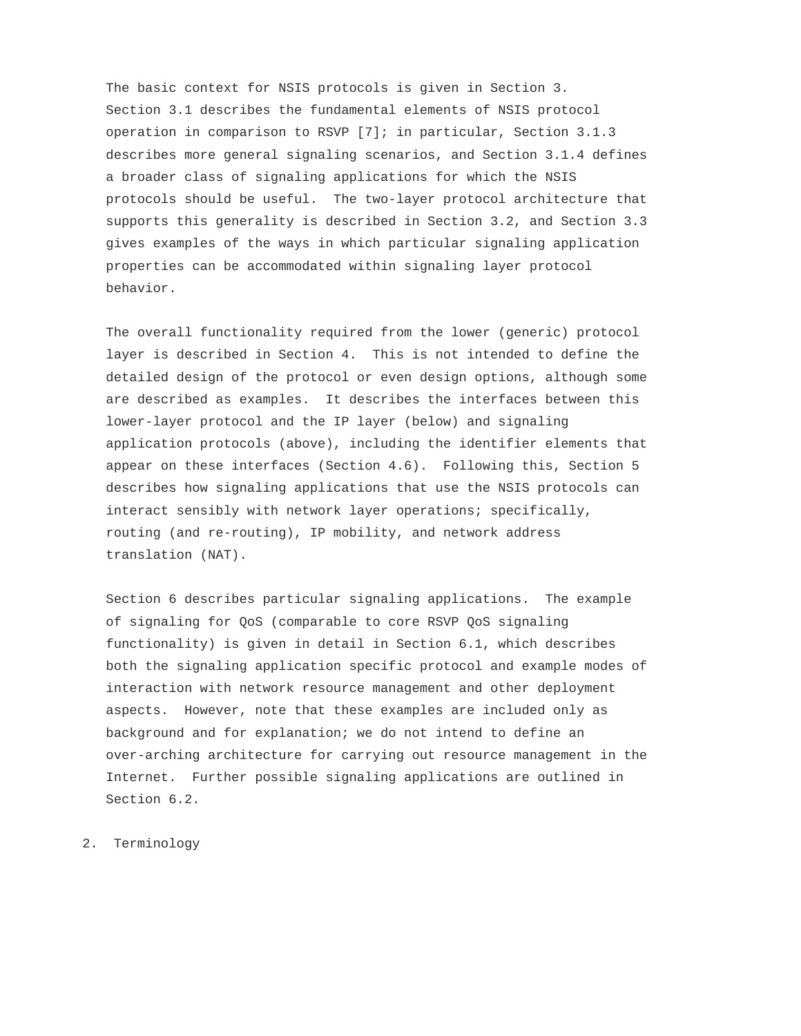The basic context for NSIS protocols is given in Section 3. Section 3.1 describes the fundamental elements of NSIS protocol operation in comparison to RSVP [7]; in particular, Section 3.1.3 describes more general signaling scenarios, and Section 3.1.4 defines a broader class of signaling applications for which the NSIS protocols should be useful. The two-layer protocol architecture that supports this generality is described in Section 3.2, and Section 3.3 gives examples of the ways in which particular signaling application properties can be accommodated within signaling layer protocol behavior.

The overall functionality required from the lower (generic) protocol layer is described in Section 4. This is not intended to define the detailed design of the protocol or even design options, although some are described as examples. It describes the interfaces between this lower-layer protocol and the IP layer (below) and signaling application protocols (above), including the identifier elements that appear on these interfaces (Section 4.6). Following this, Section 5 describes how signaling applications that use the NSIS protocols can interact sensibly with network layer operations; specifically, routing (and re-routing), IP mobility, and network address translation (NAT).

Section 6 describes particular signaling applications. The example of signaling for QoS (comparable to core RSVP QoS signaling functionality) is given in detail in Section 6.1, which describes both the signaling application specific protocol and example modes of interaction with network resource management and other deployment aspects. However, note that these examples are included only as background and for explanation; we do not intend to define an over-arching architecture for carrying out resource management in the Internet. Further possible signaling applications are outlined in Section 6.2.

## 2. Terminology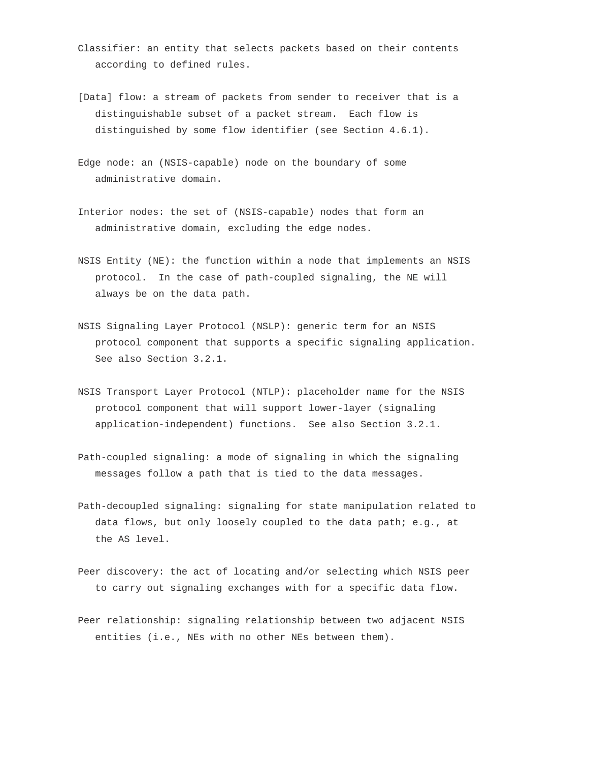Classifier: an entity that selects packets based on their contents according to defined rules.

[Data] flow: a stream of packets from sender to receiver that is a distinguishable subset of a packet stream. Each flow is distinguished by some flow identifier (see Section 4.6.1).

Edge node: an (NSIS-capable) node on the boundary of some administrative domain.

Interior nodes: the set of (NSIS-capable) nodes that form an administrative domain, excluding the edge nodes.

NSIS Entity (NE): the function within a node that implements an NSIS protocol. In the case of path-coupled signaling, the NE will always be on the data path.

NSIS Signaling Layer Protocol (NSLP): generic term for an NSIS protocol component that supports a specific signaling application. See also Section 3.2.1.

NSIS Transport Layer Protocol (NTLP): placeholder name for the NSIS protocol component that will support lower-layer (signaling application-independent) functions. See also Section 3.2.1.

Path-coupled signaling: a mode of signaling in which the signaling messages follow a path that is tied to the data messages.

Path-decoupled signaling: signaling for state manipulation related to data flows, but only loosely coupled to the data path; e.g., at the AS level.

Peer discovery: the act of locating and/or selecting which NSIS peer to carry out signaling exchanges with for a specific data flow.

Peer relationship: signaling relationship between two adjacent NSIS entities (i.e., NEs with no other NEs between them).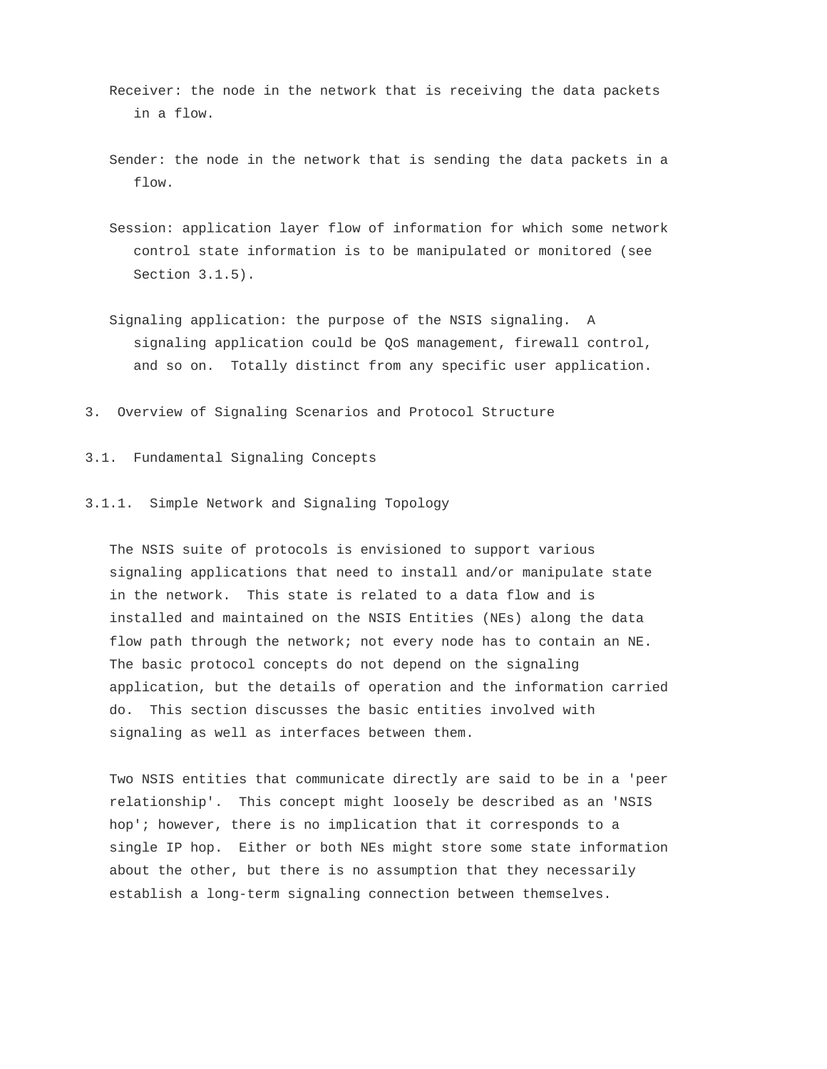Receiver: the node in the network that is receiving the data packets in a flow.

Sender: the node in the network that is sending the data packets in a flow.

Session: application layer flow of information for which some network control state information is to be manipulated or monitored (see Section 3.1.5).

Signaling application: the purpose of the NSIS signaling. A signaling application could be QoS management, firewall control, and so on. Totally distinct from any specific user application.

# 3. Overview of Signaling Scenarios and Protocol Structure

## 3.1. Fundamental Signaling Concepts

### 3.1.1. Simple Network and Signaling Topology

The NSIS suite of protocols is envisioned to support various signaling applications that need to install and/or manipulate state in the network. This state is related to a data flow and is installed and maintained on the NSIS Entities (NEs) along the data flow path through the network; not every node has to contain an NE. The basic protocol concepts do not depend on the signaling application, but the details of operation and the information carried do. This section discusses the basic entities involved with signaling as well as interfaces between them.

Two NSIS entities that communicate directly are said to be in a 'peer relationship'. This concept might loosely be described as an 'NSIS hop'; however, there is no implication that it corresponds to a single IP hop. Either or both NEs might store some state information about the other, but there is no assumption that they necessarily establish a long-term signaling connection between themselves.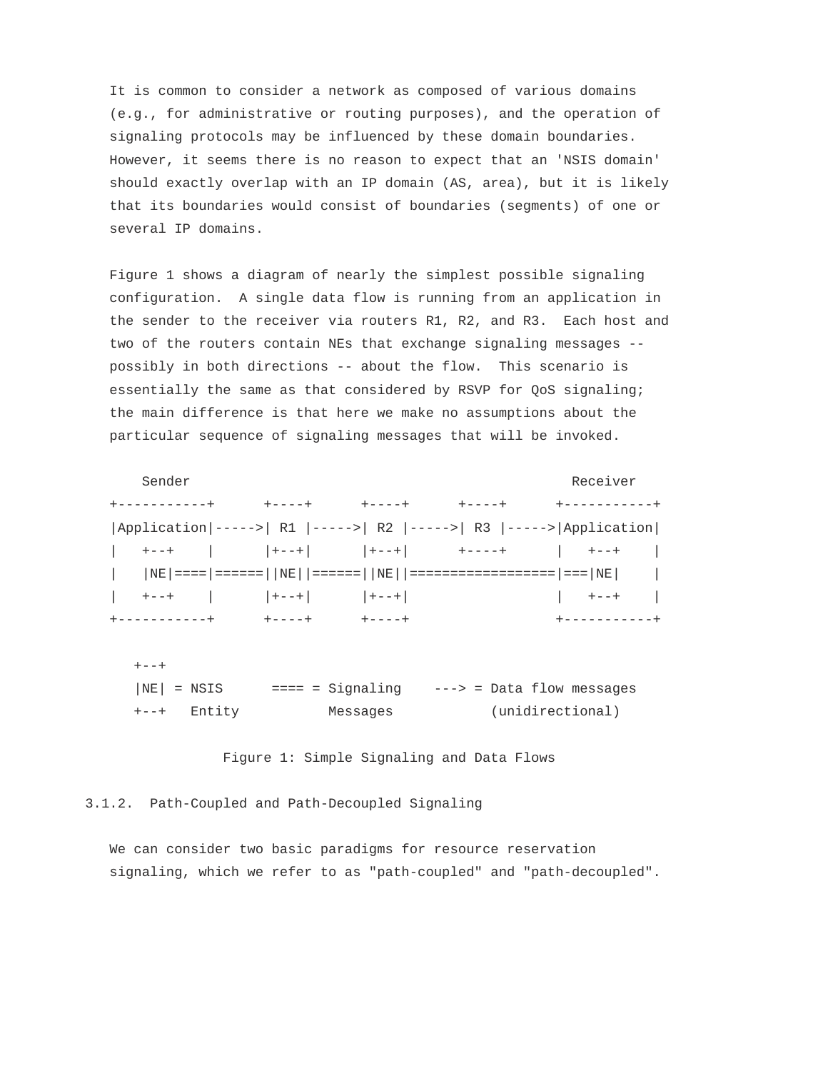It is common to consider a network as composed of various domains (e.g., for administrative or routing purposes), and the operation of signaling protocols may be influenced by these domain boundaries. However, it seems there is no reason to expect that an 'NSIS domain' should exactly overlap with an IP domain (AS, area), but it is likely that its boundaries would consist of boundaries (segments) of one or several IP domains.

Figure 1 shows a diagram of nearly the simplest possible signaling configuration. A single data flow is running from an application in the sender to the receiver via routers R1, R2, and R3. Each host and two of the routers contain NEs that exchange signaling messages -- possibly in both directions -- about the flow. This scenario is essentially the same as that considered by RSVP for QoS signaling; the main difference is that here we make no assumptions about the particular sequence of signaling messages that will be invoked.

```
    Sender                                              Receiver
+-----------+      +----+      +----+      +----+      +-----------+
|Application|----->| R1 |----->| R2 |----->| R3 |----->|Application|
|   +--+    |      |+--+|      |+--+|      +----+      |   +--+    |
|   |NE|====|======||NE||======||NE||=================|===|NE|    |
|   +--+    |      |+--+|      |+--+|                  |   +--+    |
+-----------+      +----+      +----+                  +-----------+

   +--+
   |NE| = NSIS      ==== = Signaling    ---> = Data flow messages
   +--+   Entity           Messages            (unidirectional)
```

Figure 1: Simple Signaling and Data Flows

### 3.1.2. Path-Coupled and Path-Decoupled Signaling

We can consider two basic paradigms for resource reservation signaling, which we refer to as "path-coupled" and "path-decoupled".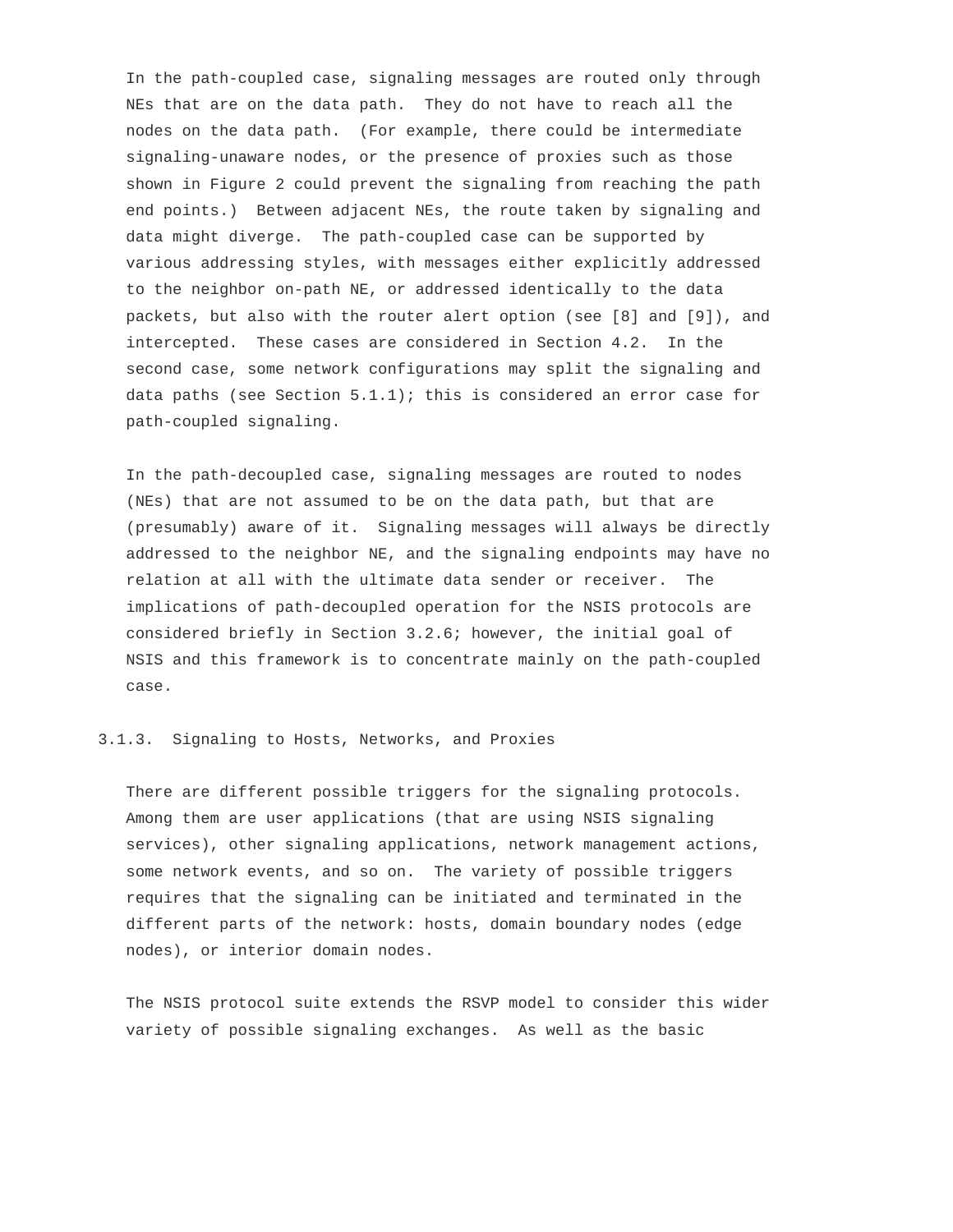In the path-coupled case, signaling messages are routed only through NEs that are on the data path. They do not have to reach all the nodes on the data path. (For example, there could be intermediate signaling-unaware nodes, or the presence of proxies such as those shown in Figure 2 could prevent the signaling from reaching the path end points.) Between adjacent NEs, the route taken by signaling and data might diverge. The path-coupled case can be supported by various addressing styles, with messages either explicitly addressed to the neighbor on-path NE, or addressed identically to the data packets, but also with the router alert option (see [8] and [9]), and intercepted. These cases are considered in Section 4.2. In the second case, some network configurations may split the signaling and data paths (see Section 5.1.1); this is considered an error case for path-coupled signaling.

In the path-decoupled case, signaling messages are routed to nodes (NEs) that are not assumed to be on the data path, but that are (presumably) aware of it. Signaling messages will always be directly addressed to the neighbor NE, and the signaling endpoints may have no relation at all with the ultimate data sender or receiver. The implications of path-decoupled operation for the NSIS protocols are considered briefly in Section 3.2.6; however, the initial goal of NSIS and this framework is to concentrate mainly on the path-coupled case.

### 3.1.3. Signaling to Hosts, Networks, and Proxies

There are different possible triggers for the signaling protocols. Among them are user applications (that are using NSIS signaling services), other signaling applications, network management actions, some network events, and so on. The variety of possible triggers requires that the signaling can be initiated and terminated in the different parts of the network: hosts, domain boundary nodes (edge nodes), or interior domain nodes.

The NSIS protocol suite extends the RSVP model to consider this wider variety of possible signaling exchanges. As well as the basic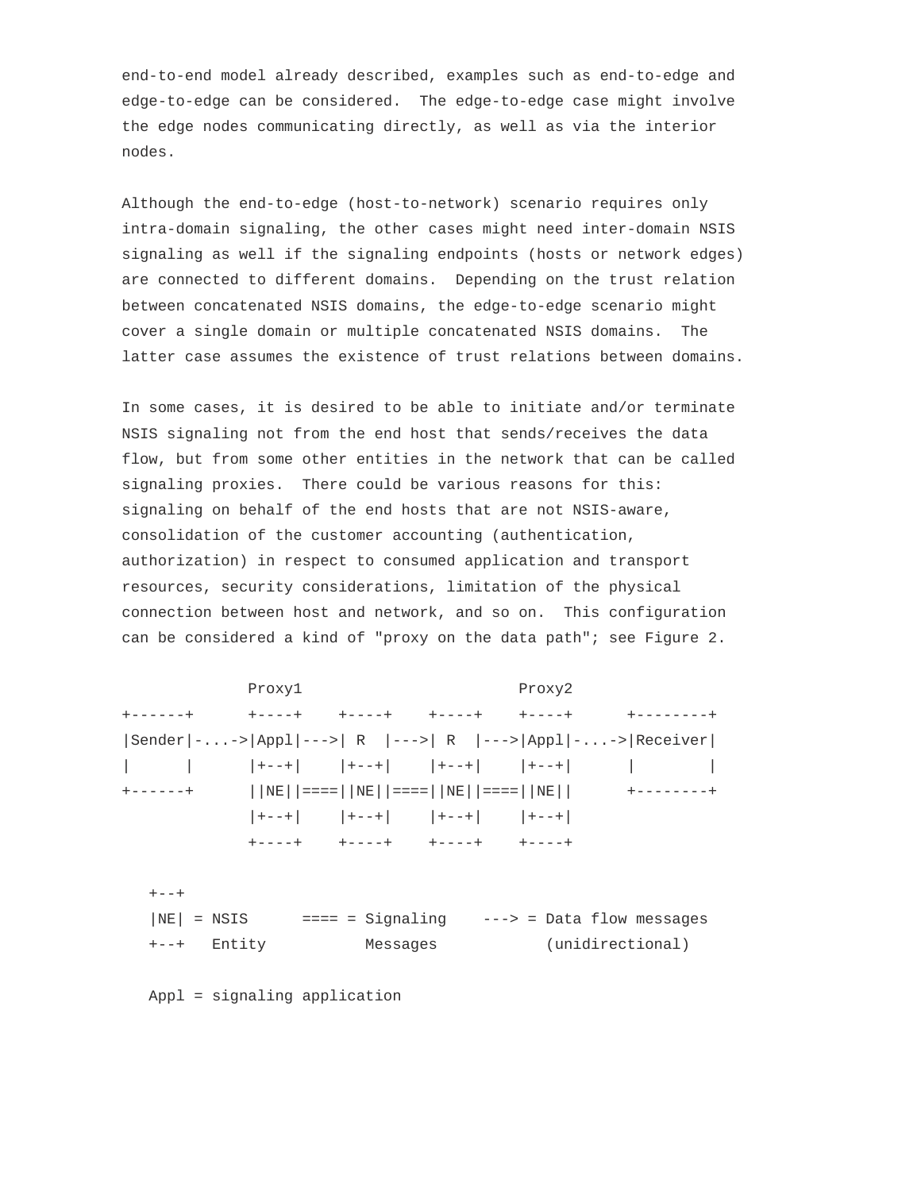end-to-end model already described, examples such as end-to-edge and edge-to-edge can be considered. The edge-to-edge case might involve the edge nodes communicating directly, as well as via the interior nodes.

Although the end-to-edge (host-to-network) scenario requires only intra-domain signaling, the other cases might need inter-domain NSIS signaling as well if the signaling endpoints (hosts or network edges) are connected to different domains. Depending on the trust relation between concatenated NSIS domains, the edge-to-edge scenario might cover a single domain or multiple concatenated NSIS domains. The latter case assumes the existence of trust relations between domains.

In some cases, it is desired to be able to initiate and/or terminate NSIS signaling not from the end host that sends/receives the data flow, but from some other entities in the network that can be called signaling proxies. There could be various reasons for this: signaling on behalf of the end hosts that are not NSIS-aware, consolidation of the customer accounting (authentication, authorization) in respect to consumed application and transport resources, security considerations, limitation of the physical connection between host and network, and so on. This configuration can be considered a kind of "proxy on the data path"; see Figure 2.

```
              Proxy1                        Proxy2
+------+      +----+    +----+    +----+    +----+      +--------+
|Sender|-...->|Appl|--->| R  |--->| R  |--->|Appl|-...->|Receiver|
|      |      |+--+|    |+--+|    |+--+|    |+--+|      |        |
+------+      ||NE||====||NE||====||NE||====||NE||      +--------+
              |+--+|    |+--+|    |+--+|    |+--+|
              +----+    +----+    +----+    +----+

   +--+
   |NE| = NSIS      ==== = Signaling    ---> = Data flow messages
   +--+   Entity           Messages            (unidirectional)

   Appl = signaling application
```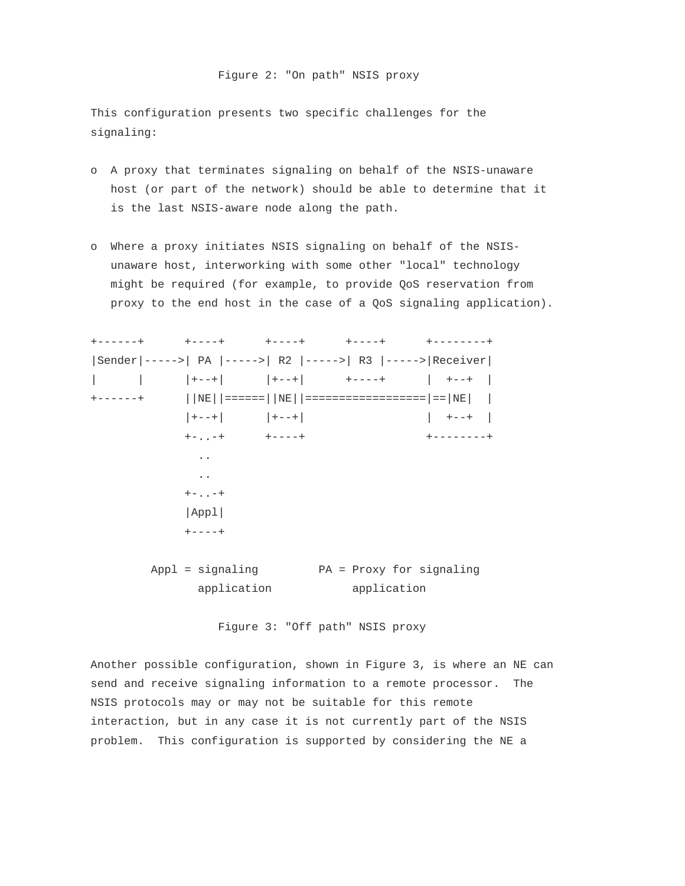Figure 2: "On path" NSIS proxy

This configuration presents two specific challenges for the signaling:

- A proxy that terminates signaling on behalf of the NSIS-unaware host (or part of the network) should be able to determine that it is the last NSIS-aware node along the path.

- Where a proxy initiates NSIS signaling on behalf of the NSIS-unaware host, interworking with some other "local" technology might be required (for example, to provide QoS reservation from proxy to the end host in the case of a QoS signaling application).

```
+------+      +----+      +----+      +----+      +--------+
|Sender|----->| PA |----->| R2 |----->| R3 |----->|Receiver|
|      |      |+--+|      |+--+|      +----+      |  +--+  |
+------+      ||NE||======||NE||==================|==|NE|  |
              |+--+|      |+--+|                  |  +--+  |
              +-..-+      +----+                  +--------+
                ..
                ..
              +-..-+
              |Appl|
              +----+

         Appl = signaling         PA = Proxy for signaling
                application            application
```

Figure 3: "Off path" NSIS proxy

Another possible configuration, shown in Figure 3, is where an NE can send and receive signaling information to a remote processor. The NSIS protocols may or may not be suitable for this remote interaction, but in any case it is not currently part of the NSIS problem. This configuration is supported by considering the NE a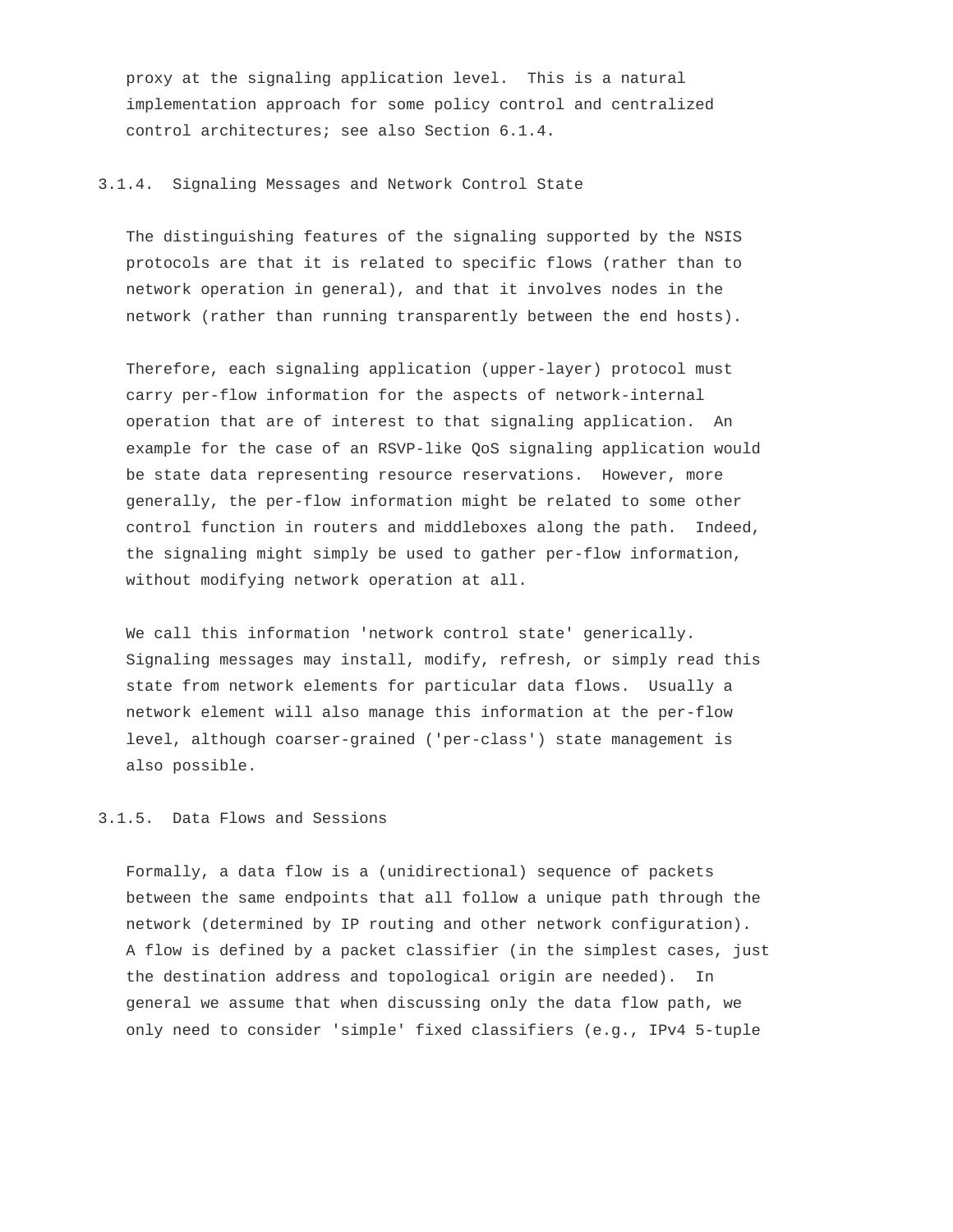proxy at the signaling application level. This is a natural implementation approach for some policy control and centralized control architectures; see also Section 6.1.4.

### 3.1.4. Signaling Messages and Network Control State

The distinguishing features of the signaling supported by the NSIS protocols are that it is related to specific flows (rather than to network operation in general), and that it involves nodes in the network (rather than running transparently between the end hosts).

Therefore, each signaling application (upper-layer) protocol must carry per-flow information for the aspects of network-internal operation that are of interest to that signaling application. An example for the case of an RSVP-like QoS signaling application would be state data representing resource reservations. However, more generally, the per-flow information might be related to some other control function in routers and middleboxes along the path. Indeed, the signaling might simply be used to gather per-flow information, without modifying network operation at all.

We call this information 'network control state' generically. Signaling messages may install, modify, refresh, or simply read this state from network elements for particular data flows. Usually a network element will also manage this information at the per-flow level, although coarser-grained ('per-class') state management is also possible.

### 3.1.5. Data Flows and Sessions

Formally, a data flow is a (unidirectional) sequence of packets between the same endpoints that all follow a unique path through the network (determined by IP routing and other network configuration). A flow is defined by a packet classifier (in the simplest cases, just the destination address and topological origin are needed). In general we assume that when discussing only the data flow path, we only need to consider 'simple' fixed classifiers (e.g., IPv4 5-tuple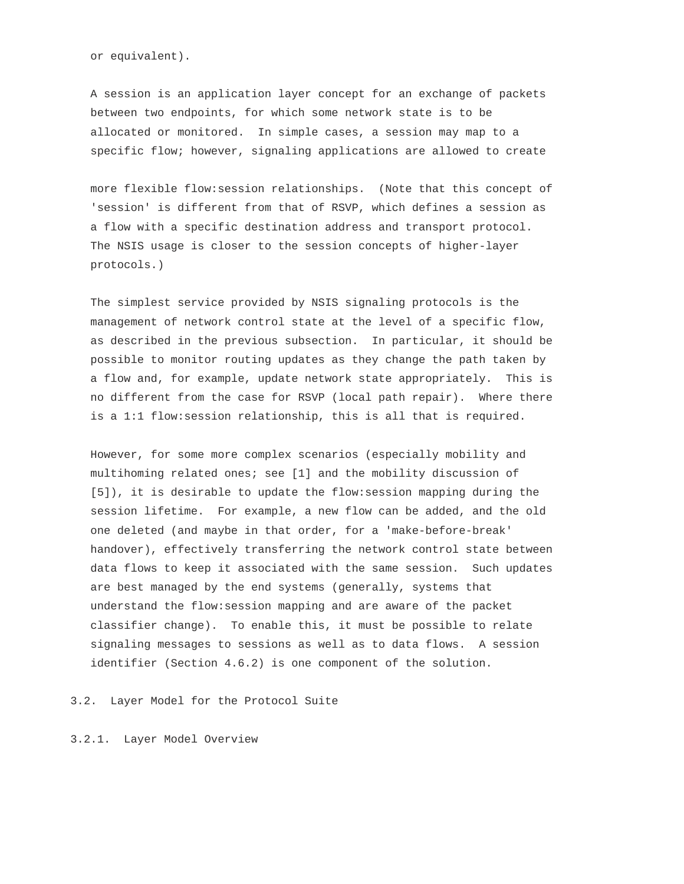or equivalent).

A session is an application layer concept for an exchange of packets between two endpoints, for which some network state is to be allocated or monitored. In simple cases, a session may map to a specific flow; however, signaling applications are allowed to create more flexible flow:session relationships. (Note that this concept of 'session' is different from that of RSVP, which defines a session as a flow with a specific destination address and transport protocol. The NSIS usage is closer to the session concepts of higher-layer protocols.)

The simplest service provided by NSIS signaling protocols is the management of network control state at the level of a specific flow, as described in the previous subsection. In particular, it should be possible to monitor routing updates as they change the path taken by a flow and, for example, update network state appropriately. This is no different from the case for RSVP (local path repair). Where there is a 1:1 flow:session relationship, this is all that is required.

However, for some more complex scenarios (especially mobility and multihoming related ones; see [1] and the mobility discussion of [5]), it is desirable to update the flow:session mapping during the session lifetime. For example, a new flow can be added, and the old one deleted (and maybe in that order, for a 'make-before-break' handover), effectively transferring the network control state between data flows to keep it associated with the same session. Such updates are best managed by the end systems (generally, systems that understand the flow:session mapping and are aware of the packet classifier change). To enable this, it must be possible to relate signaling messages to sessions as well as to data flows. A session identifier (Section 4.6.2) is one component of the solution.

## 3.2. Layer Model for the Protocol Suite

### 3.2.1. Layer Model Overview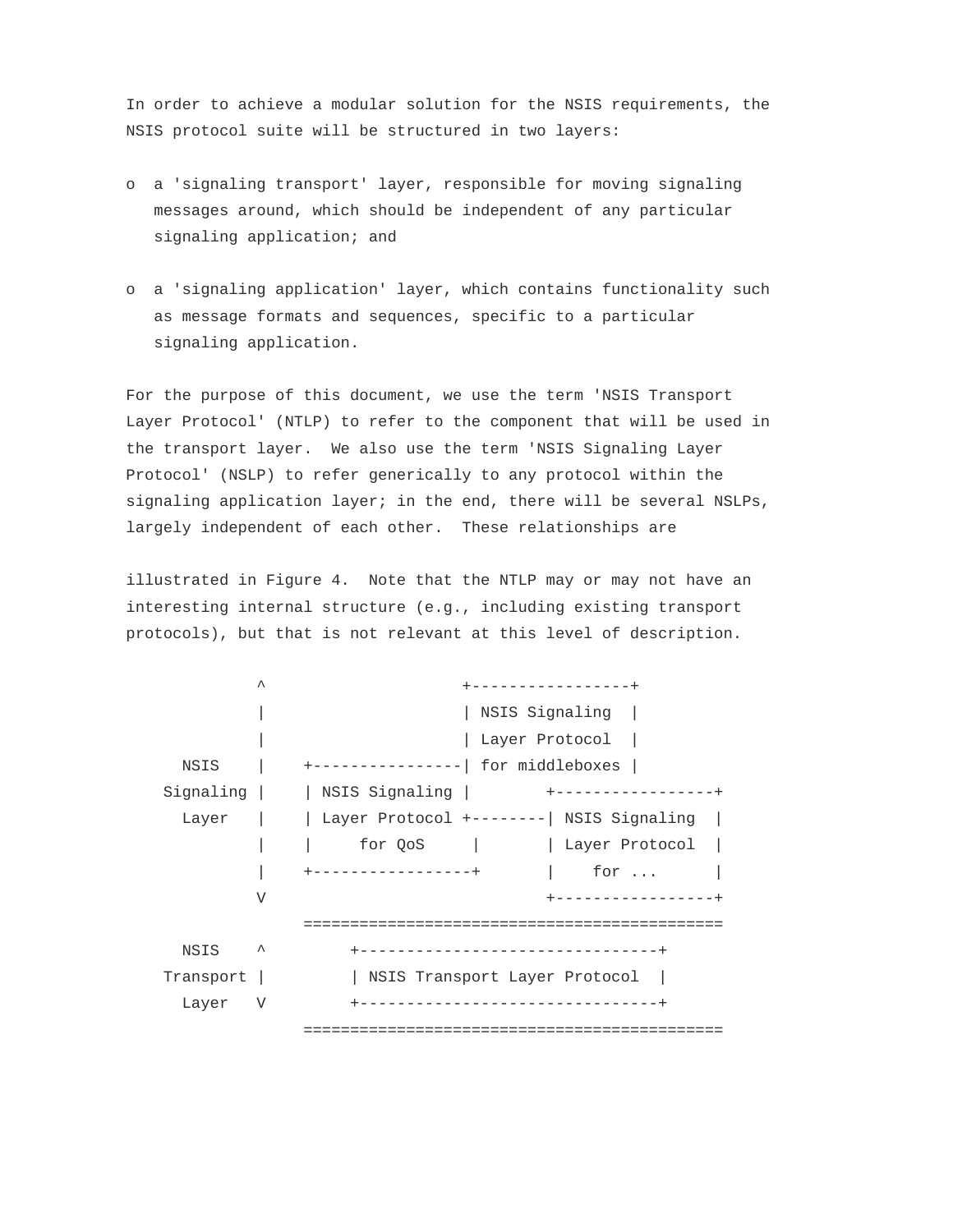In order to achieve a modular solution for the NSIS requirements, the NSIS protocol suite will be structured in two layers:

- a 'signaling transport' layer, responsible for moving signaling messages around, which should be independent of any particular signaling application; and

- a 'signaling application' layer, which contains functionality such as message formats and sequences, specific to a particular signaling application.

For the purpose of this document, we use the term 'NSIS Transport Layer Protocol' (NTLP) to refer to the component that will be used in the transport layer. We also use the term 'NSIS Signaling Layer Protocol' (NSLP) to refer generically to any protocol within the signaling application layer; in the end, there will be several NSLPs, largely independent of each other. These relationships are illustrated in Figure 4. Note that the NTLP may or may not have an interesting internal structure (e.g., including existing transport protocols), but that is not relevant at this level of description.

```
              ^                      +-----------------+
              |                      | NSIS Signaling  |
              |                      | Layer Protocol  |
       NSIS   |    +----------------| for middleboxes |
    Signaling |    | NSIS Signaling |        +-----------------+
      Layer   |    | Layer Protocol +--------| NSIS Signaling  |
              |    |     for QoS     |       | Layer Protocol  |
              |    +-----------------+       |    for ...      |
              V                              +-----------------+
                   =============================================
       NSIS   ^         +--------------------------------+
    Transport |         | NSIS Transport Layer Protocol  |
      Layer   V         +--------------------------------+
                   =============================================
```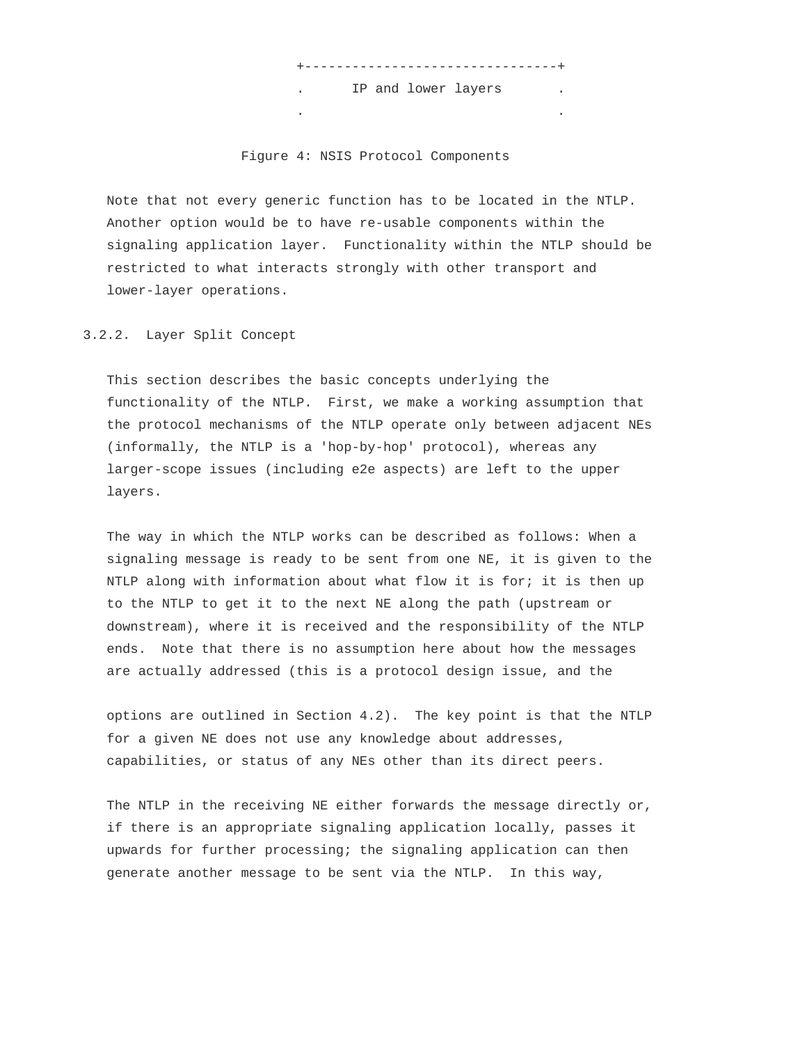```
                     +-------------------------------+
                     .      IP and lower layers      .
                     .                               .
```

Figure 4: NSIS Protocol Components

Note that not every generic function has to be located in the NTLP. Another option would be to have re-usable components within the signaling application layer. Functionality within the NTLP should be restricted to what interacts strongly with other transport and lower-layer operations.

### 3.2.2. Layer Split Concept

This section describes the basic concepts underlying the functionality of the NTLP. First, we make a working assumption that the protocol mechanisms of the NTLP operate only between adjacent NEs (informally, the NTLP is a 'hop-by-hop' protocol), whereas any larger-scope issues (including e2e aspects) are left to the upper layers.

The way in which the NTLP works can be described as follows: When a signaling message is ready to be sent from one NE, it is given to the NTLP along with information about what flow it is for; it is then up to the NTLP to get it to the next NE along the path (upstream or downstream), where it is received and the responsibility of the NTLP ends. Note that there is no assumption here about how the messages are actually addressed (this is a protocol design issue, and the options are outlined in Section 4.2). The key point is that the NTLP for a given NE does not use any knowledge about addresses, capabilities, or status of any NEs other than its direct peers.

The NTLP in the receiving NE either forwards the message directly or, if there is an appropriate signaling application locally, passes it upwards for further processing; the signaling application can then generate another message to be sent via the NTLP. In this way,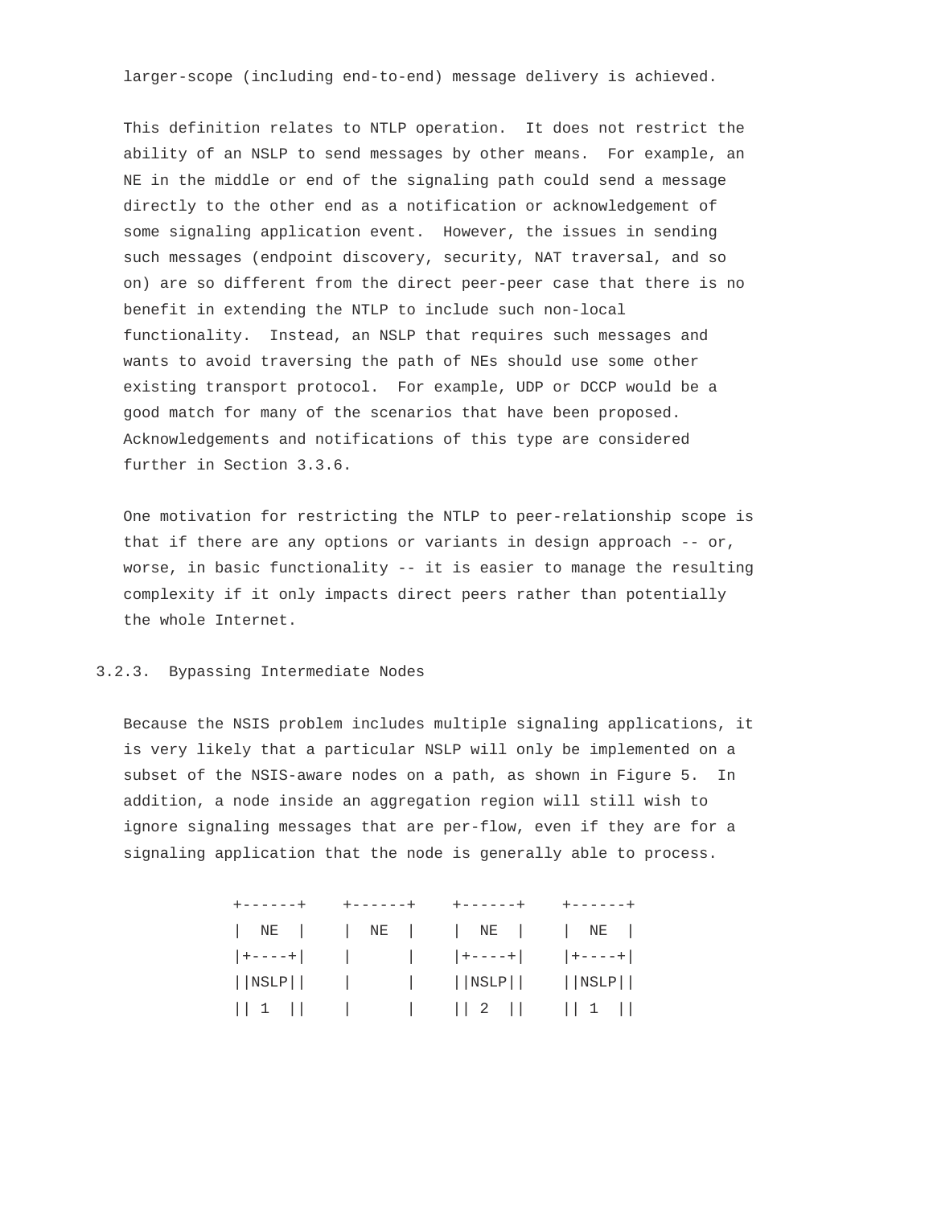larger-scope (including end-to-end) message delivery is achieved.

This definition relates to NTLP operation. It does not restrict the ability of an NSLP to send messages by other means. For example, an NE in the middle or end of the signaling path could send a message directly to the other end as a notification or acknowledgement of some signaling application event. However, the issues in sending such messages (endpoint discovery, security, NAT traversal, and so on) are so different from the direct peer-peer case that there is no benefit in extending the NTLP to include such non-local functionality. Instead, an NSLP that requires such messages and wants to avoid traversing the path of NEs should use some other existing transport protocol. For example, UDP or DCCP would be a good match for many of the scenarios that have been proposed. Acknowledgements and notifications of this type are considered further in Section 3.3.6.

One motivation for restricting the NTLP to peer-relationship scope is that if there are any options or variants in design approach -- or, worse, in basic functionality -- it is easier to manage the resulting complexity if it only impacts direct peers rather than potentially the whole Internet.

### 3.2.3. Bypassing Intermediate Nodes

Because the NSIS problem includes multiple signaling applications, it is very likely that a particular NSLP will only be implemented on a subset of the NSIS-aware nodes on a path, as shown in Figure 5. In addition, a node inside an aggregation region will still wish to ignore signaling messages that are per-flow, even if they are for a signaling application that the node is generally able to process.

```
              +------+    +------+    +------+    +------+
              |  NE  |    |  NE  |    |  NE  |    |  NE  |
              |+----+|    |      |    |+----+|    |+----+|
              ||NSLP||    |      |    ||NSLP||    ||NSLP||
              || 1  ||    |      |    || 2  ||    || 1  ||
```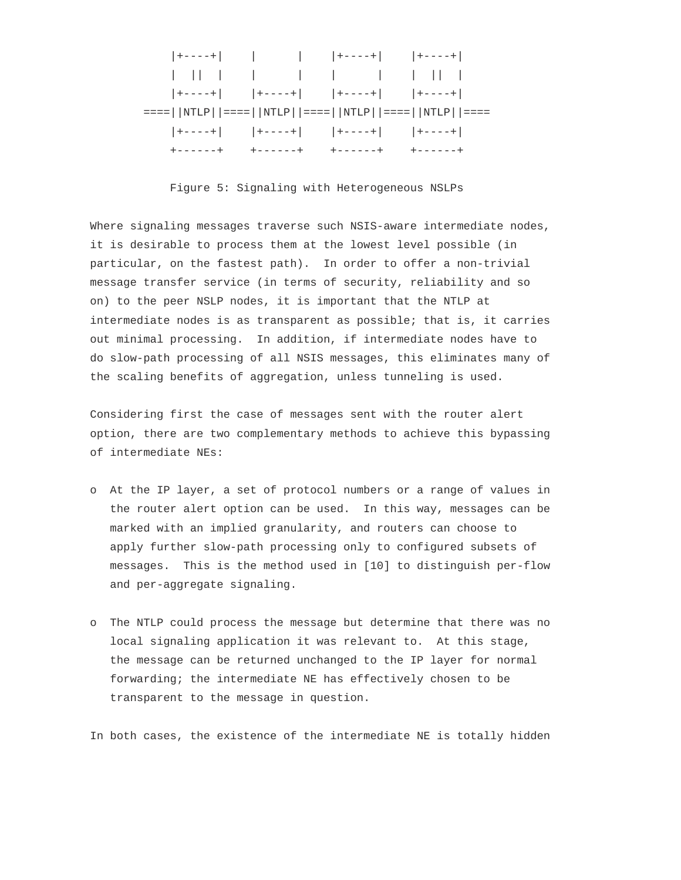```
          |+----+|    |      |    |+----+|    |+----+|
          |  ||  |    |      |    |      |    |  ||  |
          |+----+|    |+----+|    |+----+|    |+----+|
      ====||NTLP||====||NTLP||====||NTLP||====||NTLP||====
          |+----+|    |+----+|    |+----+|    |+----+|
          +------+    +------+    +------+    +------+
```

Figure 5: Signaling with Heterogeneous NSLPs

Where signaling messages traverse such NSIS-aware intermediate nodes, it is desirable to process them at the lowest level possible (in particular, on the fastest path). In order to offer a non-trivial message transfer service (in terms of security, reliability and so on) to the peer NSLP nodes, it is important that the NTLP at intermediate nodes is as transparent as possible; that is, it carries out minimal processing. In addition, if intermediate nodes have to do slow-path processing of all NSIS messages, this eliminates many of the scaling benefits of aggregation, unless tunneling is used.

Considering first the case of messages sent with the router alert option, there are two complementary methods to achieve this bypassing of intermediate NEs:

- At the IP layer, a set of protocol numbers or a range of values in the router alert option can be used. In this way, messages can be marked with an implied granularity, and routers can choose to apply further slow-path processing only to configured subsets of messages. This is the method used in [10] to distinguish per-flow and per-aggregate signaling.

- The NTLP could process the message but determine that there was no local signaling application it was relevant to. At this stage, the message can be returned unchanged to the IP layer for normal forwarding; the intermediate NE has effectively chosen to be transparent to the message in question.

In both cases, the existence of the intermediate NE is totally hidden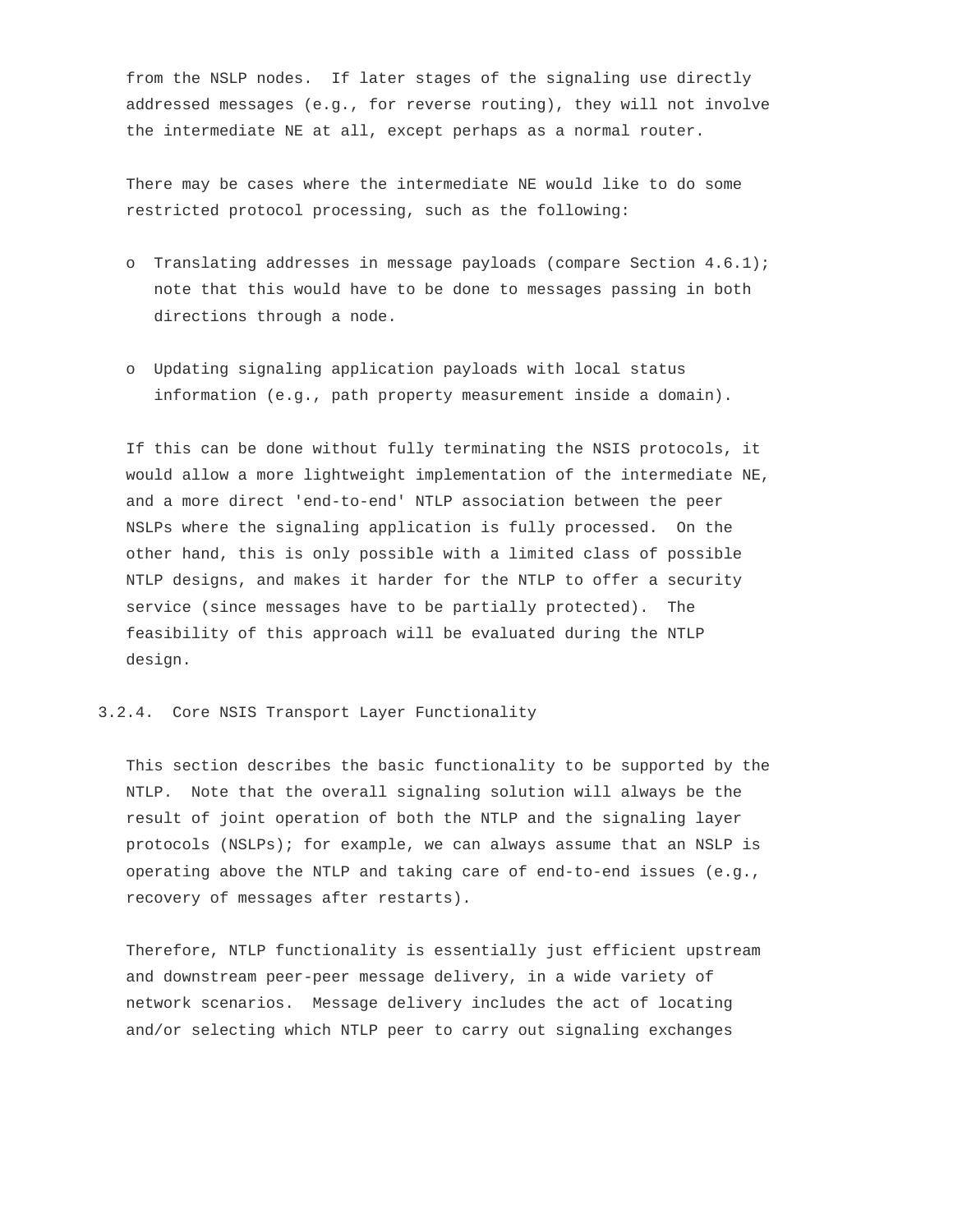from the NSLP nodes. If later stages of the signaling use directly addressed messages (e.g., for reverse routing), they will not involve the intermediate NE at all, except perhaps as a normal router.

There may be cases where the intermediate NE would like to do some restricted protocol processing, such as the following:

- Translating addresses in message payloads (compare Section 4.6.1); note that this would have to be done to messages passing in both directions through a node.
- Updating signaling application payloads with local status information (e.g., path property measurement inside a domain).

If this can be done without fully terminating the NSIS protocols, it would allow a more lightweight implementation of the intermediate NE, and a more direct 'end-to-end' NTLP association between the peer NSLPs where the signaling application is fully processed. On the other hand, this is only possible with a limited class of possible NTLP designs, and makes it harder for the NTLP to offer a security service (since messages have to be partially protected). The feasibility of this approach will be evaluated during the NTLP design.

### 3.2.4. Core NSIS Transport Layer Functionality

This section describes the basic functionality to be supported by the NTLP. Note that the overall signaling solution will always be the result of joint operation of both the NTLP and the signaling layer protocols (NSLPs); for example, we can always assume that an NSLP is operating above the NTLP and taking care of end-to-end issues (e.g., recovery of messages after restarts).

Therefore, NTLP functionality is essentially just efficient upstream and downstream peer-peer message delivery, in a wide variety of network scenarios. Message delivery includes the act of locating and/or selecting which NTLP peer to carry out signaling exchanges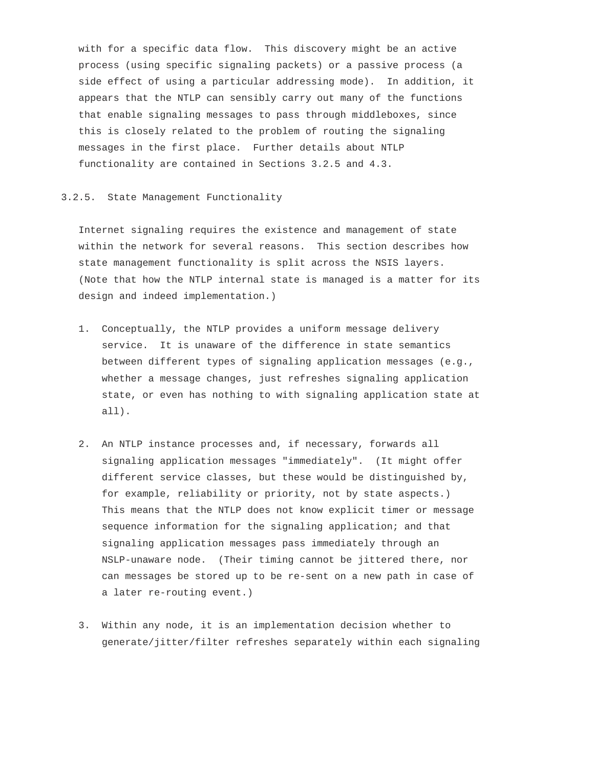with for a specific data flow. This discovery might be an active process (using specific signaling packets) or a passive process (a side effect of using a particular addressing mode). In addition, it appears that the NTLP can sensibly carry out many of the functions that enable signaling messages to pass through middleboxes, since this is closely related to the problem of routing the signaling messages in the first place. Further details about NTLP functionality are contained in Sections 3.2.5 and 4.3.

### 3.2.5. State Management Functionality

Internet signaling requires the existence and management of state within the network for several reasons. This section describes how state management functionality is split across the NSIS layers. (Note that how the NTLP internal state is managed is a matter for its design and indeed implementation.)

1. Conceptually, the NTLP provides a uniform message delivery service. It is unaware of the difference in state semantics between different types of signaling application messages (e.g., whether a message changes, just refreshes signaling application state, or even has nothing to with signaling application state at all).

2. An NTLP instance processes and, if necessary, forwards all signaling application messages "immediately". (It might offer different service classes, but these would be distinguished by, for example, reliability or priority, not by state aspects.) This means that the NTLP does not know explicit timer or message sequence information for the signaling application; and that signaling application messages pass immediately through an NSLP-unaware node. (Their timing cannot be jittered there, nor can messages be stored up to be re-sent on a new path in case of a later re-routing event.)

3. Within any node, it is an implementation decision whether to generate/jitter/filter refreshes separately within each signaling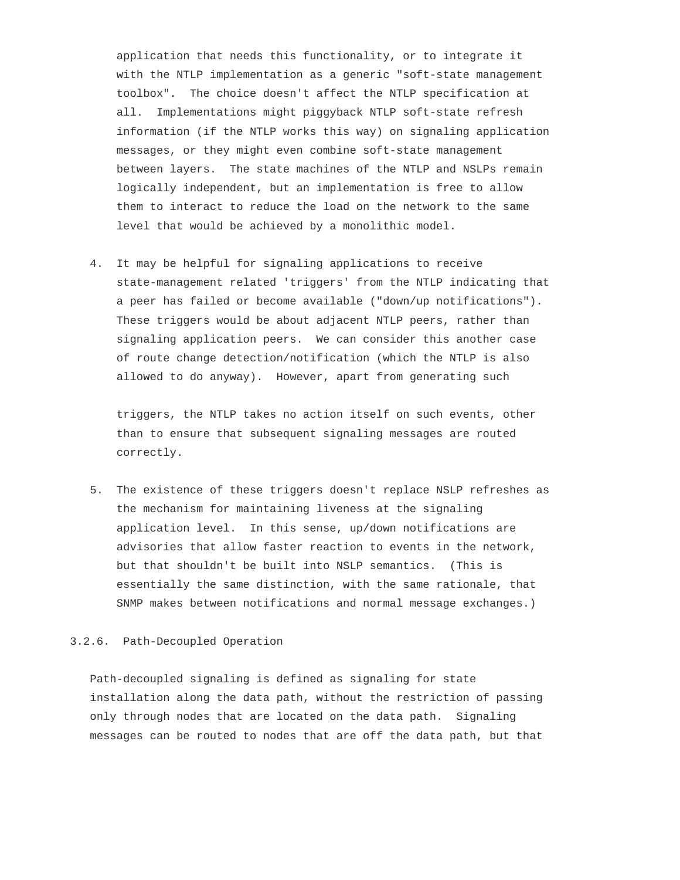application that needs this functionality, or to integrate it with the NTLP implementation as a generic "soft-state management toolbox". The choice doesn't affect the NTLP specification at all. Implementations might piggyback NTLP soft-state refresh information (if the NTLP works this way) on signaling application messages, or they might even combine soft-state management between layers. The state machines of the NTLP and NSLPs remain logically independent, but an implementation is free to allow them to interact to reduce the load on the network to the same level that would be achieved by a monolithic model.

4. It may be helpful for signaling applications to receive state-management related 'triggers' from the NTLP indicating that a peer has failed or become available ("down/up notifications"). These triggers would be about adjacent NTLP peers, rather than signaling application peers. We can consider this another case of route change detection/notification (which the NTLP is also allowed to do anyway). However, apart from generating such triggers, the NTLP takes no action itself on such events, other than to ensure that subsequent signaling messages are routed correctly.

5. The existence of these triggers doesn't replace NSLP refreshes as the mechanism for maintaining liveness at the signaling application level. In this sense, up/down notifications are advisories that allow faster reaction to events in the network, but that shouldn't be built into NSLP semantics. (This is essentially the same distinction, with the same rationale, that SNMP makes between notifications and normal message exchanges.)

### 3.2.6. Path-Decoupled Operation

Path-decoupled signaling is defined as signaling for state installation along the data path, without the restriction of passing only through nodes that are located on the data path. Signaling messages can be routed to nodes that are off the data path, but that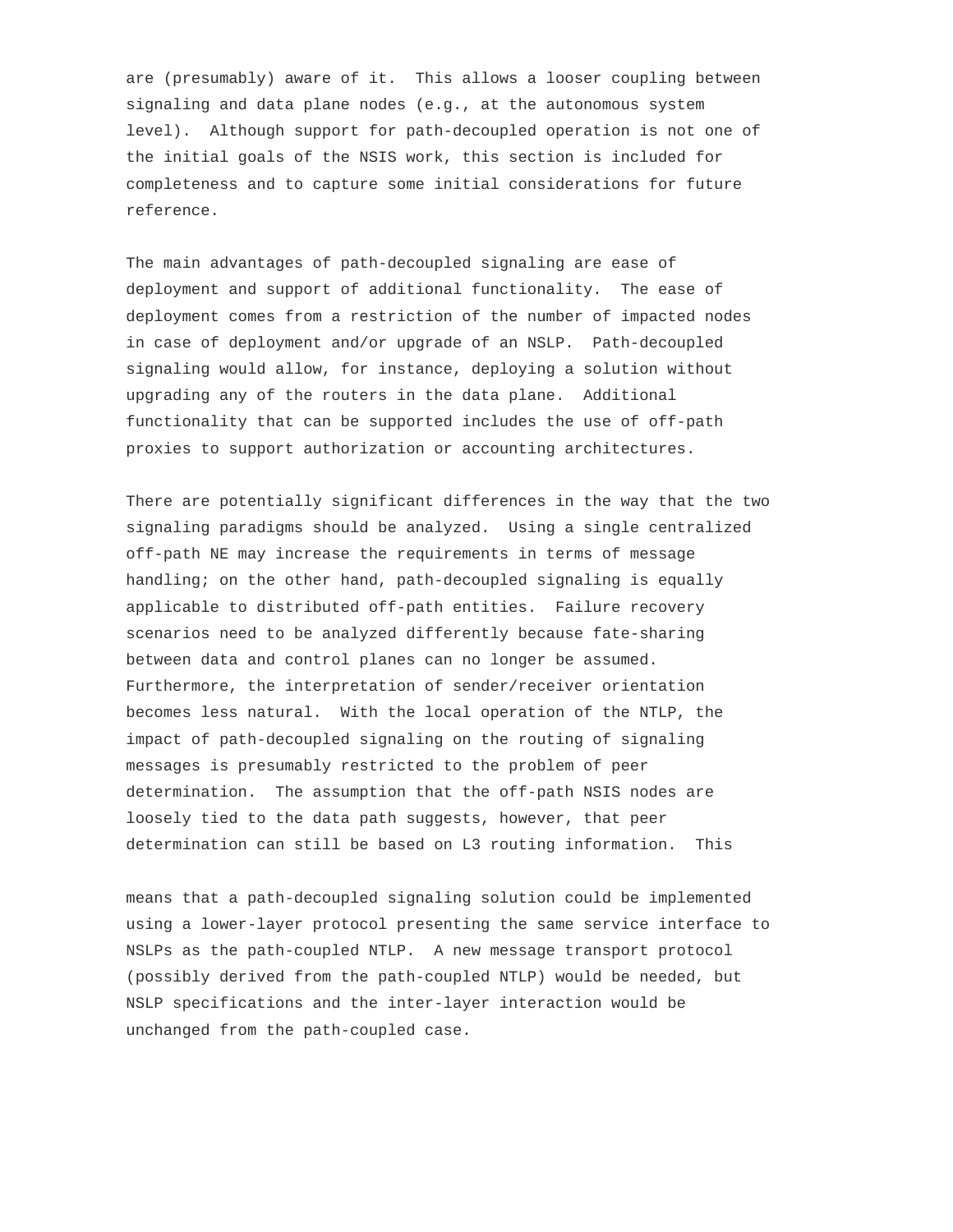are (presumably) aware of it. This allows a looser coupling between signaling and data plane nodes (e.g., at the autonomous system level). Although support for path-decoupled operation is not one of the initial goals of the NSIS work, this section is included for completeness and to capture some initial considerations for future reference.

The main advantages of path-decoupled signaling are ease of deployment and support of additional functionality. The ease of deployment comes from a restriction of the number of impacted nodes in case of deployment and/or upgrade of an NSLP. Path-decoupled signaling would allow, for instance, deploying a solution without upgrading any of the routers in the data plane. Additional functionality that can be supported includes the use of off-path proxies to support authorization or accounting architectures.

There are potentially significant differences in the way that the two signaling paradigms should be analyzed. Using a single centralized off-path NE may increase the requirements in terms of message handling; on the other hand, path-decoupled signaling is equally applicable to distributed off-path entities. Failure recovery scenarios need to be analyzed differently because fate-sharing between data and control planes can no longer be assumed. Furthermore, the interpretation of sender/receiver orientation becomes less natural. With the local operation of the NTLP, the impact of path-decoupled signaling on the routing of signaling messages is presumably restricted to the problem of peer determination. The assumption that the off-path NSIS nodes are loosely tied to the data path suggests, however, that peer determination can still be based on L3 routing information. This means that a path-decoupled signaling solution could be implemented using a lower-layer protocol presenting the same service interface to NSLPs as the path-coupled NTLP. A new message transport protocol (possibly derived from the path-coupled NTLP) would be needed, but NSLP specifications and the inter-layer interaction would be unchanged from the path-coupled case.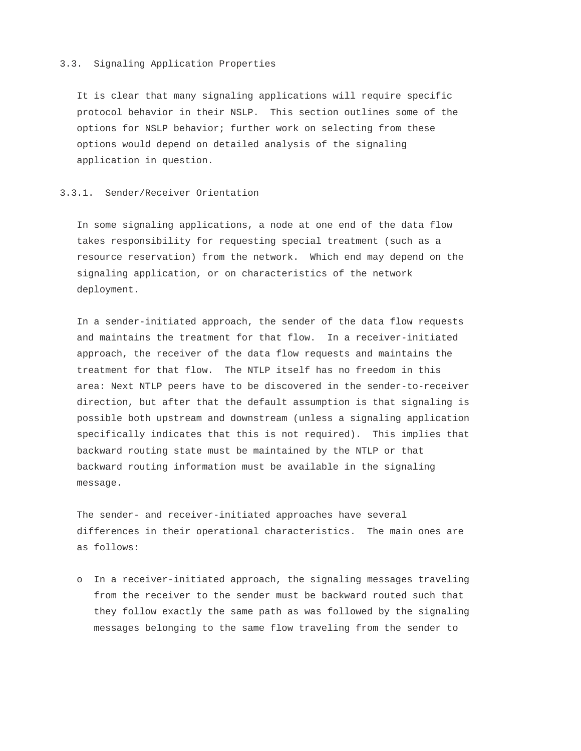### 3.3. Signaling Application Properties

It is clear that many signaling applications will require specific protocol behavior in their NSLP. This section outlines some of the options for NSLP behavior; further work on selecting from these options would depend on detailed analysis of the signaling application in question.

#### 3.3.1. Sender/Receiver Orientation

In some signaling applications, a node at one end of the data flow takes responsibility for requesting special treatment (such as a resource reservation) from the network. Which end may depend on the signaling application, or on characteristics of the network deployment.

In a sender-initiated approach, the sender of the data flow requests and maintains the treatment for that flow. In a receiver-initiated approach, the receiver of the data flow requests and maintains the treatment for that flow. The NTLP itself has no freedom in this area: Next NTLP peers have to be discovered in the sender-to-receiver direction, but after that the default assumption is that signaling is possible both upstream and downstream (unless a signaling application specifically indicates that this is not required). This implies that backward routing state must be maintained by the NTLP or that backward routing information must be available in the signaling message.

The sender- and receiver-initiated approaches have several differences in their operational characteristics. The main ones are as follows:

- In a receiver-initiated approach, the signaling messages traveling from the receiver to the sender must be backward routed such that they follow exactly the same path as was followed by the signaling messages belonging to the same flow traveling from the sender to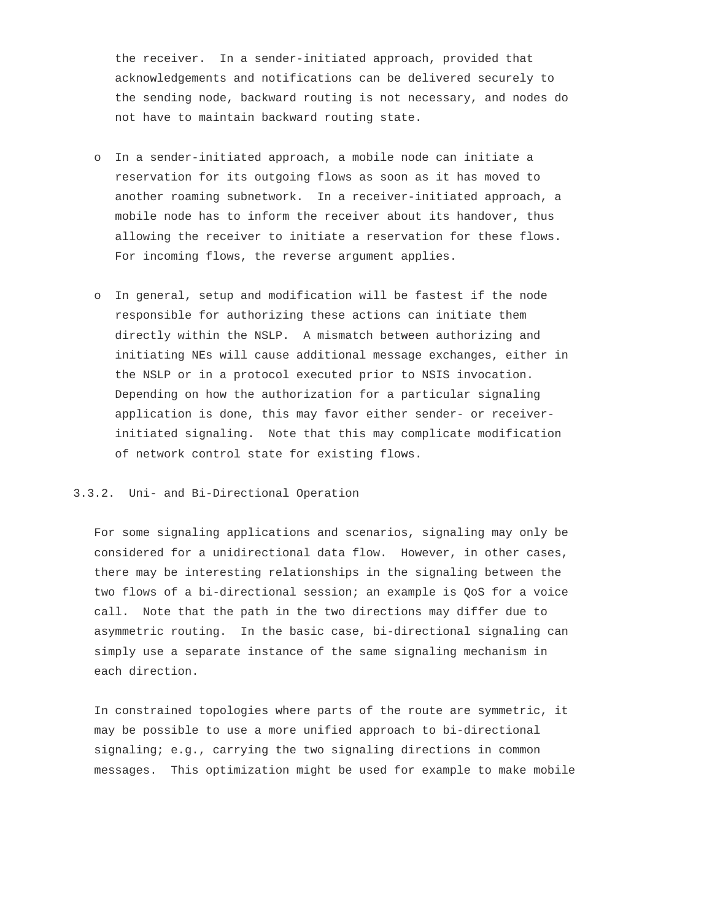the receiver. In a sender-initiated approach, provided that acknowledgements and notifications can be delivered securely to the sending node, backward routing is not necessary, and nodes do not have to maintain backward routing state.

- In a sender-initiated approach, a mobile node can initiate a reservation for its outgoing flows as soon as it has moved to another roaming subnetwork. In a receiver-initiated approach, a mobile node has to inform the receiver about its handover, thus allowing the receiver to initiate a reservation for these flows. For incoming flows, the reverse argument applies.

- In general, setup and modification will be fastest if the node responsible for authorizing these actions can initiate them directly within the NSLP. A mismatch between authorizing and initiating NEs will cause additional message exchanges, either in the NSLP or in a protocol executed prior to NSIS invocation. Depending on how the authorization for a particular signaling application is done, this may favor either sender- or receiver-initiated signaling. Note that this may complicate modification of network control state for existing flows.

### 3.3.2. Uni- and Bi-Directional Operation

For some signaling applications and scenarios, signaling may only be considered for a unidirectional data flow. However, in other cases, there may be interesting relationships in the signaling between the two flows of a bi-directional session; an example is QoS for a voice call. Note that the path in the two directions may differ due to asymmetric routing. In the basic case, bi-directional signaling can simply use a separate instance of the same signaling mechanism in each direction.

In constrained topologies where parts of the route are symmetric, it may be possible to use a more unified approach to bi-directional signaling; e.g., carrying the two signaling directions in common messages. This optimization might be used for example to make mobile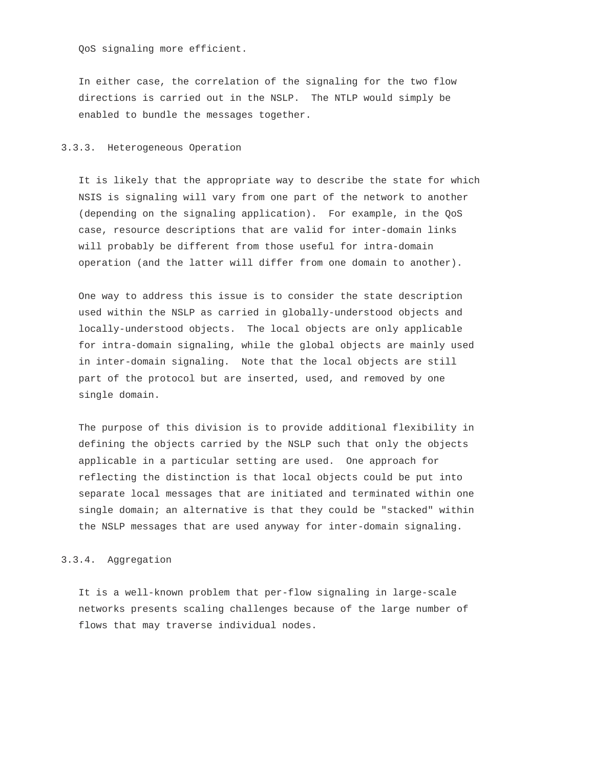QoS signaling more efficient.

In either case, the correlation of the signaling for the two flow directions is carried out in the NSLP. The NTLP would simply be enabled to bundle the messages together.

### 3.3.3. Heterogeneous Operation

It is likely that the appropriate way to describe the state for which NSIS is signaling will vary from one part of the network to another (depending on the signaling application). For example, in the QoS case, resource descriptions that are valid for inter-domain links will probably be different from those useful for intra-domain operation (and the latter will differ from one domain to another).

One way to address this issue is to consider the state description used within the NSLP as carried in globally-understood objects and locally-understood objects. The local objects are only applicable for intra-domain signaling, while the global objects are mainly used in inter-domain signaling. Note that the local objects are still part of the protocol but are inserted, used, and removed by one single domain.

The purpose of this division is to provide additional flexibility in defining the objects carried by the NSLP such that only the objects applicable in a particular setting are used. One approach for reflecting the distinction is that local objects could be put into separate local messages that are initiated and terminated within one single domain; an alternative is that they could be "stacked" within the NSLP messages that are used anyway for inter-domain signaling.

### 3.3.4. Aggregation

It is a well-known problem that per-flow signaling in large-scale networks presents scaling challenges because of the large number of flows that may traverse individual nodes.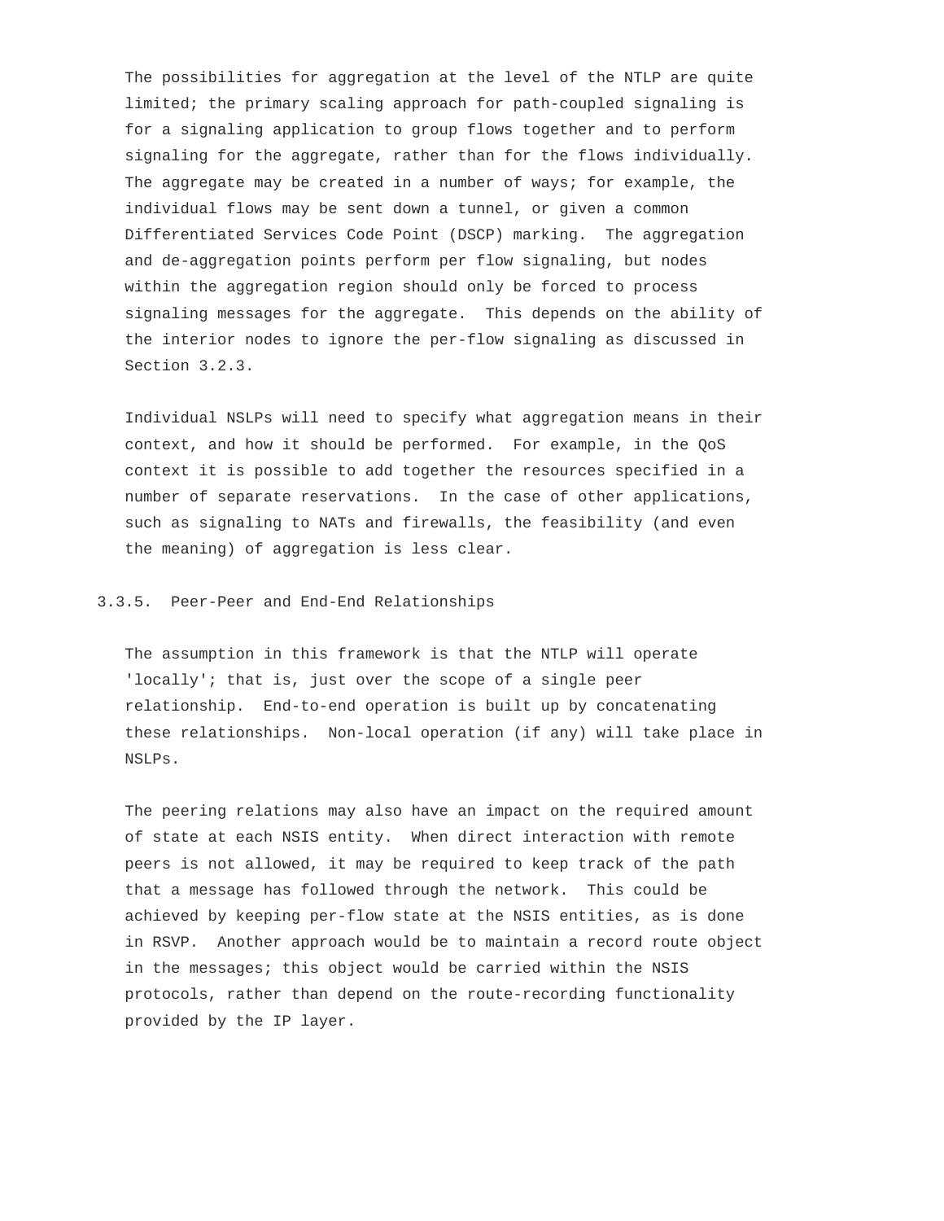The possibilities for aggregation at the level of the NTLP are quite limited; the primary scaling approach for path-coupled signaling is for a signaling application to group flows together and to perform signaling for the aggregate, rather than for the flows individually. The aggregate may be created in a number of ways; for example, the individual flows may be sent down a tunnel, or given a common Differentiated Services Code Point (DSCP) marking. The aggregation and de-aggregation points perform per flow signaling, but nodes within the aggregation region should only be forced to process signaling messages for the aggregate. This depends on the ability of the interior nodes to ignore the per-flow signaling as discussed in Section 3.2.3.

Individual NSLPs will need to specify what aggregation means in their context, and how it should be performed. For example, in the QoS context it is possible to add together the resources specified in a number of separate reservations. In the case of other applications, such as signaling to NATs and firewalls, the feasibility (and even the meaning) of aggregation is less clear.

### 3.3.5. Peer-Peer and End-End Relationships

The assumption in this framework is that the NTLP will operate 'locally'; that is, just over the scope of a single peer relationship. End-to-end operation is built up by concatenating these relationships. Non-local operation (if any) will take place in NSLPs.

The peering relations may also have an impact on the required amount of state at each NSIS entity. When direct interaction with remote peers is not allowed, it may be required to keep track of the path that a message has followed through the network. This could be achieved by keeping per-flow state at the NSIS entities, as is done in RSVP. Another approach would be to maintain a record route object in the messages; this object would be carried within the NSIS protocols, rather than depend on the route-recording functionality provided by the IP layer.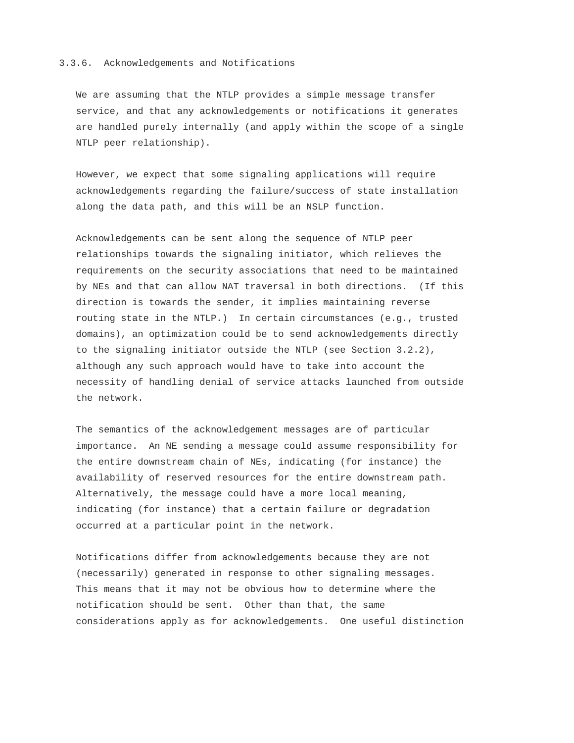### 3.3.6. Acknowledgements and Notifications

We are assuming that the NTLP provides a simple message transfer service, and that any acknowledgements or notifications it generates are handled purely internally (and apply within the scope of a single NTLP peer relationship).

However, we expect that some signaling applications will require acknowledgements regarding the failure/success of state installation along the data path, and this will be an NSLP function.

Acknowledgements can be sent along the sequence of NTLP peer relationships towards the signaling initiator, which relieves the requirements on the security associations that need to be maintained by NEs and that can allow NAT traversal in both directions. (If this direction is towards the sender, it implies maintaining reverse routing state in the NTLP.) In certain circumstances (e.g., trusted domains), an optimization could be to send acknowledgements directly to the signaling initiator outside the NTLP (see Section 3.2.2), although any such approach would have to take into account the necessity of handling denial of service attacks launched from outside the network.

The semantics of the acknowledgement messages are of particular importance. An NE sending a message could assume responsibility for the entire downstream chain of NEs, indicating (for instance) the availability of reserved resources for the entire downstream path. Alternatively, the message could have a more local meaning, indicating (for instance) that a certain failure or degradation occurred at a particular point in the network.

Notifications differ from acknowledgements because they are not (necessarily) generated in response to other signaling messages. This means that it may not be obvious how to determine where the notification should be sent. Other than that, the same considerations apply as for acknowledgements. One useful distinction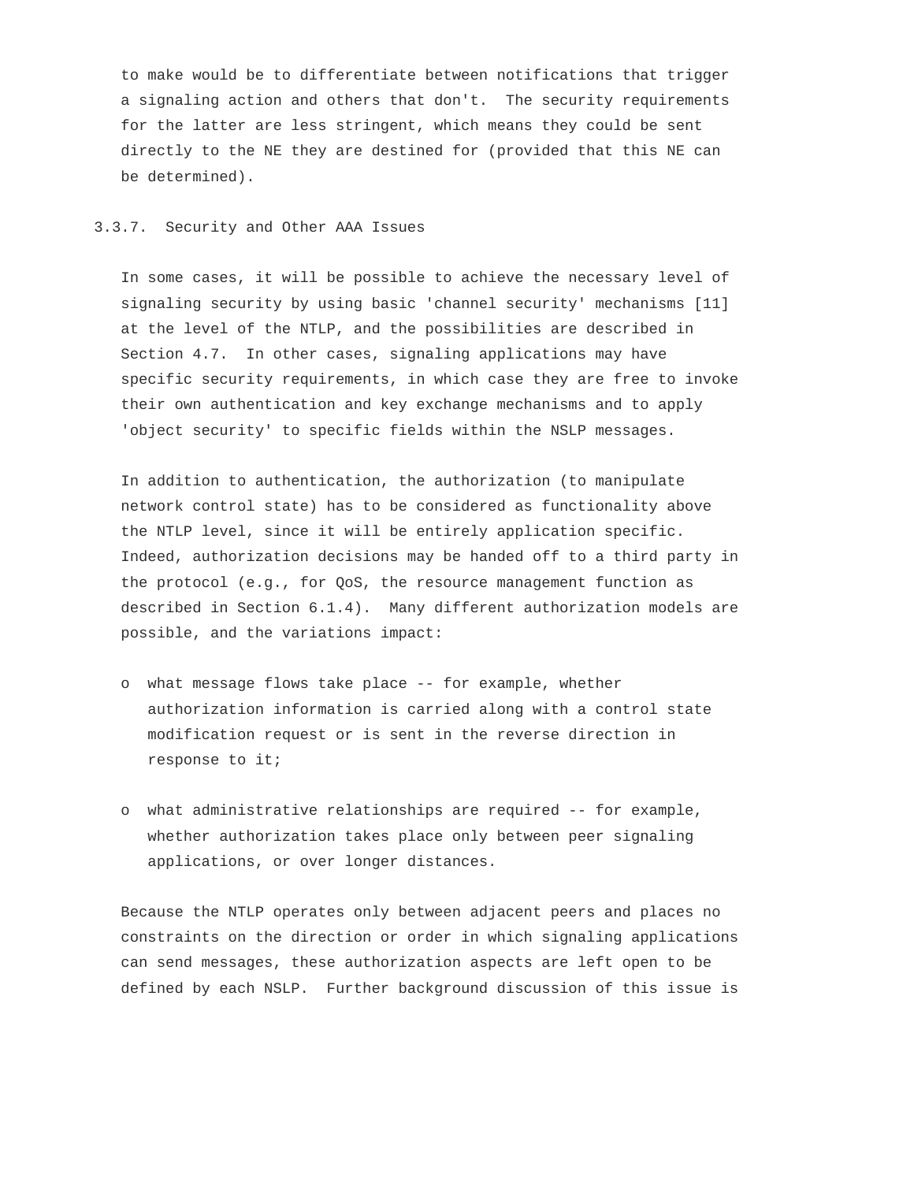to make would be to differentiate between notifications that trigger a signaling action and others that don't. The security requirements for the latter are less stringent, which means they could be sent directly to the NE they are destined for (provided that this NE can be determined).

### 3.3.7. Security and Other AAA Issues

In some cases, it will be possible to achieve the necessary level of signaling security by using basic 'channel security' mechanisms [11] at the level of the NTLP, and the possibilities are described in Section 4.7. In other cases, signaling applications may have specific security requirements, in which case they are free to invoke their own authentication and key exchange mechanisms and to apply 'object security' to specific fields within the NSLP messages.

In addition to authentication, the authorization (to manipulate network control state) has to be considered as functionality above the NTLP level, since it will be entirely application specific. Indeed, authorization decisions may be handed off to a third party in the protocol (e.g., for QoS, the resource management function as described in Section 6.1.4). Many different authorization models are possible, and the variations impact:

- what message flows take place -- for example, whether authorization information is carried along with a control state modification request or is sent in the reverse direction in response to it;

- what administrative relationships are required -- for example, whether authorization takes place only between peer signaling applications, or over longer distances.

Because the NTLP operates only between adjacent peers and places no constraints on the direction or order in which signaling applications can send messages, these authorization aspects are left open to be defined by each NSLP. Further background discussion of this issue is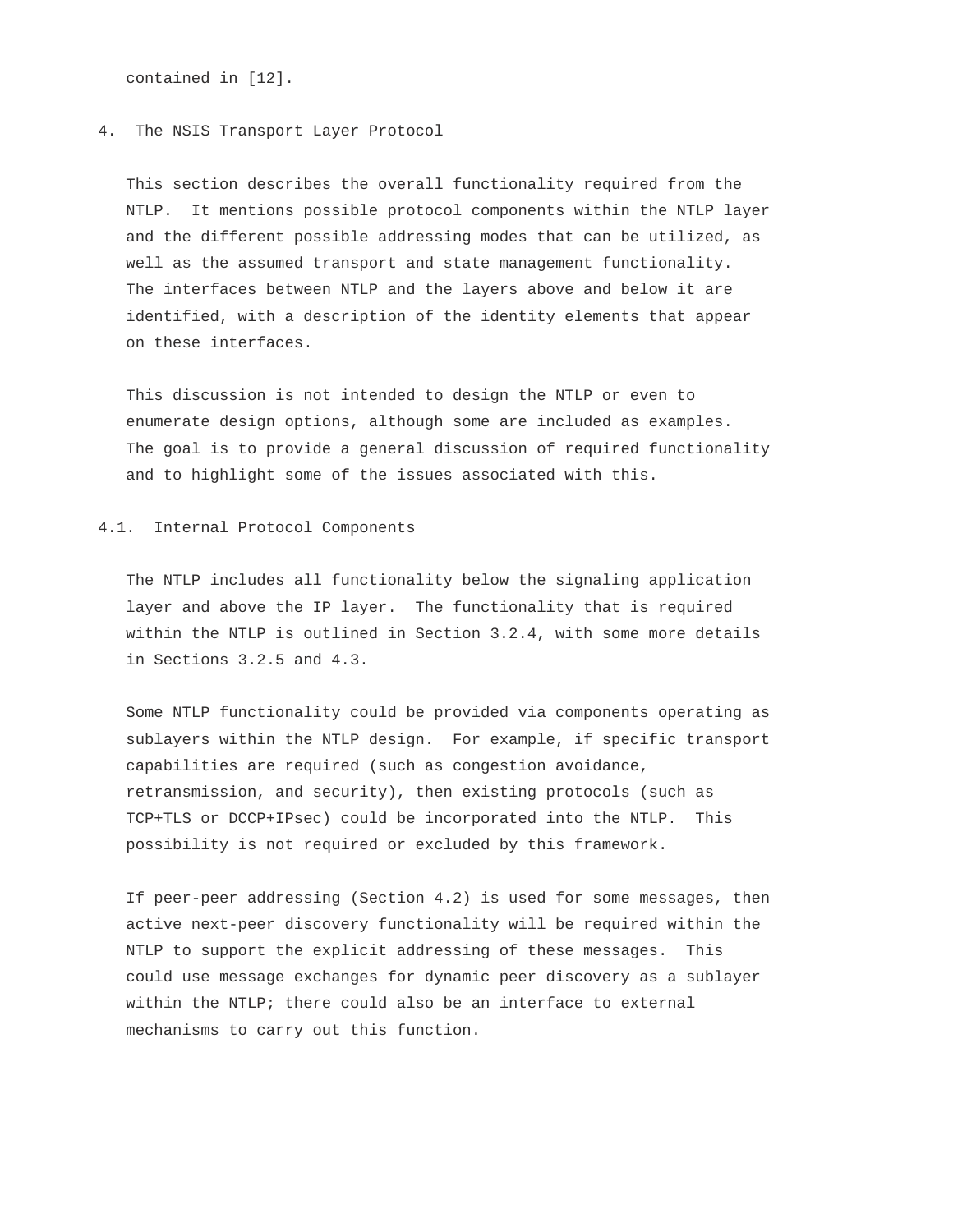contained in [12].

# 4. The NSIS Transport Layer Protocol

This section describes the overall functionality required from the NTLP. It mentions possible protocol components within the NTLP layer and the different possible addressing modes that can be utilized, as well as the assumed transport and state management functionality. The interfaces between NTLP and the layers above and below it are identified, with a description of the identity elements that appear on these interfaces.

This discussion is not intended to design the NTLP or even to enumerate design options, although some are included as examples. The goal is to provide a general discussion of required functionality and to highlight some of the issues associated with this.

## 4.1. Internal Protocol Components

The NTLP includes all functionality below the signaling application layer and above the IP layer. The functionality that is required within the NTLP is outlined in Section 3.2.4, with some more details in Sections 3.2.5 and 4.3.

Some NTLP functionality could be provided via components operating as sublayers within the NTLP design. For example, if specific transport capabilities are required (such as congestion avoidance, retransmission, and security), then existing protocols (such as TCP+TLS or DCCP+IPsec) could be incorporated into the NTLP. This possibility is not required or excluded by this framework.

If peer-peer addressing (Section 4.2) is used for some messages, then active next-peer discovery functionality will be required within the NTLP to support the explicit addressing of these messages. This could use message exchanges for dynamic peer discovery as a sublayer within the NTLP; there could also be an interface to external mechanisms to carry out this function.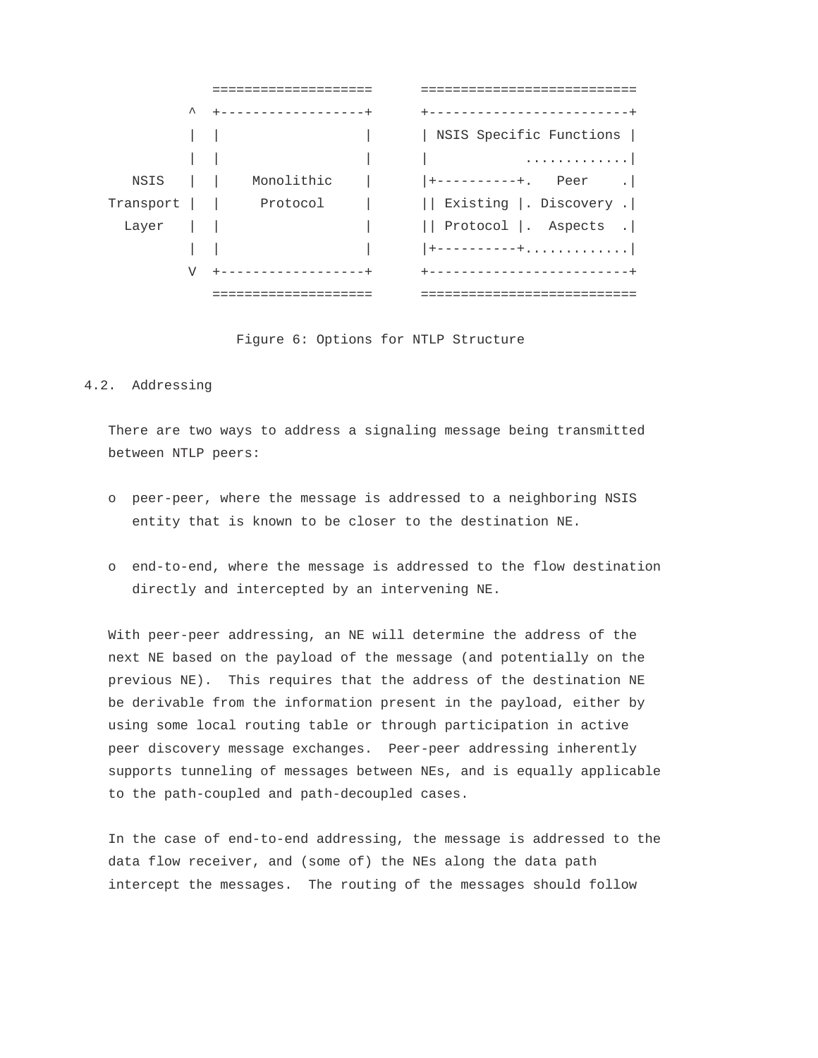```
            ====================      ===========================
          ^  +------------------+      +-------------------------+
          |  |                  |      | NSIS Specific Functions |
          |  |                  |      |            .............|
   NSIS   |  |    Monolithic    |      |+----------+.   Peer    .|
Transport |  |     Protocol     |      || Existing |. Discovery .|
  Layer   |  |                  |      || Protocol |.  Aspects  .|
          |  |                  |      |+----------+.............|
          V  +------------------+      +-------------------------+
            ====================      ===========================
```

Figure 6: Options for NTLP Structure

## 4.2. Addressing

There are two ways to address a signaling message being transmitted between NTLP peers:

- peer-peer, where the message is addressed to a neighboring NSIS entity that is known to be closer to the destination NE.

- end-to-end, where the message is addressed to the flow destination directly and intercepted by an intervening NE.

With peer-peer addressing, an NE will determine the address of the next NE based on the payload of the message (and potentially on the previous NE). This requires that the address of the destination NE be derivable from the information present in the payload, either by using some local routing table or through participation in active peer discovery message exchanges. Peer-peer addressing inherently supports tunneling of messages between NEs, and is equally applicable to the path-coupled and path-decoupled cases.

In the case of end-to-end addressing, the message is addressed to the data flow receiver, and (some of) the NEs along the data path intercept the messages. The routing of the messages should follow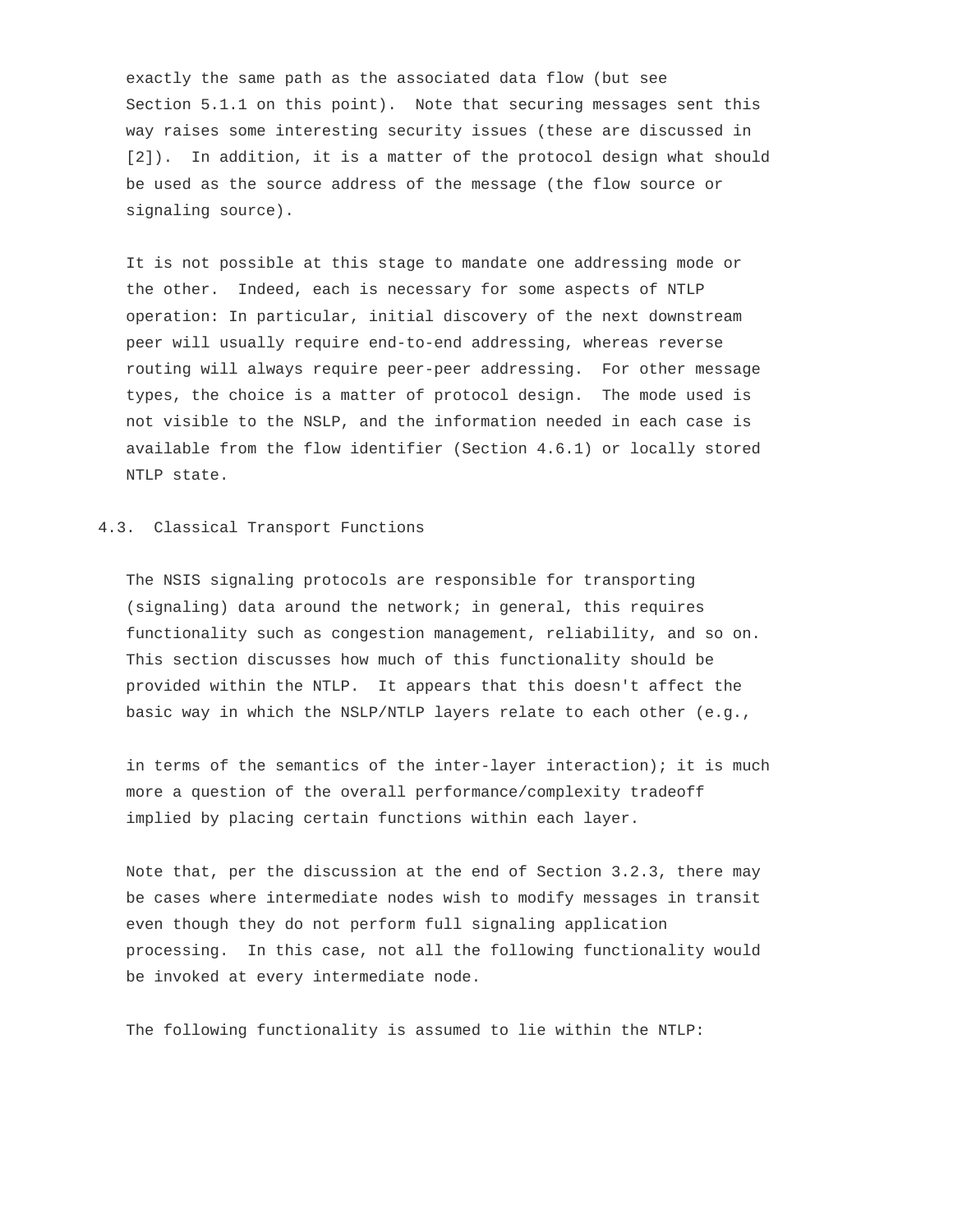exactly the same path as the associated data flow (but see Section 5.1.1 on this point). Note that securing messages sent this way raises some interesting security issues (these are discussed in [2]). In addition, it is a matter of the protocol design what should be used as the source address of the message (the flow source or signaling source).

It is not possible at this stage to mandate one addressing mode or the other. Indeed, each is necessary for some aspects of NTLP operation: In particular, initial discovery of the next downstream peer will usually require end-to-end addressing, whereas reverse routing will always require peer-peer addressing. For other message types, the choice is a matter of protocol design. The mode used is not visible to the NSLP, and the information needed in each case is available from the flow identifier (Section 4.6.1) or locally stored NTLP state.

## 4.3. Classical Transport Functions

The NSIS signaling protocols are responsible for transporting (signaling) data around the network; in general, this requires functionality such as congestion management, reliability, and so on. This section discusses how much of this functionality should be provided within the NTLP. It appears that this doesn't affect the basic way in which the NSLP/NTLP layers relate to each other (e.g., in terms of the semantics of the inter-layer interaction); it is much more a question of the overall performance/complexity tradeoff implied by placing certain functions within each layer.

Note that, per the discussion at the end of Section 3.2.3, there may be cases where intermediate nodes wish to modify messages in transit even though they do not perform full signaling application processing. In this case, not all the following functionality would be invoked at every intermediate node.

The following functionality is assumed to lie within the NTLP: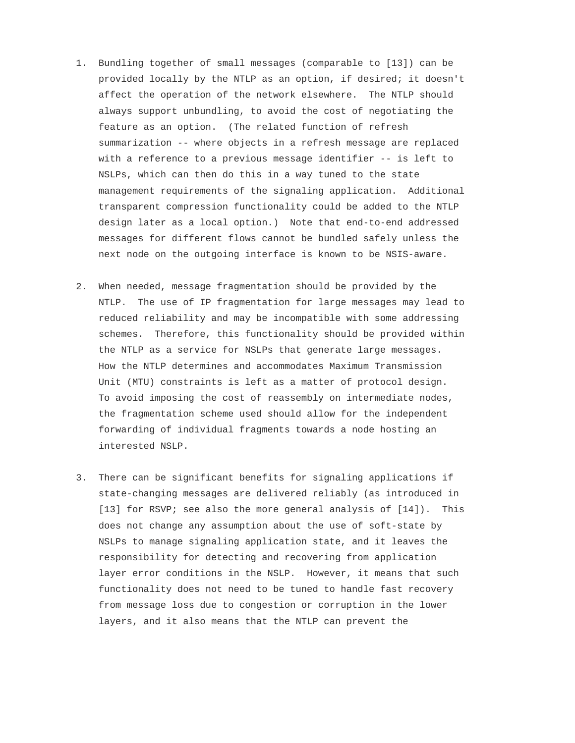1. Bundling together of small messages (comparable to [13]) can be provided locally by the NTLP as an option, if desired; it doesn't affect the operation of the network elsewhere. The NTLP should always support unbundling, to avoid the cost of negotiating the feature as an option. (The related function of refresh summarization -- where objects in a refresh message are replaced with a reference to a previous message identifier -- is left to NSLPs, which can then do this in a way tuned to the state management requirements of the signaling application. Additional transparent compression functionality could be added to the NTLP design later as a local option.) Note that end-to-end addressed messages for different flows cannot be bundled safely unless the next node on the outgoing interface is known to be NSIS-aware.

2. When needed, message fragmentation should be provided by the NTLP. The use of IP fragmentation for large messages may lead to reduced reliability and may be incompatible with some addressing schemes. Therefore, this functionality should be provided within the NTLP as a service for NSLPs that generate large messages. How the NTLP determines and accommodates Maximum Transmission Unit (MTU) constraints is left as a matter of protocol design. To avoid imposing the cost of reassembly on intermediate nodes, the fragmentation scheme used should allow for the independent forwarding of individual fragments towards a node hosting an interested NSLP.

3. There can be significant benefits for signaling applications if state-changing messages are delivered reliably (as introduced in [13] for RSVP; see also the more general analysis of [14]). This does not change any assumption about the use of soft-state by NSLPs to manage signaling application state, and it leaves the responsibility for detecting and recovering from application layer error conditions in the NSLP. However, it means that such functionality does not need to be tuned to handle fast recovery from message loss due to congestion or corruption in the lower layers, and it also means that the NTLP can prevent the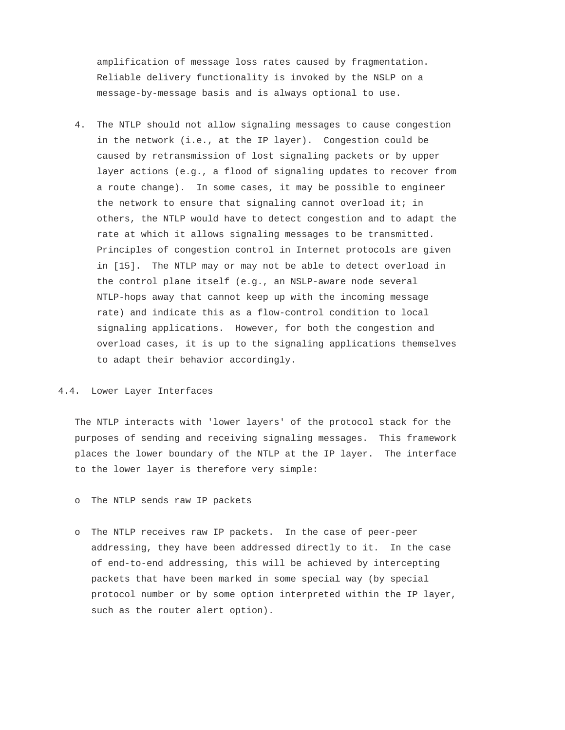amplification of message loss rates caused by fragmentation. Reliable delivery functionality is invoked by the NSLP on a message-by-message basis and is always optional to use.

4. The NTLP should not allow signaling messages to cause congestion in the network (i.e., at the IP layer). Congestion could be caused by retransmission of lost signaling packets or by upper layer actions (e.g., a flood of signaling updates to recover from a route change). In some cases, it may be possible to engineer the network to ensure that signaling cannot overload it; in others, the NTLP would have to detect congestion and to adapt the rate at which it allows signaling messages to be transmitted. Principles of congestion control in Internet protocols are given in [15]. The NTLP may or may not be able to detect overload in the control plane itself (e.g., an NSLP-aware node several NTLP-hops away that cannot keep up with the incoming message rate) and indicate this as a flow-control condition to local signaling applications. However, for both the congestion and overload cases, it is up to the signaling applications themselves to adapt their behavior accordingly.

### 4.4. Lower Layer Interfaces

The NTLP interacts with 'lower layers' of the protocol stack for the purposes of sending and receiving signaling messages. This framework places the lower boundary of the NTLP at the IP layer. The interface to the lower layer is therefore very simple:

- The NTLP sends raw IP packets
- The NTLP receives raw IP packets. In the case of peer-peer addressing, they have been addressed directly to it. In the case of end-to-end addressing, this will be achieved by intercepting packets that have been marked in some special way (by special protocol number or by some option interpreted within the IP layer, such as the router alert option).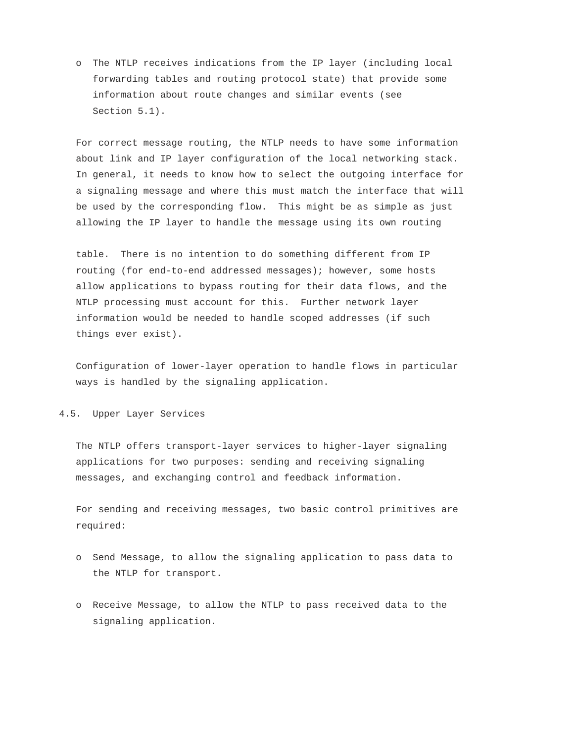- The NTLP receives indications from the IP layer (including local forwarding tables and routing protocol state) that provide some information about route changes and similar events (see Section 5.1).

For correct message routing, the NTLP needs to have some information about link and IP layer configuration of the local networking stack. In general, it needs to know how to select the outgoing interface for a signaling message and where this must match the interface that will be used by the corresponding flow. This might be as simple as just allowing the IP layer to handle the message using its own routing table. There is no intention to do something different from IP routing (for end-to-end addressed messages); however, some hosts allow applications to bypass routing for their data flows, and the NTLP processing must account for this. Further network layer information would be needed to handle scoped addresses (if such things ever exist).

Configuration of lower-layer operation to handle flows in particular ways is handled by the signaling application.

## 4.5. Upper Layer Services

The NTLP offers transport-layer services to higher-layer signaling applications for two purposes: sending and receiving signaling messages, and exchanging control and feedback information.

For sending and receiving messages, two basic control primitives are required:

- Send Message, to allow the signaling application to pass data to the NTLP for transport.

- Receive Message, to allow the NTLP to pass received data to the signaling application.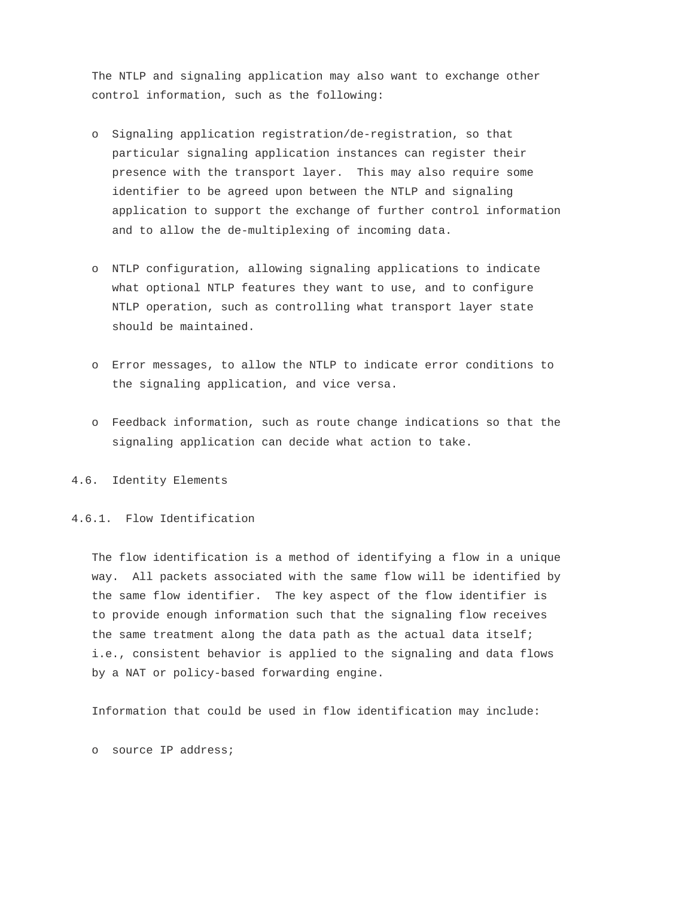The NTLP and signaling application may also want to exchange other control information, such as the following:

- Signaling application registration/de-registration, so that particular signaling application instances can register their presence with the transport layer. This may also require some identifier to be agreed upon between the NTLP and signaling application to support the exchange of further control information and to allow the de-multiplexing of incoming data.

- NTLP configuration, allowing signaling applications to indicate what optional NTLP features they want to use, and to configure NTLP operation, such as controlling what transport layer state should be maintained.

- Error messages, to allow the NTLP to indicate error conditions to the signaling application, and vice versa.

- Feedback information, such as route change indications so that the signaling application can decide what action to take.

## 4.6. Identity Elements

### 4.6.1. Flow Identification

The flow identification is a method of identifying a flow in a unique way. All packets associated with the same flow will be identified by the same flow identifier. The key aspect of the flow identifier is to provide enough information such that the signaling flow receives the same treatment along the data path as the actual data itself; i.e., consistent behavior is applied to the signaling and data flows by a NAT or policy-based forwarding engine.

Information that could be used in flow identification may include:

- source IP address;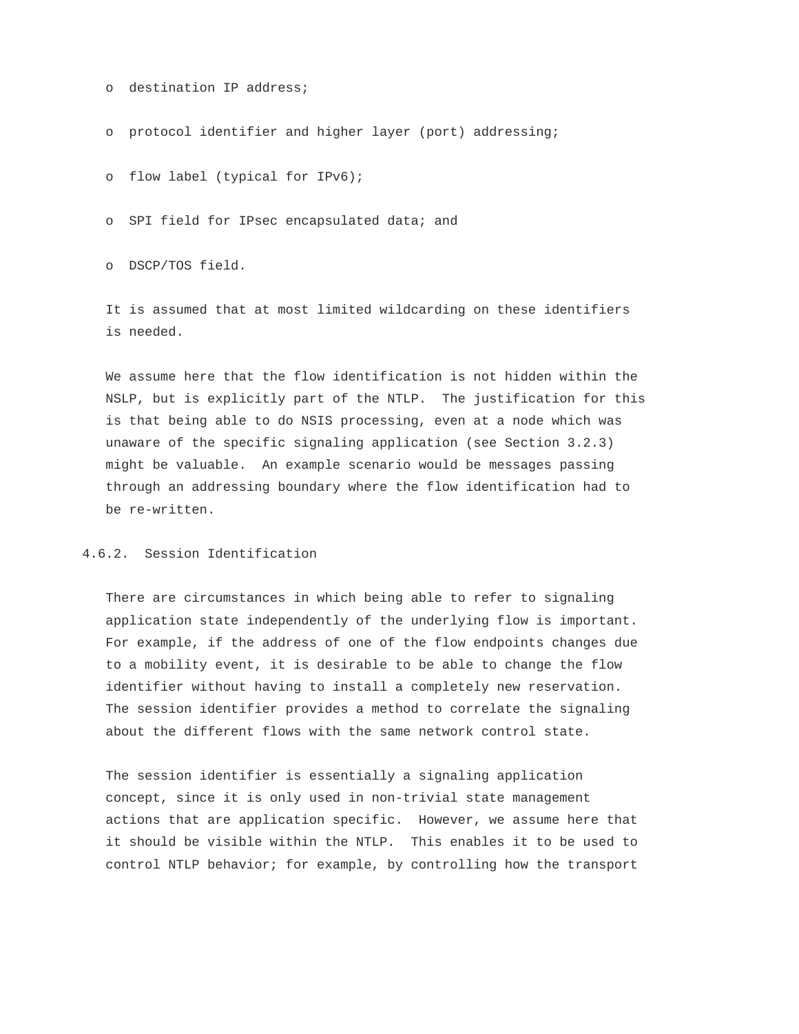- destination IP address;
- protocol identifier and higher layer (port) addressing;
- flow label (typical for IPv6);
- SPI field for IPsec encapsulated data; and
- DSCP/TOS field.

It is assumed that at most limited wildcarding on these identifiers is needed.

We assume here that the flow identification is not hidden within the NSLP, but is explicitly part of the NTLP. The justification for this is that being able to do NSIS processing, even at a node which was unaware of the specific signaling application (see Section 3.2.3) might be valuable. An example scenario would be messages passing through an addressing boundary where the flow identification had to be re-written.

### 4.6.2. Session Identification

There are circumstances in which being able to refer to signaling application state independently of the underlying flow is important. For example, if the address of one of the flow endpoints changes due to a mobility event, it is desirable to be able to change the flow identifier without having to install a completely new reservation. The session identifier provides a method to correlate the signaling about the different flows with the same network control state.

The session identifier is essentially a signaling application concept, since it is only used in non-trivial state management actions that are application specific. However, we assume here that it should be visible within the NTLP. This enables it to be used to control NTLP behavior; for example, by controlling how the transport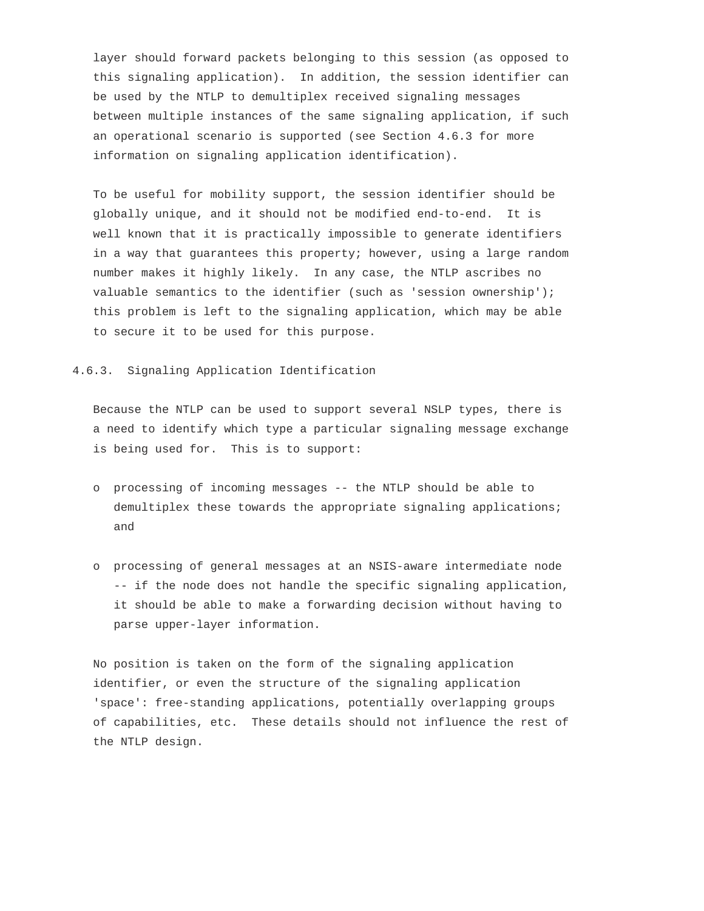layer should forward packets belonging to this session (as opposed to this signaling application). In addition, the session identifier can be used by the NTLP to demultiplex received signaling messages between multiple instances of the same signaling application, if such an operational scenario is supported (see Section 4.6.3 for more information on signaling application identification).

To be useful for mobility support, the session identifier should be globally unique, and it should not be modified end-to-end. It is well known that it is practically impossible to generate identifiers in a way that guarantees this property; however, using a large random number makes it highly likely. In any case, the NTLP ascribes no valuable semantics to the identifier (such as 'session ownership'); this problem is left to the signaling application, which may be able to secure it to be used for this purpose.

### 4.6.3. Signaling Application Identification

Because the NTLP can be used to support several NSLP types, there is a need to identify which type a particular signaling message exchange is being used for. This is to support:

- processing of incoming messages -- the NTLP should be able to demultiplex these towards the appropriate signaling applications; and

- processing of general messages at an NSIS-aware intermediate node -- if the node does not handle the specific signaling application, it should be able to make a forwarding decision without having to parse upper-layer information.

No position is taken on the form of the signaling application identifier, or even the structure of the signaling application 'space': free-standing applications, potentially overlapping groups of capabilities, etc. These details should not influence the rest of the NTLP design.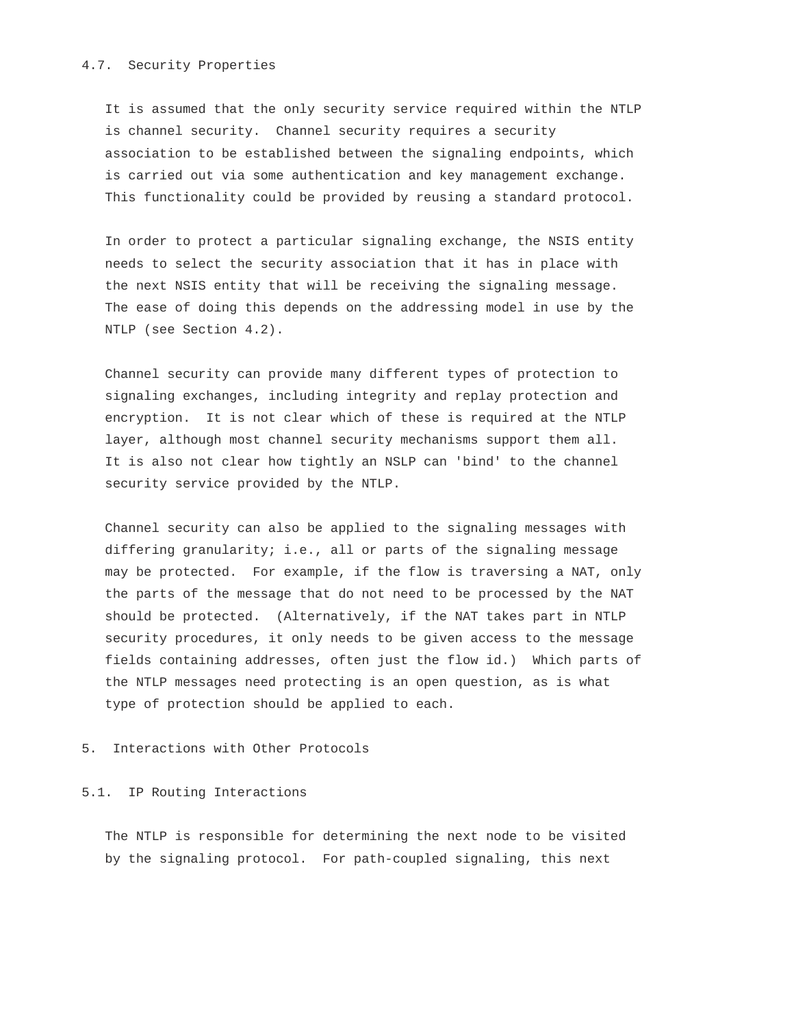### 4.7. Security Properties

It is assumed that the only security service required within the NTLP is channel security. Channel security requires a security association to be established between the signaling endpoints, which is carried out via some authentication and key management exchange. This functionality could be provided by reusing a standard protocol.

In order to protect a particular signaling exchange, the NSIS entity needs to select the security association that it has in place with the next NSIS entity that will be receiving the signaling message. The ease of doing this depends on the addressing model in use by the NTLP (see Section 4.2).

Channel security can provide many different types of protection to signaling exchanges, including integrity and replay protection and encryption. It is not clear which of these is required at the NTLP layer, although most channel security mechanisms support them all. It is also not clear how tightly an NSLP can 'bind' to the channel security service provided by the NTLP.

Channel security can also be applied to the signaling messages with differing granularity; i.e., all or parts of the signaling message may be protected. For example, if the flow is traversing a NAT, only the parts of the message that do not need to be processed by the NAT should be protected. (Alternatively, if the NAT takes part in NTLP security procedures, it only needs to be given access to the message fields containing addresses, often just the flow id.) Which parts of the NTLP messages need protecting is an open question, as is what type of protection should be applied to each.

## 5. Interactions with Other Protocols

### 5.1. IP Routing Interactions

The NTLP is responsible for determining the next node to be visited by the signaling protocol. For path-coupled signaling, this next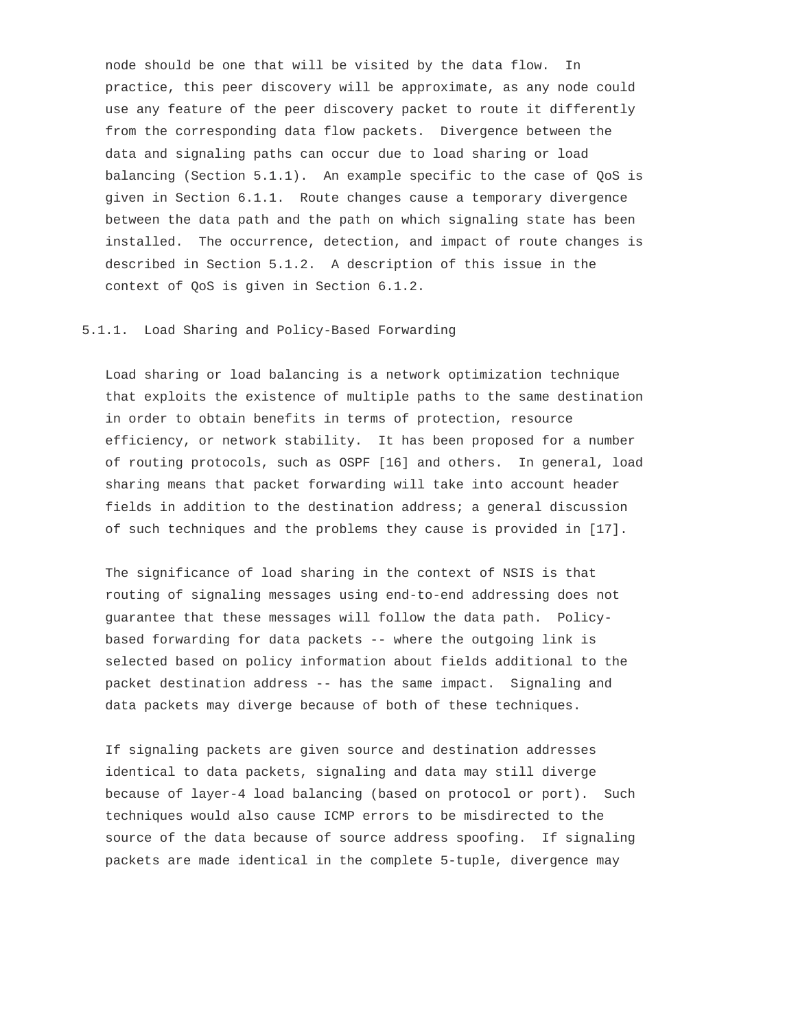node should be one that will be visited by the data flow. In practice, this peer discovery will be approximate, as any node could use any feature of the peer discovery packet to route it differently from the corresponding data flow packets. Divergence between the data and signaling paths can occur due to load sharing or load balancing (Section 5.1.1). An example specific to the case of QoS is given in Section 6.1.1. Route changes cause a temporary divergence between the data path and the path on which signaling state has been installed. The occurrence, detection, and impact of route changes is described in Section 5.1.2. A description of this issue in the context of QoS is given in Section 6.1.2.

### 5.1.1. Load Sharing and Policy-Based Forwarding

Load sharing or load balancing is a network optimization technique that exploits the existence of multiple paths to the same destination in order to obtain benefits in terms of protection, resource efficiency, or network stability. It has been proposed for a number of routing protocols, such as OSPF [16] and others. In general, load sharing means that packet forwarding will take into account header fields in addition to the destination address; a general discussion of such techniques and the problems they cause is provided in [17].

The significance of load sharing in the context of NSIS is that routing of signaling messages using end-to-end addressing does not guarantee that these messages will follow the data path. Policy-based forwarding for data packets -- where the outgoing link is selected based on policy information about fields additional to the packet destination address -- has the same impact. Signaling and data packets may diverge because of both of these techniques.

If signaling packets are given source and destination addresses identical to data packets, signaling and data may still diverge because of layer-4 load balancing (based on protocol or port). Such techniques would also cause ICMP errors to be misdirected to the source of the data because of source address spoofing. If signaling packets are made identical in the complete 5-tuple, divergence may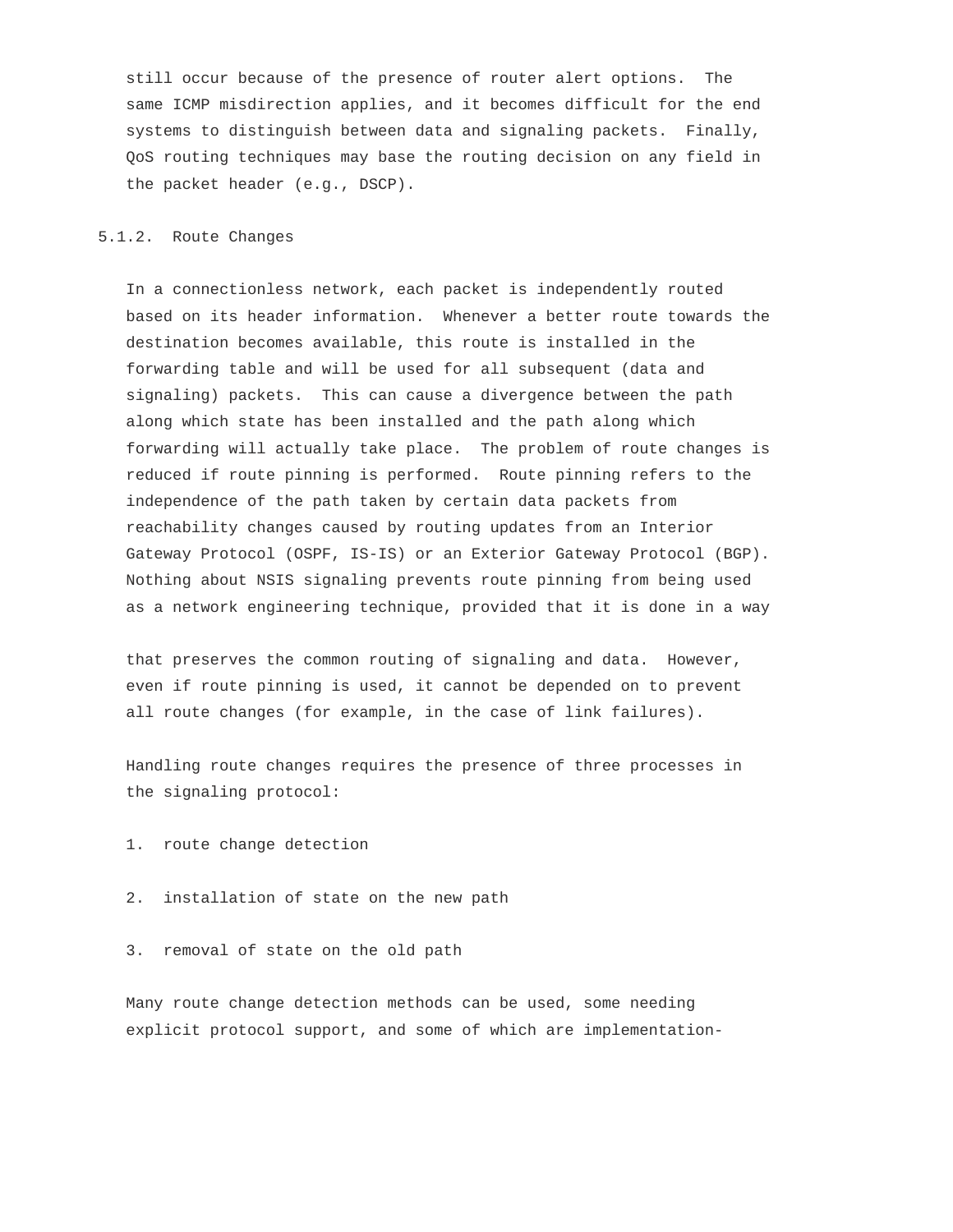still occur because of the presence of router alert options. The same ICMP misdirection applies, and it becomes difficult for the end systems to distinguish between data and signaling packets. Finally, QoS routing techniques may base the routing decision on any field in the packet header (e.g., DSCP).

### 5.1.2. Route Changes

In a connectionless network, each packet is independently routed based on its header information. Whenever a better route towards the destination becomes available, this route is installed in the forwarding table and will be used for all subsequent (data and signaling) packets. This can cause a divergence between the path along which state has been installed and the path along which forwarding will actually take place. The problem of route changes is reduced if route pinning is performed. Route pinning refers to the independence of the path taken by certain data packets from reachability changes caused by routing updates from an Interior Gateway Protocol (OSPF, IS-IS) or an Exterior Gateway Protocol (BGP). Nothing about NSIS signaling prevents route pinning from being used as a network engineering technique, provided that it is done in a way that preserves the common routing of signaling and data. However, even if route pinning is used, it cannot be depended on to prevent all route changes (for example, in the case of link failures).

Handling route changes requires the presence of three processes in the signaling protocol:

1. route change detection

2. installation of state on the new path

3. removal of state on the old path

Many route change detection methods can be used, some needing explicit protocol support, and some of which are implementation-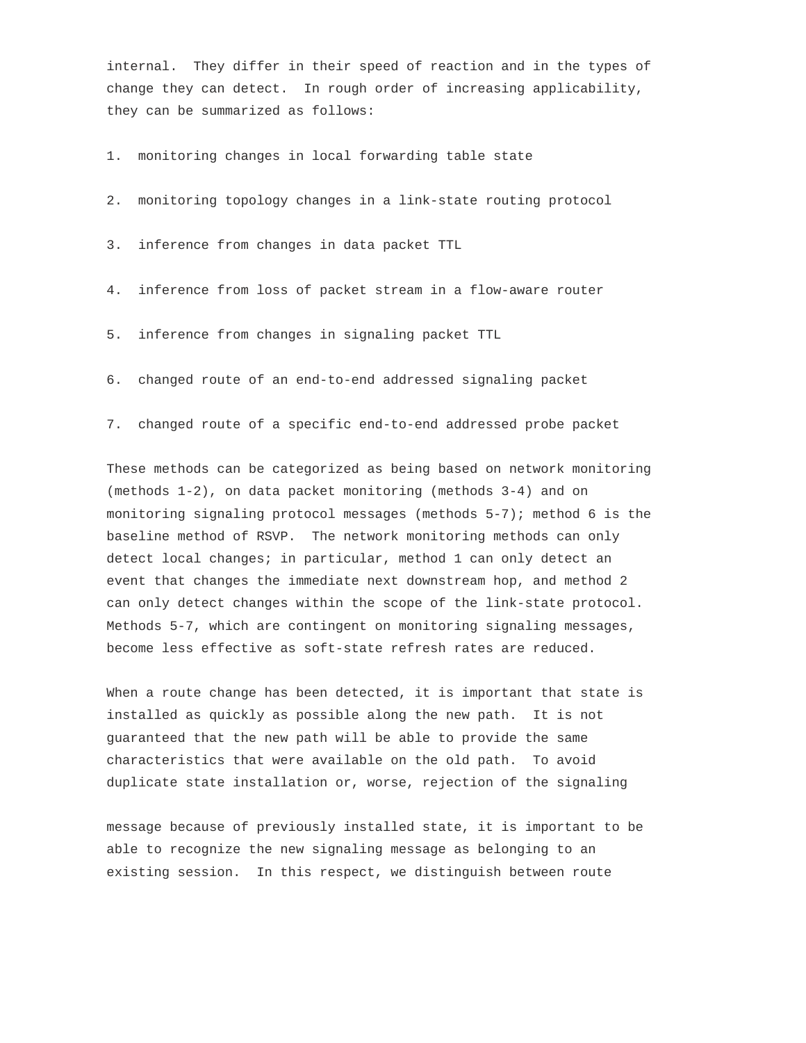internal. They differ in their speed of reaction and in the types of change they can detect. In rough order of increasing applicability, they can be summarized as follows:

1. monitoring changes in local forwarding table state

2. monitoring topology changes in a link-state routing protocol

3. inference from changes in data packet TTL

4. inference from loss of packet stream in a flow-aware router

5. inference from changes in signaling packet TTL

6. changed route of an end-to-end addressed signaling packet

7. changed route of a specific end-to-end addressed probe packet

These methods can be categorized as being based on network monitoring (methods 1-2), on data packet monitoring (methods 3-4) and on monitoring signaling protocol messages (methods 5-7); method 6 is the baseline method of RSVP. The network monitoring methods can only detect local changes; in particular, method 1 can only detect an event that changes the immediate next downstream hop, and method 2 can only detect changes within the scope of the link-state protocol. Methods 5-7, which are contingent on monitoring signaling messages, become less effective as soft-state refresh rates are reduced.

When a route change has been detected, it is important that state is installed as quickly as possible along the new path. It is not guaranteed that the new path will be able to provide the same characteristics that were available on the old path. To avoid duplicate state installation or, worse, rejection of the signaling message because of previously installed state, it is important to be able to recognize the new signaling message as belonging to an existing session. In this respect, we distinguish between route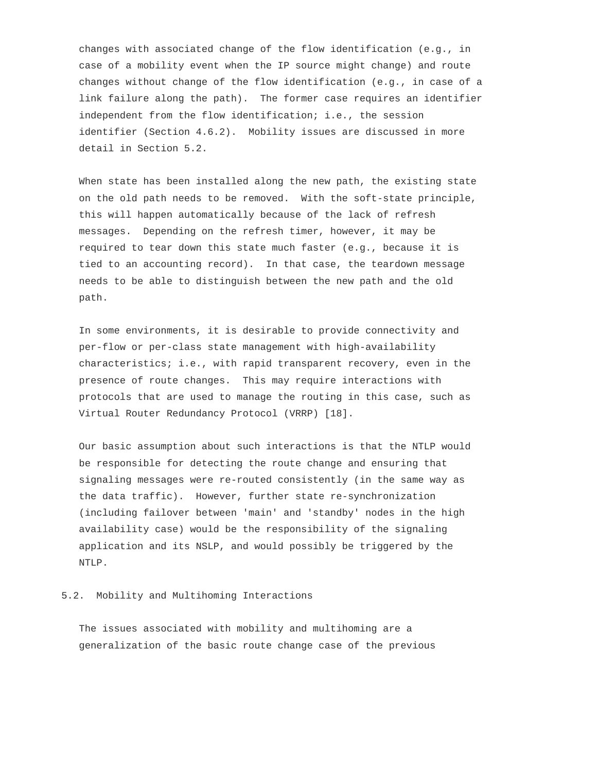changes with associated change of the flow identification (e.g., in case of a mobility event when the IP source might change) and route changes without change of the flow identification (e.g., in case of a link failure along the path). The former case requires an identifier independent from the flow identification; i.e., the session identifier (Section 4.6.2). Mobility issues are discussed in more detail in Section 5.2.

When state has been installed along the new path, the existing state on the old path needs to be removed. With the soft-state principle, this will happen automatically because of the lack of refresh messages. Depending on the refresh timer, however, it may be required to tear down this state much faster (e.g., because it is tied to an accounting record). In that case, the teardown message needs to be able to distinguish between the new path and the old path.

In some environments, it is desirable to provide connectivity and per-flow or per-class state management with high-availability characteristics; i.e., with rapid transparent recovery, even in the presence of route changes. This may require interactions with protocols that are used to manage the routing in this case, such as Virtual Router Redundancy Protocol (VRRP) [18].

Our basic assumption about such interactions is that the NTLP would be responsible for detecting the route change and ensuring that signaling messages were re-routed consistently (in the same way as the data traffic). However, further state re-synchronization (including failover between 'main' and 'standby' nodes in the high availability case) would be the responsibility of the signaling application and its NSLP, and would possibly be triggered by the NTLP.

## 5.2. Mobility and Multihoming Interactions

The issues associated with mobility and multihoming are a generalization of the basic route change case of the previous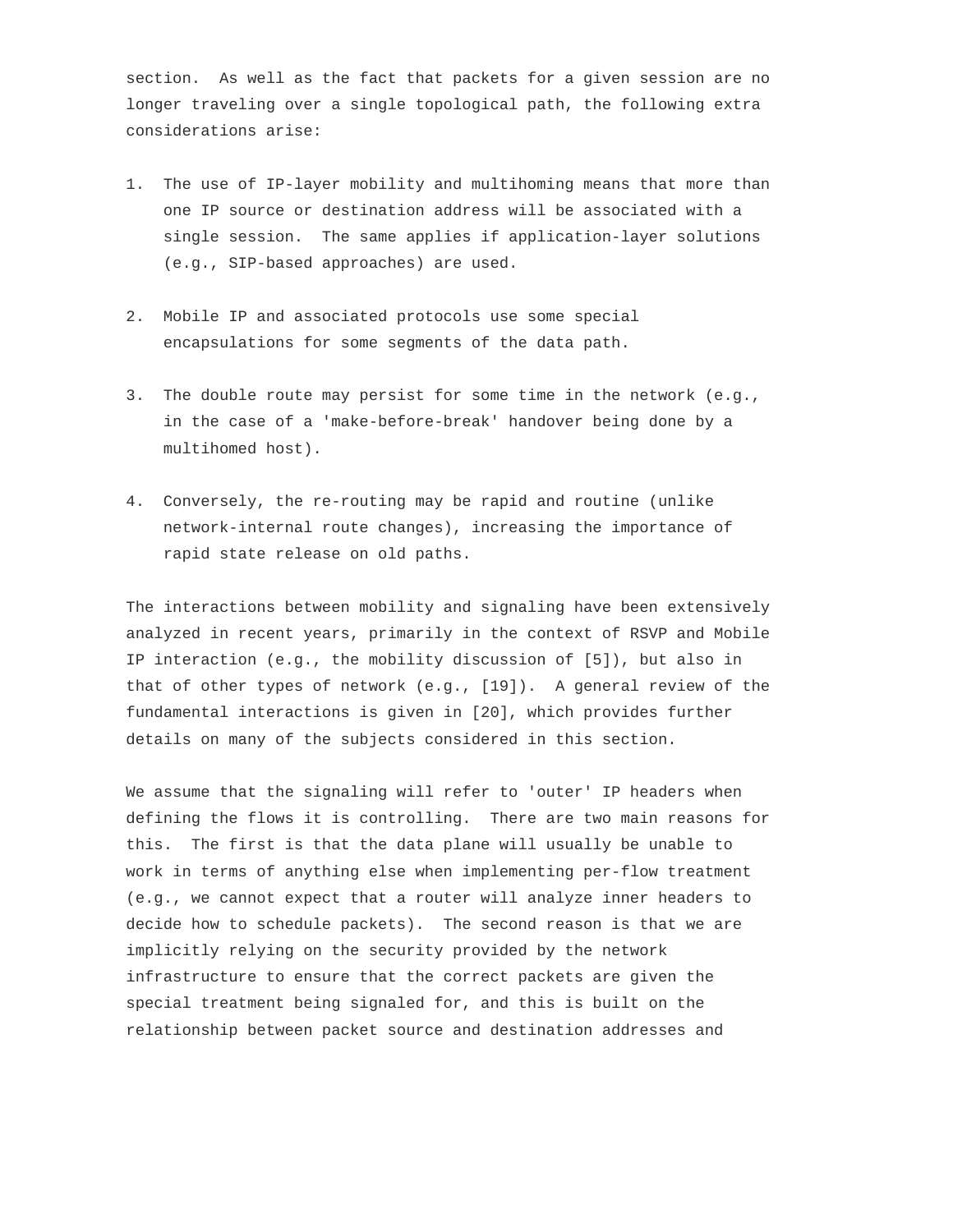section. As well as the fact that packets for a given session are no longer traveling over a single topological path, the following extra considerations arise:

1. The use of IP-layer mobility and multihoming means that more than one IP source or destination address will be associated with a single session. The same applies if application-layer solutions (e.g., SIP-based approaches) are used.

2. Mobile IP and associated protocols use some special encapsulations for some segments of the data path.

3. The double route may persist for some time in the network (e.g., in the case of a 'make-before-break' handover being done by a multihomed host).

4. Conversely, the re-routing may be rapid and routine (unlike network-internal route changes), increasing the importance of rapid state release on old paths.

The interactions between mobility and signaling have been extensively analyzed in recent years, primarily in the context of RSVP and Mobile IP interaction (e.g., the mobility discussion of [5]), but also in that of other types of network (e.g., [19]). A general review of the fundamental interactions is given in [20], which provides further details on many of the subjects considered in this section.

We assume that the signaling will refer to 'outer' IP headers when defining the flows it is controlling. There are two main reasons for this. The first is that the data plane will usually be unable to work in terms of anything else when implementing per-flow treatment (e.g., we cannot expect that a router will analyze inner headers to decide how to schedule packets). The second reason is that we are implicitly relying on the security provided by the network infrastructure to ensure that the correct packets are given the special treatment being signaled for, and this is built on the relationship between packet source and destination addresses and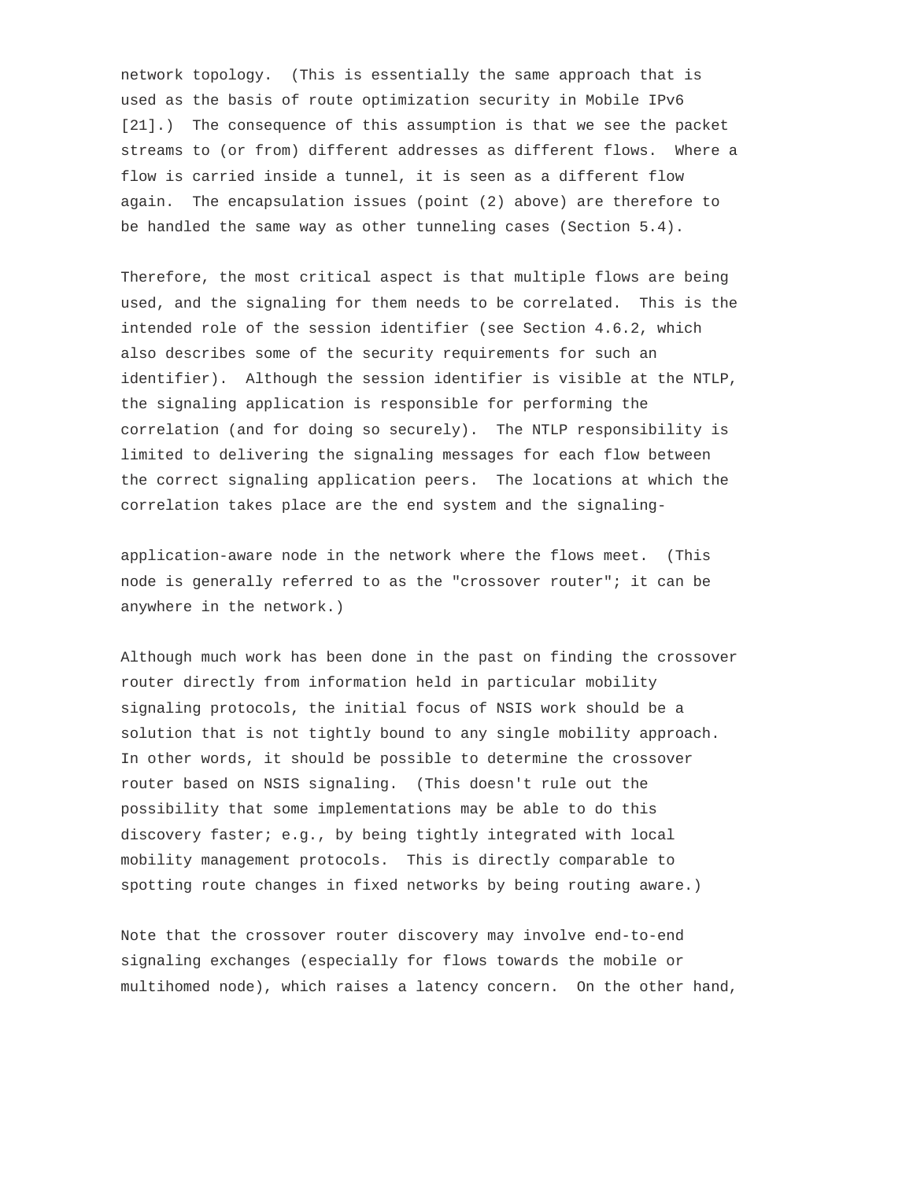network topology. (This is essentially the same approach that is used as the basis of route optimization security in Mobile IPv6 [21].) The consequence of this assumption is that we see the packet streams to (or from) different addresses as different flows. Where a flow is carried inside a tunnel, it is seen as a different flow again. The encapsulation issues (point (2) above) are therefore to be handled the same way as other tunneling cases (Section 5.4).

Therefore, the most critical aspect is that multiple flows are being used, and the signaling for them needs to be correlated. This is the intended role of the session identifier (see Section 4.6.2, which also describes some of the security requirements for such an identifier). Although the session identifier is visible at the NTLP, the signaling application is responsible for performing the correlation (and for doing so securely). The NTLP responsibility is limited to delivering the signaling messages for each flow between the correct signaling application peers. The locations at which the correlation takes place are the end system and the signaling-application-aware node in the network where the flows meet. (This node is generally referred to as the "crossover router"; it can be anywhere in the network.)

Although much work has been done in the past on finding the crossover router directly from information held in particular mobility signaling protocols, the initial focus of NSIS work should be a solution that is not tightly bound to any single mobility approach. In other words, it should be possible to determine the crossover router based on NSIS signaling. (This doesn't rule out the possibility that some implementations may be able to do this discovery faster; e.g., by being tightly integrated with local mobility management protocols. This is directly comparable to spotting route changes in fixed networks by being routing aware.)

Note that the crossover router discovery may involve end-to-end signaling exchanges (especially for flows towards the mobile or multihomed node), which raises a latency concern. On the other hand,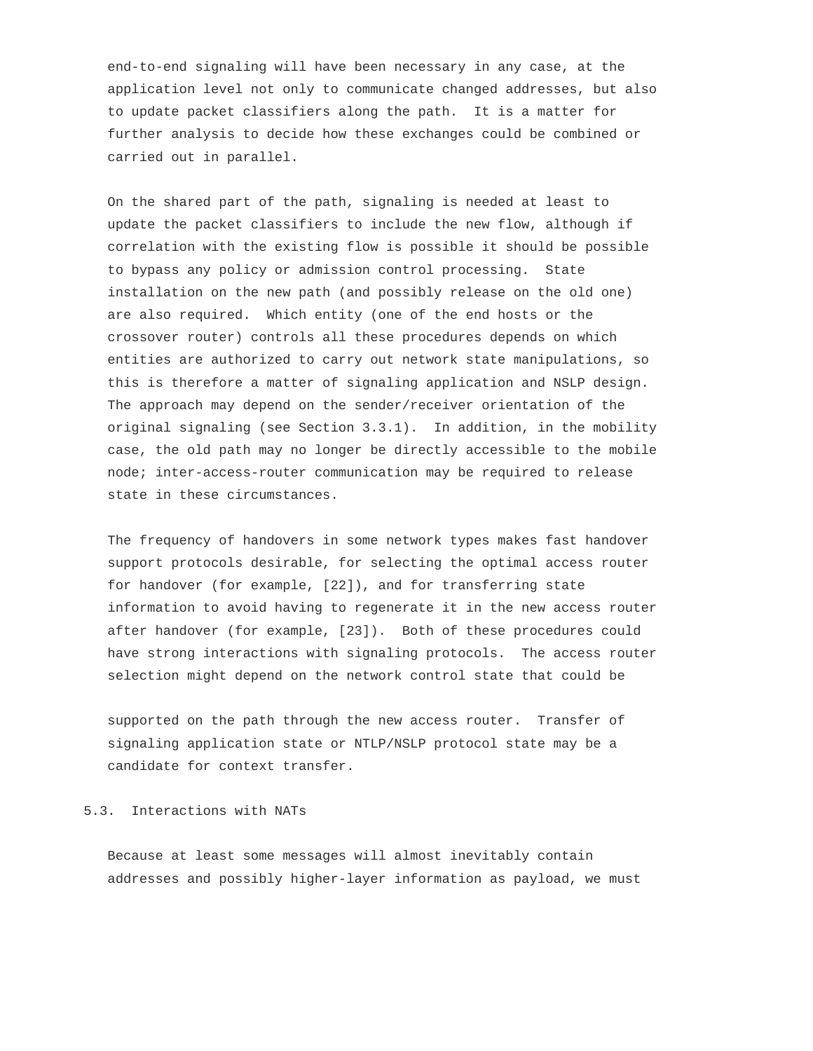end-to-end signaling will have been necessary in any case, at the application level not only to communicate changed addresses, but also to update packet classifiers along the path. It is a matter for further analysis to decide how these exchanges could be combined or carried out in parallel.

On the shared part of the path, signaling is needed at least to update the packet classifiers to include the new flow, although if correlation with the existing flow is possible it should be possible to bypass any policy or admission control processing. State installation on the new path (and possibly release on the old one) are also required. Which entity (one of the end hosts or the crossover router) controls all these procedures depends on which entities are authorized to carry out network state manipulations, so this is therefore a matter of signaling application and NSLP design. The approach may depend on the sender/receiver orientation of the original signaling (see Section 3.3.1). In addition, in the mobility case, the old path may no longer be directly accessible to the mobile node; inter-access-router communication may be required to release state in these circumstances.

The frequency of handovers in some network types makes fast handover support protocols desirable, for selecting the optimal access router for handover (for example, [22]), and for transferring state information to avoid having to regenerate it in the new access router after handover (for example, [23]). Both of these procedures could have strong interactions with signaling protocols. The access router selection might depend on the network control state that could be supported on the path through the new access router. Transfer of signaling application state or NTLP/NSLP protocol state may be a candidate for context transfer.

## 5.3. Interactions with NATs

Because at least some messages will almost inevitably contain addresses and possibly higher-layer information as payload, we must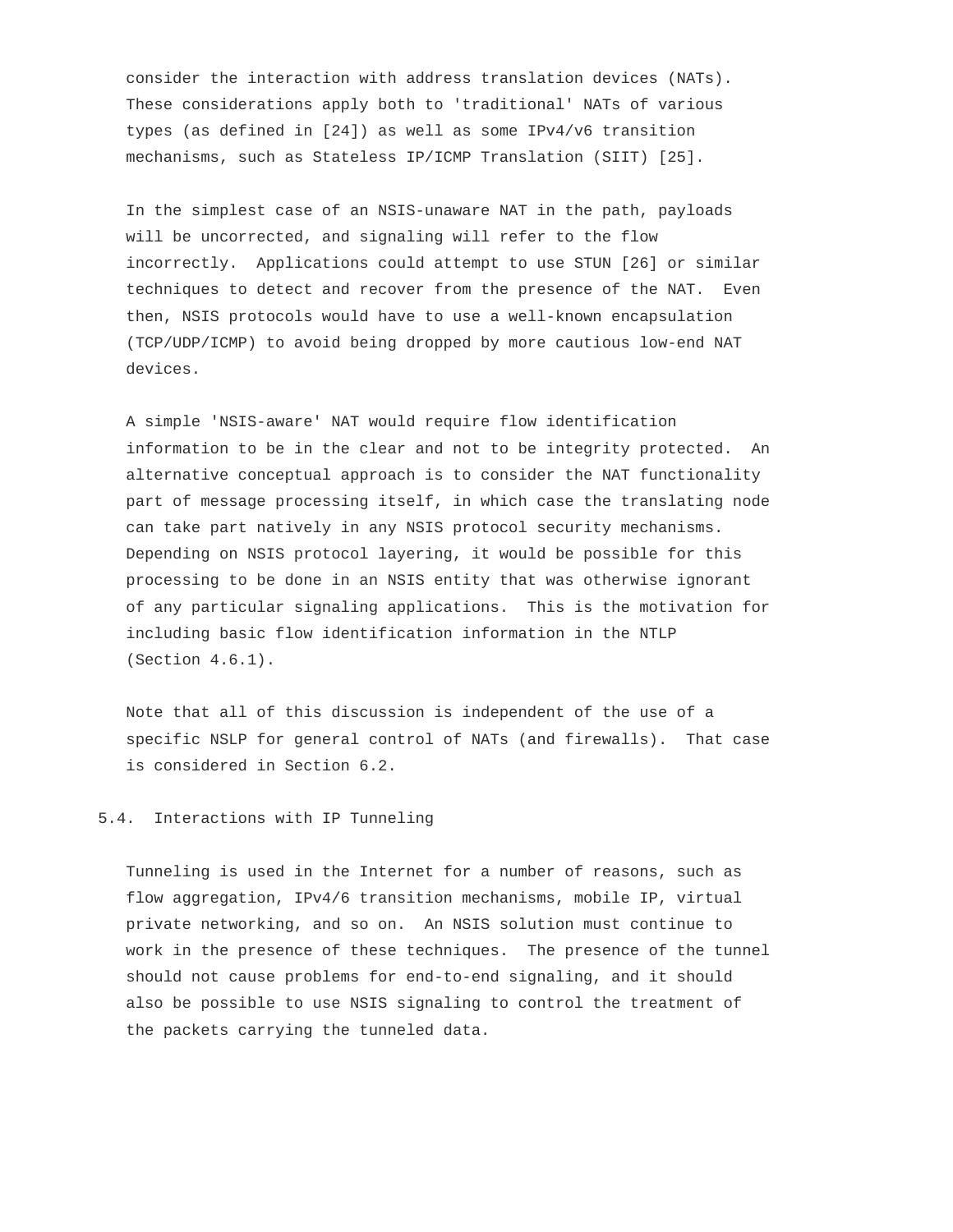consider the interaction with address translation devices (NATs). These considerations apply both to 'traditional' NATs of various types (as defined in [24]) as well as some IPv4/v6 transition mechanisms, such as Stateless IP/ICMP Translation (SIIT) [25].

In the simplest case of an NSIS-unaware NAT in the path, payloads will be uncorrected, and signaling will refer to the flow incorrectly. Applications could attempt to use STUN [26] or similar techniques to detect and recover from the presence of the NAT. Even then, NSIS protocols would have to use a well-known encapsulation (TCP/UDP/ICMP) to avoid being dropped by more cautious low-end NAT devices.

A simple 'NSIS-aware' NAT would require flow identification information to be in the clear and not to be integrity protected. An alternative conceptual approach is to consider the NAT functionality part of message processing itself, in which case the translating node can take part natively in any NSIS protocol security mechanisms. Depending on NSIS protocol layering, it would be possible for this processing to be done in an NSIS entity that was otherwise ignorant of any particular signaling applications. This is the motivation for including basic flow identification information in the NTLP (Section 4.6.1).

Note that all of this discussion is independent of the use of a specific NSLP for general control of NATs (and firewalls). That case is considered in Section 6.2.

## 5.4. Interactions with IP Tunneling

Tunneling is used in the Internet for a number of reasons, such as flow aggregation, IPv4/6 transition mechanisms, mobile IP, virtual private networking, and so on. An NSIS solution must continue to work in the presence of these techniques. The presence of the tunnel should not cause problems for end-to-end signaling, and it should also be possible to use NSIS signaling to control the treatment of the packets carrying the tunneled data.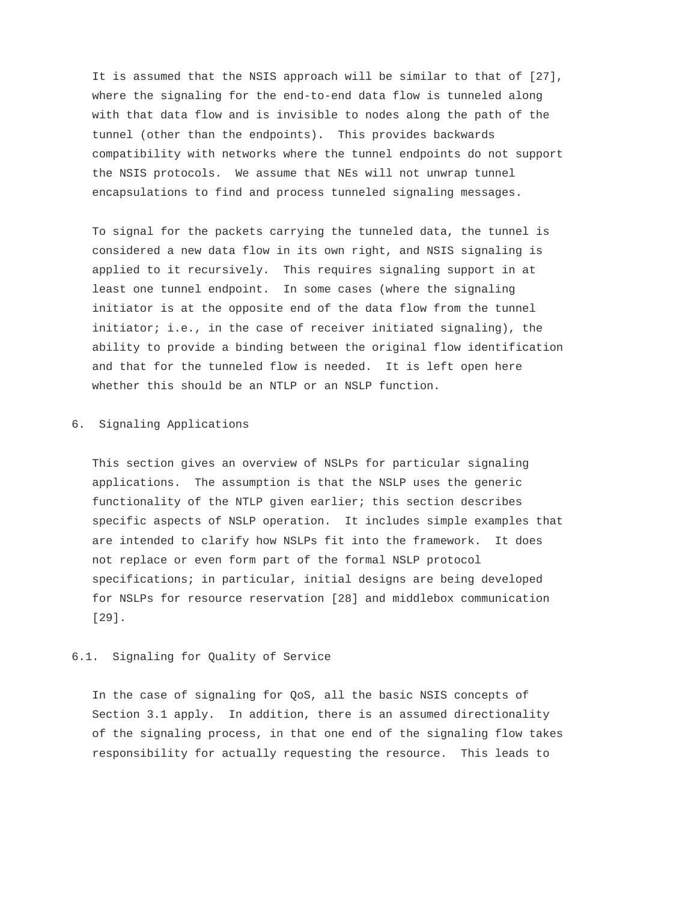It is assumed that the NSIS approach will be similar to that of [27], where the signaling for the end-to-end data flow is tunneled along with that data flow and is invisible to nodes along the path of the tunnel (other than the endpoints). This provides backwards compatibility with networks where the tunnel endpoints do not support the NSIS protocols. We assume that NEs will not unwrap tunnel encapsulations to find and process tunneled signaling messages.

To signal for the packets carrying the tunneled data, the tunnel is considered a new data flow in its own right, and NSIS signaling is applied to it recursively. This requires signaling support in at least one tunnel endpoint. In some cases (where the signaling initiator is at the opposite end of the data flow from the tunnel initiator; i.e., in the case of receiver initiated signaling), the ability to provide a binding between the original flow identification and that for the tunneled flow is needed. It is left open here whether this should be an NTLP or an NSLP function.

## 6. Signaling Applications

This section gives an overview of NSLPs for particular signaling applications. The assumption is that the NSLP uses the generic functionality of the NTLP given earlier; this section describes specific aspects of NSLP operation. It includes simple examples that are intended to clarify how NSLPs fit into the framework. It does not replace or even form part of the formal NSLP protocol specifications; in particular, initial designs are being developed for NSLPs for resource reservation [28] and middlebox communication [29].

### 6.1. Signaling for Quality of Service

In the case of signaling for QoS, all the basic NSIS concepts of Section 3.1 apply. In addition, there is an assumed directionality of the signaling process, in that one end of the signaling flow takes responsibility for actually requesting the resource. This leads to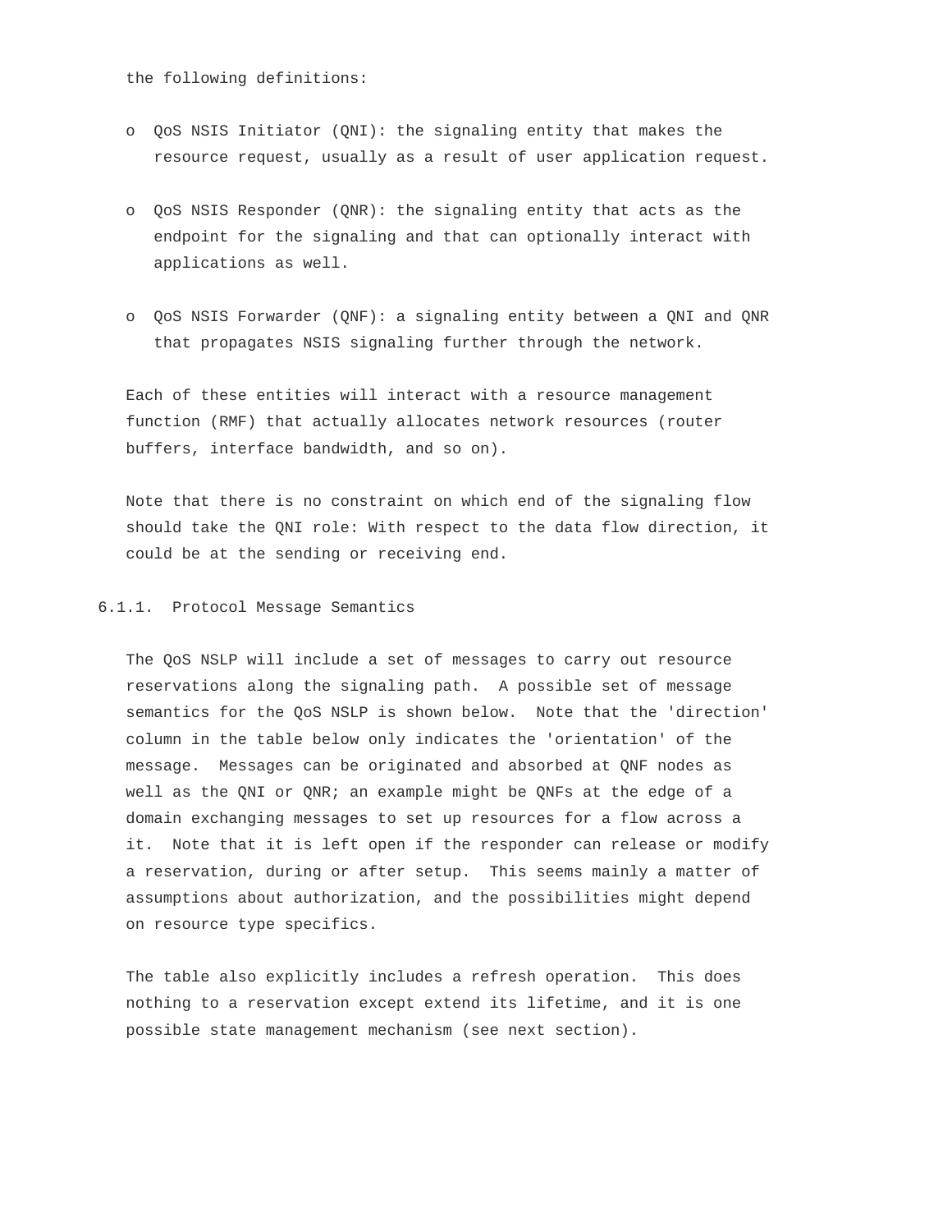the following definitions:

- QoS NSIS Initiator (QNI): the signaling entity that makes the resource request, usually as a result of user application request.

- QoS NSIS Responder (QNR): the signaling entity that acts as the endpoint for the signaling and that can optionally interact with applications as well.

- QoS NSIS Forwarder (QNF): a signaling entity between a QNI and QNR that propagates NSIS signaling further through the network.

Each of these entities will interact with a resource management function (RMF) that actually allocates network resources (router buffers, interface bandwidth, and so on).

Note that there is no constraint on which end of the signaling flow should take the QNI role: With respect to the data flow direction, it could be at the sending or receiving end.

### 6.1.1. Protocol Message Semantics

The QoS NSLP will include a set of messages to carry out resource reservations along the signaling path. A possible set of message semantics for the QoS NSLP is shown below. Note that the 'direction' column in the table below only indicates the 'orientation' of the message. Messages can be originated and absorbed at QNF nodes as well as the QNI or QNR; an example might be QNFs at the edge of a domain exchanging messages to set up resources for a flow across a it. Note that it is left open if the responder can release or modify a reservation, during or after setup. This seems mainly a matter of assumptions about authorization, and the possibilities might depend on resource type specifics.

The table also explicitly includes a refresh operation. This does nothing to a reservation except extend its lifetime, and it is one possible state management mechanism (see next section).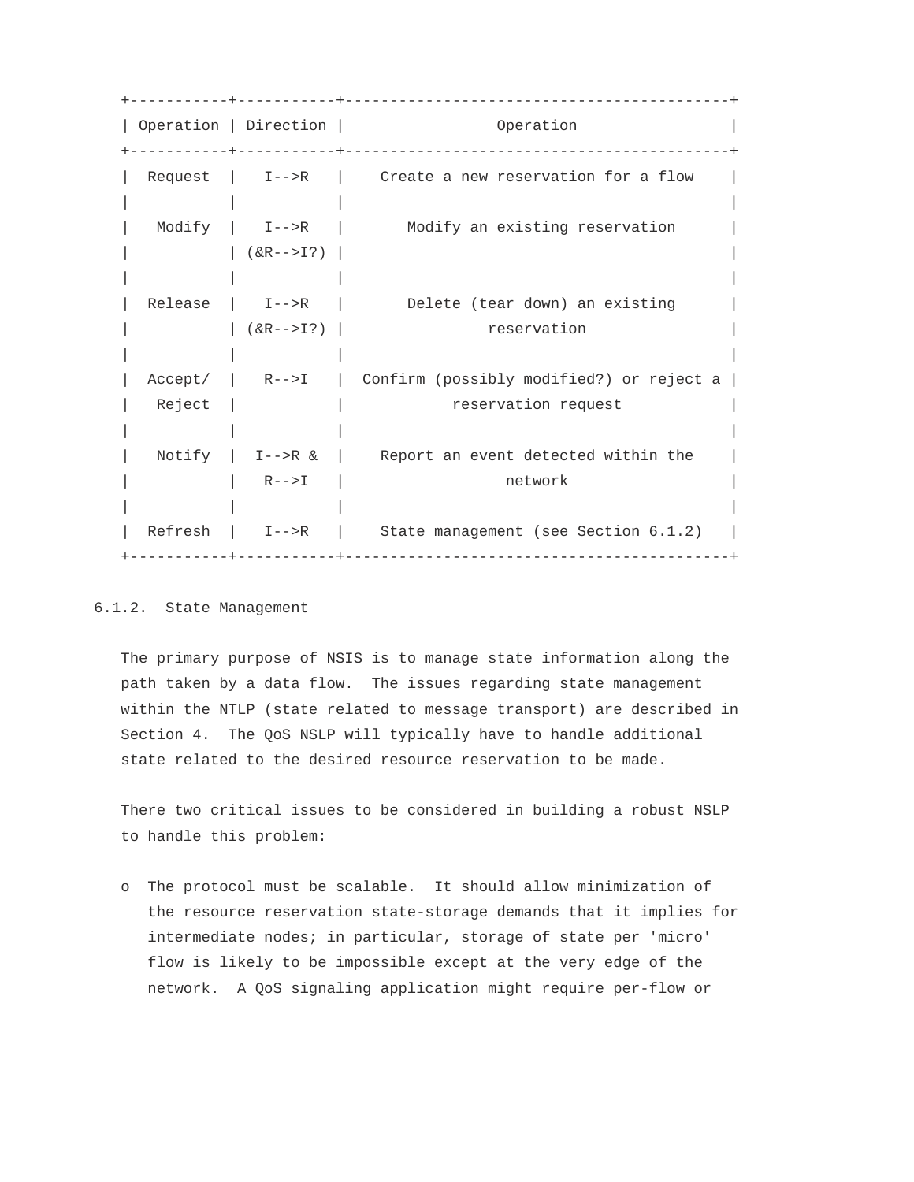| Operation | Direction | Operation |
|---|---|---|
| Request | I-->R | Create a new reservation for a flow |
| Modify | I-->R (&R-->I?) | Modify an existing reservation |
| Release | I-->R (&R-->I?) | Delete (tear down) an existing reservation |
| Accept/ Reject | R-->I | Confirm (possibly modified?) or reject a reservation request |
| Notify | I-->R & R-->I | Report an event detected within the network |
| Refresh | I-->R | State management (see Section 6.1.2) |

#### 6.1.2. State Management

The primary purpose of NSIS is to manage state information along the path taken by a data flow. The issues regarding state management within the NTLP (state related to message transport) are described in Section 4. The QoS NSLP will typically have to handle additional state related to the desired resource reservation to be made.

There two critical issues to be considered in building a robust NSLP to handle this problem:

- The protocol must be scalable. It should allow minimization of the resource reservation state-storage demands that it implies for intermediate nodes; in particular, storage of state per 'micro' flow is likely to be impossible except at the very edge of the network. A QoS signaling application might require per-flow or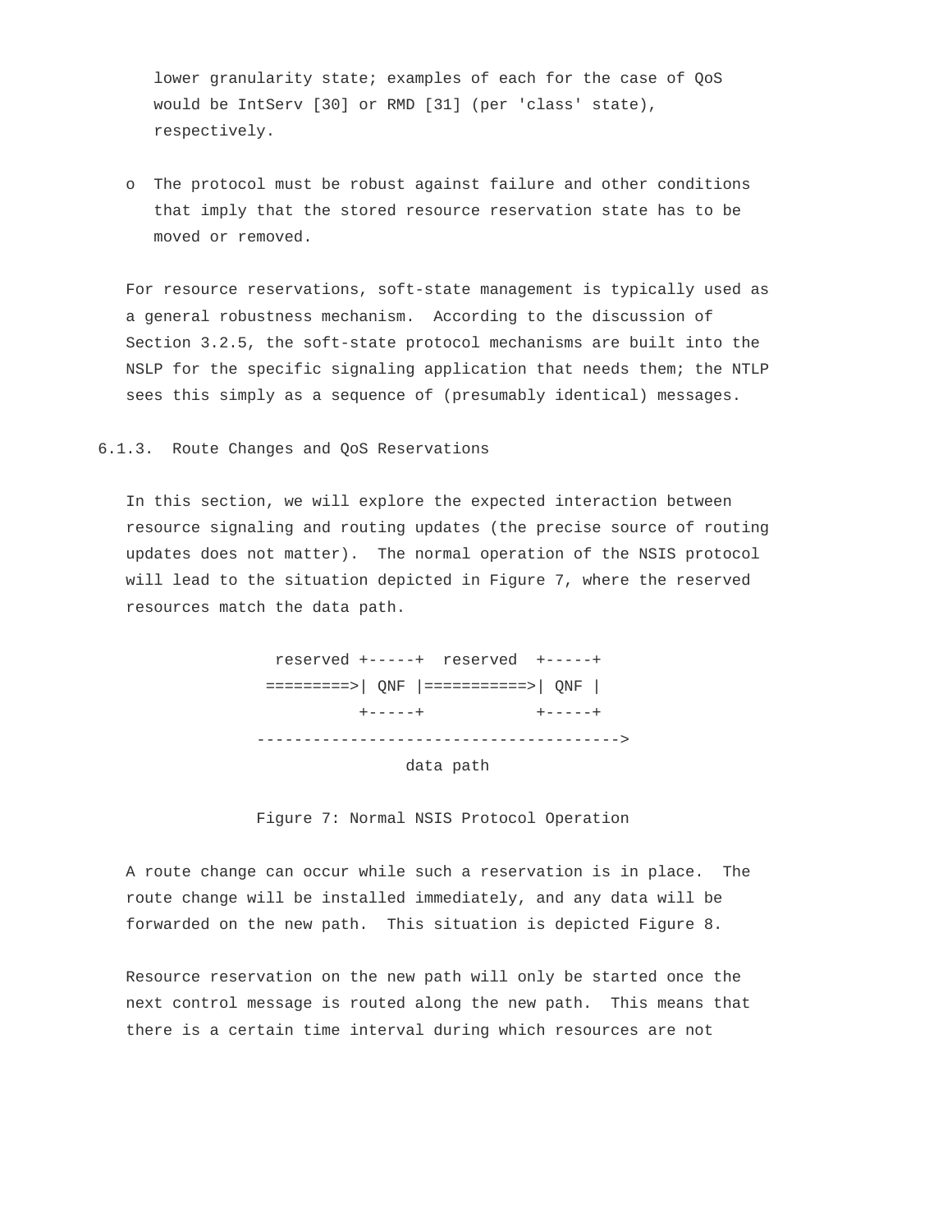lower granularity state; examples of each for the case of QoS would be IntServ [30] or RMD [31] (per 'class' state), respectively.

- The protocol must be robust against failure and other conditions that imply that the stored resource reservation state has to be moved or removed.

For resource reservations, soft-state management is typically used as a general robustness mechanism. According to the discussion of Section 3.2.5, the soft-state protocol mechanisms are built into the NSLP for the specific signaling application that needs them; the NTLP sees this simply as a sequence of (presumably identical) messages.

### 6.1.3. Route Changes and QoS Reservations

In this section, we will explore the expected interaction between resource signaling and routing updates (the precise source of routing updates does not matter). The normal operation of the NSIS protocol will lead to the situation depicted in Figure 7, where the reserved resources match the data path.

```
  reserved +-----+  reserved  +-----+
 =========>| QNF |===========>| QNF |
           +-----+            +-----+
---------------------------------------->
                data path
```

Figure 7: Normal NSIS Protocol Operation

A route change can occur while such a reservation is in place. The route change will be installed immediately, and any data will be forwarded on the new path. This situation is depicted Figure 8.

Resource reservation on the new path will only be started once the next control message is routed along the new path. This means that there is a certain time interval during which resources are not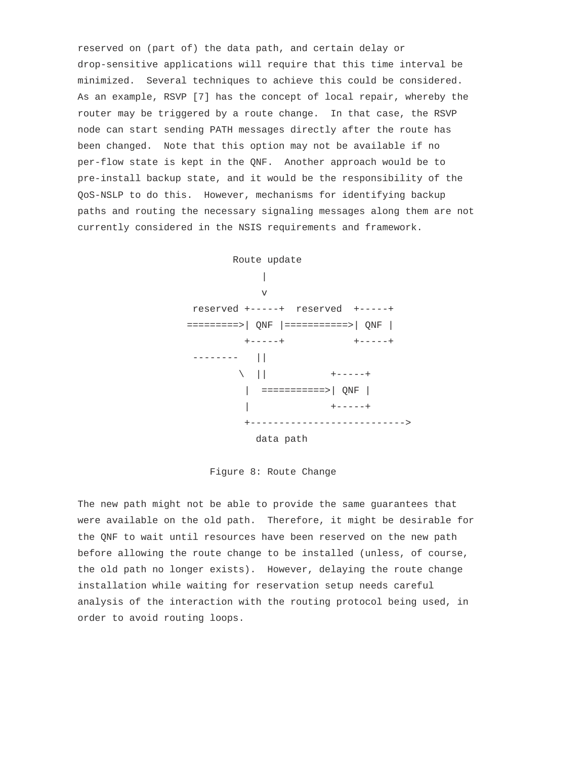reserved on (part of) the data path, and certain delay or drop-sensitive applications will require that this time interval be minimized. Several techniques to achieve this could be considered. As an example, RSVP [7] has the concept of local repair, whereby the router may be triggered by a route change. In that case, the RSVP node can start sending PATH messages directly after the route has been changed. Note that this option may not be available if no per-flow state is kept in the QNF. Another approach would be to pre-install backup state, and it would be the responsibility of the QoS-NSLP to do this. However, mechanisms for identifying backup paths and routing the necessary signaling messages along them are not currently considered in the NSIS requirements and framework.

```
                    Route update
                         |
                         v
            reserved +-----+  reserved  +-----+
           =========>| QNF |===========>| QNF |
                     +-----+            +-----+
            --------    ||
                    \   ||           +-----+
                     |  ===========>| QNF |
                     |              +-----+
                     +--------------------------->
                       data path
```

Figure 8: Route Change

The new path might not be able to provide the same guarantees that were available on the old path. Therefore, it might be desirable for the QNF to wait until resources have been reserved on the new path before allowing the route change to be installed (unless, of course, the old path no longer exists). However, delaying the route change installation while waiting for reservation setup needs careful analysis of the interaction with the routing protocol being used, in order to avoid routing loops.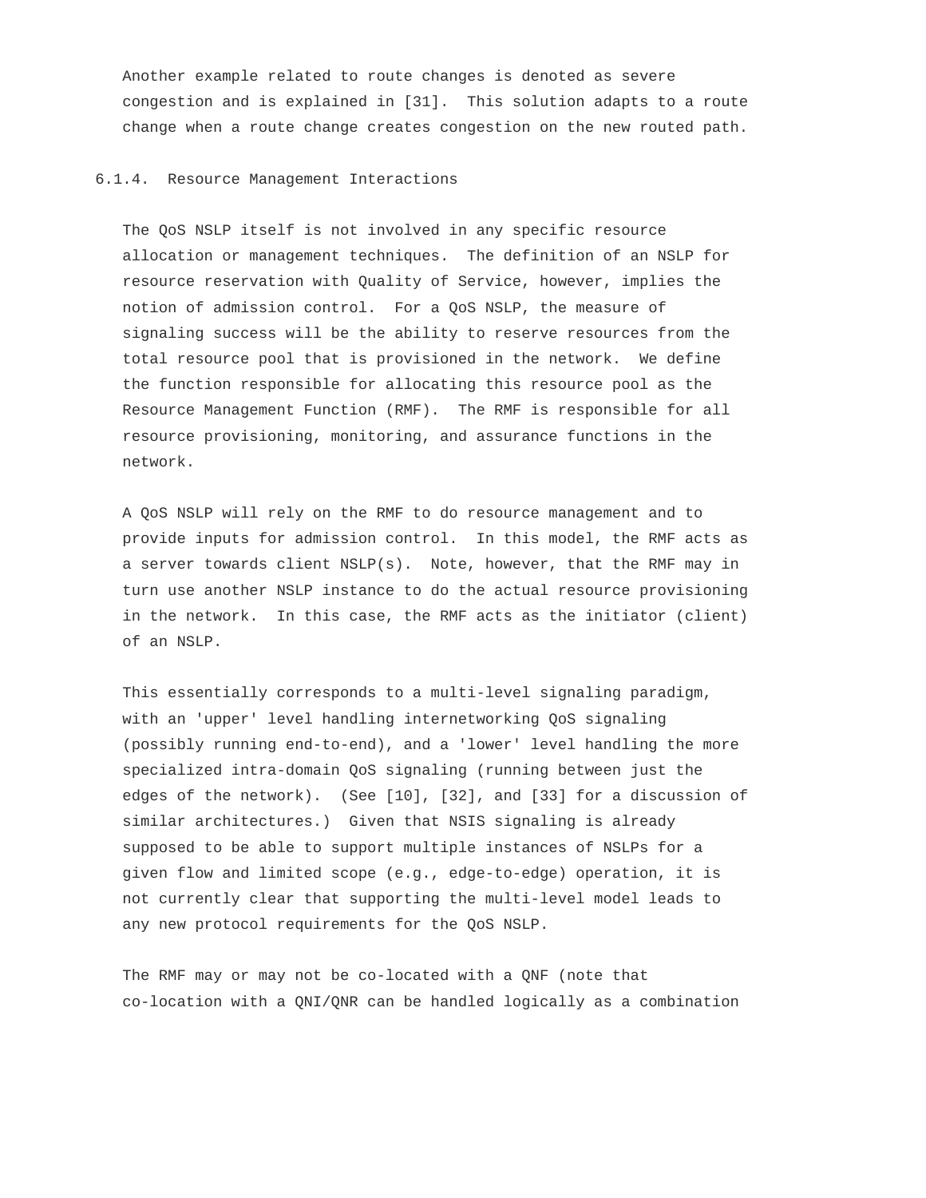Another example related to route changes is denoted as severe congestion and is explained in [31]. This solution adapts to a route change when a route change creates congestion on the new routed path.

#### 6.1.4. Resource Management Interactions

The QoS NSLP itself is not involved in any specific resource allocation or management techniques. The definition of an NSLP for resource reservation with Quality of Service, however, implies the notion of admission control. For a QoS NSLP, the measure of signaling success will be the ability to reserve resources from the total resource pool that is provisioned in the network. We define the function responsible for allocating this resource pool as the Resource Management Function (RMF). The RMF is responsible for all resource provisioning, monitoring, and assurance functions in the network.

A QoS NSLP will rely on the RMF to do resource management and to provide inputs for admission control. In this model, the RMF acts as a server towards client NSLP(s). Note, however, that the RMF may in turn use another NSLP instance to do the actual resource provisioning in the network. In this case, the RMF acts as the initiator (client) of an NSLP.

This essentially corresponds to a multi-level signaling paradigm, with an 'upper' level handling internetworking QoS signaling (possibly running end-to-end), and a 'lower' level handling the more specialized intra-domain QoS signaling (running between just the edges of the network). (See [10], [32], and [33] for a discussion of similar architectures.) Given that NSIS signaling is already supposed to be able to support multiple instances of NSLPs for a given flow and limited scope (e.g., edge-to-edge) operation, it is not currently clear that supporting the multi-level model leads to any new protocol requirements for the QoS NSLP.

The RMF may or may not be co-located with a QNF (note that co-location with a QNI/QNR can be handled logically as a combination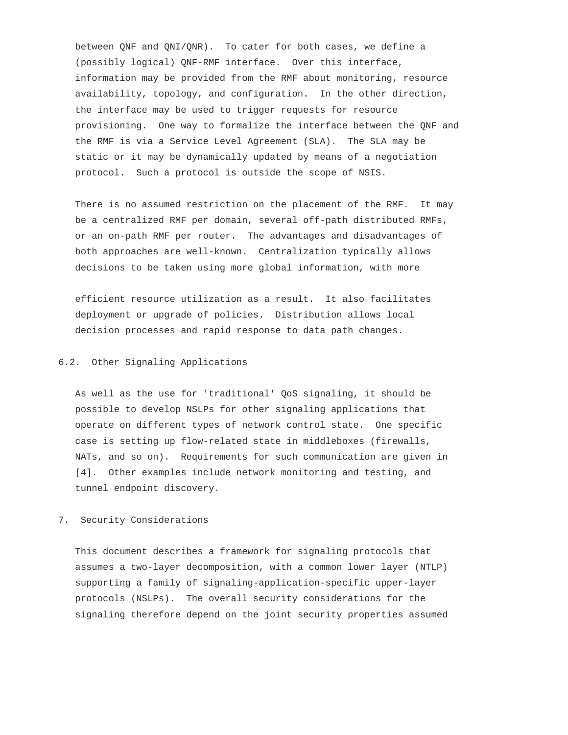between QNF and QNI/QNR). To cater for both cases, we define a (possibly logical) QNF-RMF interface. Over this interface, information may be provided from the RMF about monitoring, resource availability, topology, and configuration. In the other direction, the interface may be used to trigger requests for resource provisioning. One way to formalize the interface between the QNF and the RMF is via a Service Level Agreement (SLA). The SLA may be static or it may be dynamically updated by means of a negotiation protocol. Such a protocol is outside the scope of NSIS.

There is no assumed restriction on the placement of the RMF. It may be a centralized RMF per domain, several off-path distributed RMFs, or an on-path RMF per router. The advantages and disadvantages of both approaches are well-known. Centralization typically allows decisions to be taken using more global information, with more efficient resource utilization as a result. It also facilitates deployment or upgrade of policies. Distribution allows local decision processes and rapid response to data path changes.

### 6.2. Other Signaling Applications

As well as the use for 'traditional' QoS signaling, it should be possible to develop NSLPs for other signaling applications that operate on different types of network control state. One specific case is setting up flow-related state in middleboxes (firewalls, NATs, and so on). Requirements for such communication are given in [4]. Other examples include network monitoring and testing, and tunnel endpoint discovery.

## 7. Security Considerations

This document describes a framework for signaling protocols that assumes a two-layer decomposition, with a common lower layer (NTLP) supporting a family of signaling-application-specific upper-layer protocols (NSLPs). The overall security considerations for the signaling therefore depend on the joint security properties assumed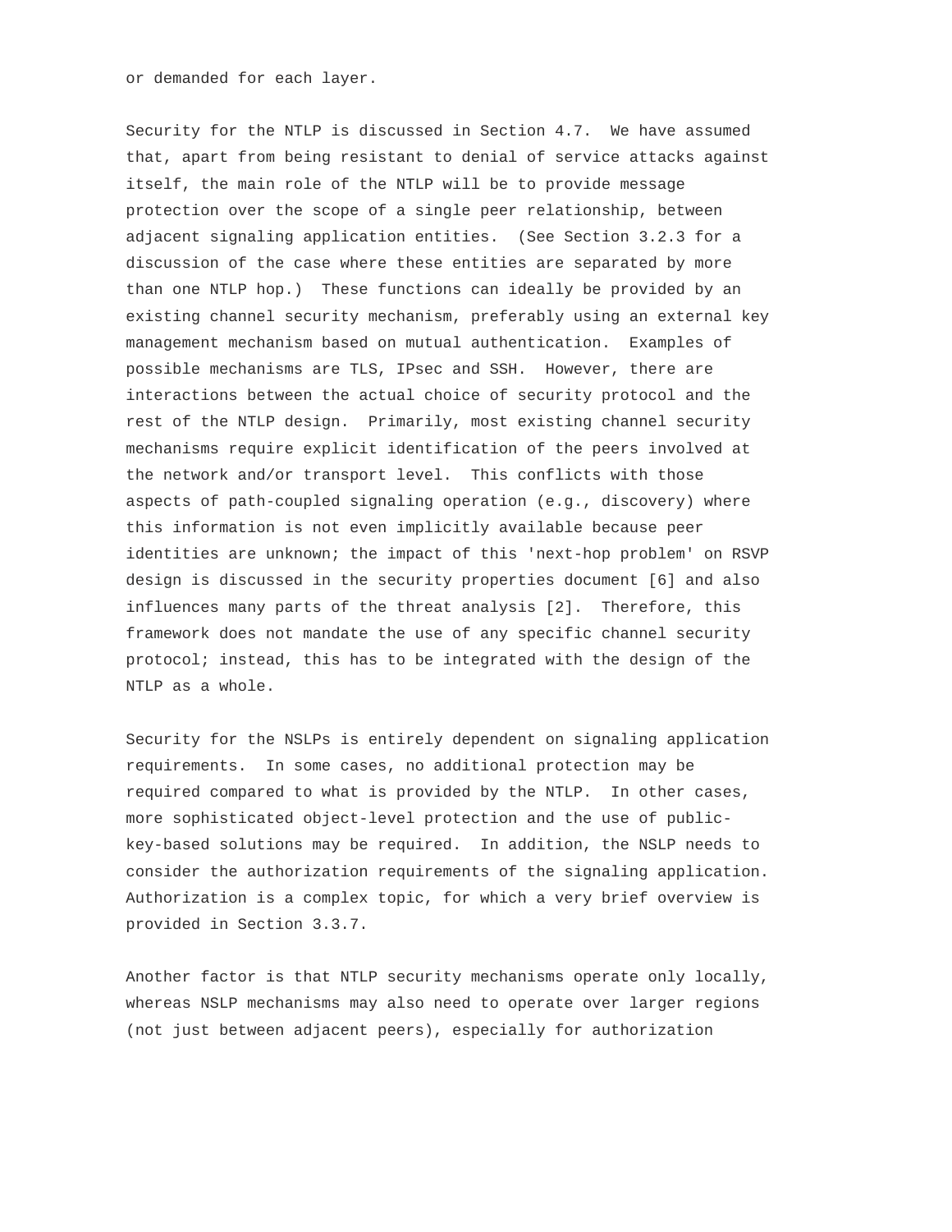or demanded for each layer.

Security for the NTLP is discussed in Section 4.7. We have assumed that, apart from being resistant to denial of service attacks against itself, the main role of the NTLP will be to provide message protection over the scope of a single peer relationship, between adjacent signaling application entities. (See Section 3.2.3 for a discussion of the case where these entities are separated by more than one NTLP hop.) These functions can ideally be provided by an existing channel security mechanism, preferably using an external key management mechanism based on mutual authentication. Examples of possible mechanisms are TLS, IPsec and SSH. However, there are interactions between the actual choice of security protocol and the rest of the NTLP design. Primarily, most existing channel security mechanisms require explicit identification of the peers involved at the network and/or transport level. This conflicts with those aspects of path-coupled signaling operation (e.g., discovery) where this information is not even implicitly available because peer identities are unknown; the impact of this 'next-hop problem' on RSVP design is discussed in the security properties document [6] and also influences many parts of the threat analysis [2]. Therefore, this framework does not mandate the use of any specific channel security protocol; instead, this has to be integrated with the design of the NTLP as a whole.

Security for the NSLPs is entirely dependent on signaling application requirements. In some cases, no additional protection may be required compared to what is provided by the NTLP. In other cases, more sophisticated object-level protection and the use of public-key-based solutions may be required. In addition, the NSLP needs to consider the authorization requirements of the signaling application. Authorization is a complex topic, for which a very brief overview is provided in Section 3.3.7.

Another factor is that NTLP security mechanisms operate only locally, whereas NSLP mechanisms may also need to operate over larger regions (not just between adjacent peers), especially for authorization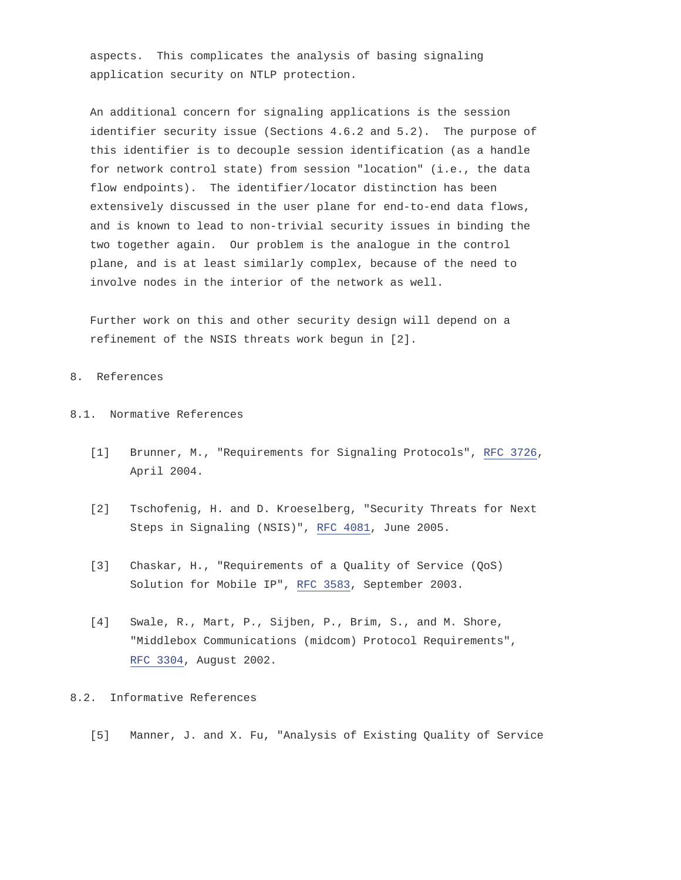aspects. This complicates the analysis of basing signaling application security on NTLP protection.

An additional concern for signaling applications is the session identifier security issue (Sections 4.6.2 and 5.2). The purpose of this identifier is to decouple session identification (as a handle for network control state) from session "location" (i.e., the data flow endpoints). The identifier/locator distinction has been extensively discussed in the user plane for end-to-end data flows, and is known to lead to non-trivial security issues in binding the two together again. Our problem is the analogue in the control plane, and is at least similarly complex, because of the need to involve nodes in the interior of the network as well.

Further work on this and other security design will depend on a refinement of the NSIS threats work begun in [2].

# 8. References

## 8.1. Normative References

[1] Brunner, M., "Requirements for Signaling Protocols", RFC 3726, April 2004.

[2] Tschofenig, H. and D. Kroeselberg, "Security Threats for Next Steps in Signaling (NSIS)", RFC 4081, June 2005.

[3] Chaskar, H., "Requirements of a Quality of Service (QoS) Solution for Mobile IP", RFC 3583, September 2003.

[4] Swale, R., Mart, P., Sijben, P., Brim, S., and M. Shore, "Middlebox Communications (midcom) Protocol Requirements", RFC 3304, August 2002.

## 8.2. Informative References

[5] Manner, J. and X. Fu, "Analysis of Existing Quality of Service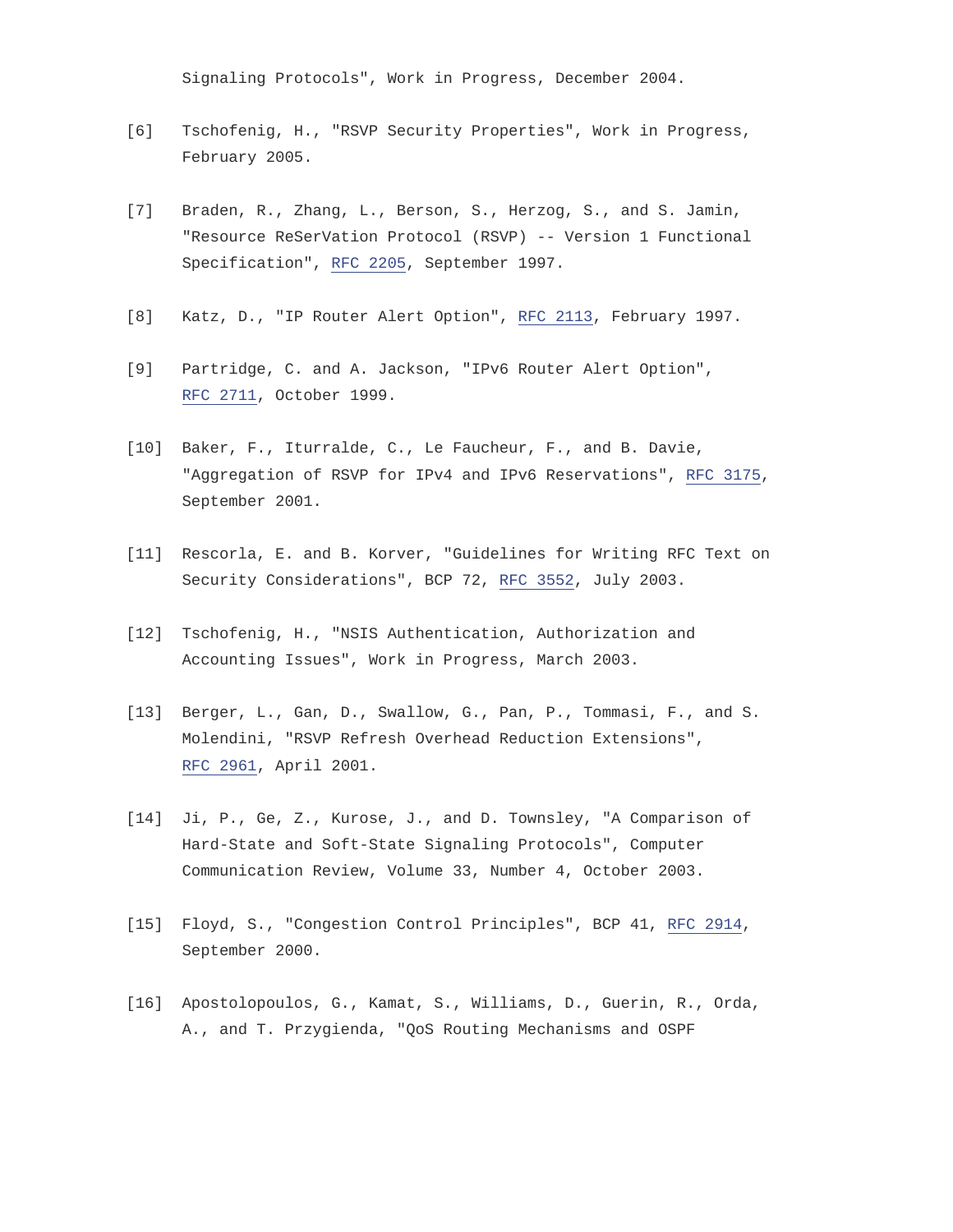Signaling Protocols", Work in Progress, December 2004.

[6] Tschofenig, H., "RSVP Security Properties", Work in Progress, February 2005.

[7] Braden, R., Zhang, L., Berson, S., Herzog, S., and S. Jamin, "Resource ReSerVation Protocol (RSVP) -- Version 1 Functional Specification", RFC 2205, September 1997.

[8] Katz, D., "IP Router Alert Option", RFC 2113, February 1997.

[9] Partridge, C. and A. Jackson, "IPv6 Router Alert Option", RFC 2711, October 1999.

[10] Baker, F., Iturralde, C., Le Faucheur, F., and B. Davie, "Aggregation of RSVP for IPv4 and IPv6 Reservations", RFC 3175, September 2001.

[11] Rescorla, E. and B. Korver, "Guidelines for Writing RFC Text on Security Considerations", BCP 72, RFC 3552, July 2003.

[12] Tschofenig, H., "NSIS Authentication, Authorization and Accounting Issues", Work in Progress, March 2003.

[13] Berger, L., Gan, D., Swallow, G., Pan, P., Tommasi, F., and S. Molendini, "RSVP Refresh Overhead Reduction Extensions", RFC 2961, April 2001.

[14] Ji, P., Ge, Z., Kurose, J., and D. Townsley, "A Comparison of Hard-State and Soft-State Signaling Protocols", Computer Communication Review, Volume 33, Number 4, October 2003.

[15] Floyd, S., "Congestion Control Principles", BCP 41, RFC 2914, September 2000.

[16] Apostolopoulos, G., Kamat, S., Williams, D., Guerin, R., Orda, A., and T. Przygienda, "QoS Routing Mechanisms and OSPF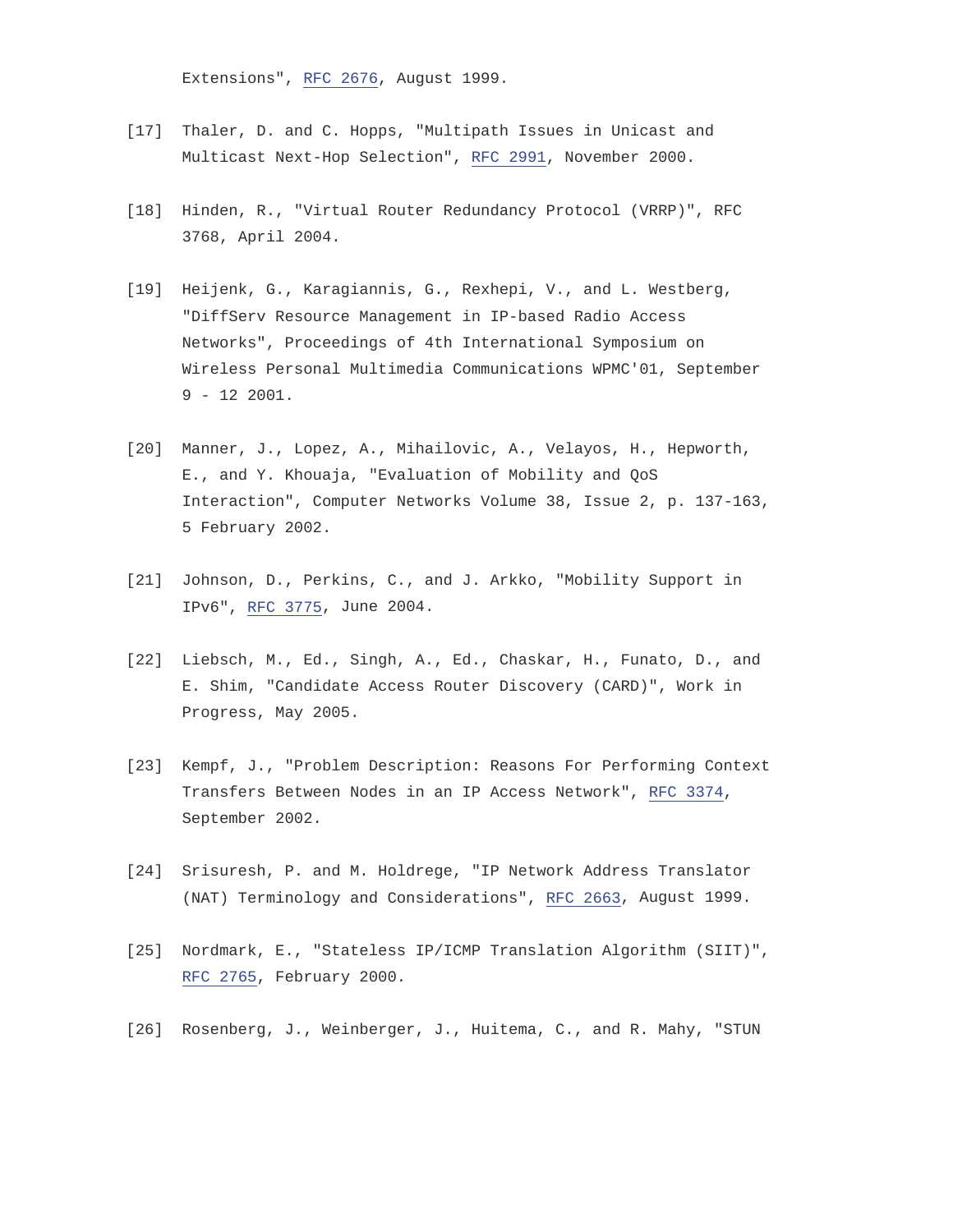Extensions", RFC 2676, August 1999.

[17] Thaler, D. and C. Hopps, "Multipath Issues in Unicast and Multicast Next-Hop Selection", RFC 2991, November 2000.

[18] Hinden, R., "Virtual Router Redundancy Protocol (VRRP)", RFC 3768, April 2004.

[19] Heijenk, G., Karagiannis, G., Rexhepi, V., and L. Westberg, "DiffServ Resource Management in IP-based Radio Access Networks", Proceedings of 4th International Symposium on Wireless Personal Multimedia Communications WPMC'01, September 9 - 12 2001.

[20] Manner, J., Lopez, A., Mihailovic, A., Velayos, H., Hepworth, E., and Y. Khouaja, "Evaluation of Mobility and QoS Interaction", Computer Networks Volume 38, Issue 2, p. 137-163, 5 February 2002.

[21] Johnson, D., Perkins, C., and J. Arkko, "Mobility Support in IPv6", RFC 3775, June 2004.

[22] Liebsch, M., Ed., Singh, A., Ed., Chaskar, H., Funato, D., and E. Shim, "Candidate Access Router Discovery (CARD)", Work in Progress, May 2005.

[23] Kempf, J., "Problem Description: Reasons For Performing Context Transfers Between Nodes in an IP Access Network", RFC 3374, September 2002.

[24] Srisuresh, P. and M. Holdrege, "IP Network Address Translator (NAT) Terminology and Considerations", RFC 2663, August 1999.

[25] Nordmark, E., "Stateless IP/ICMP Translation Algorithm (SIIT)", RFC 2765, February 2000.

[26] Rosenberg, J., Weinberger, J., Huitema, C., and R. Mahy, "STUN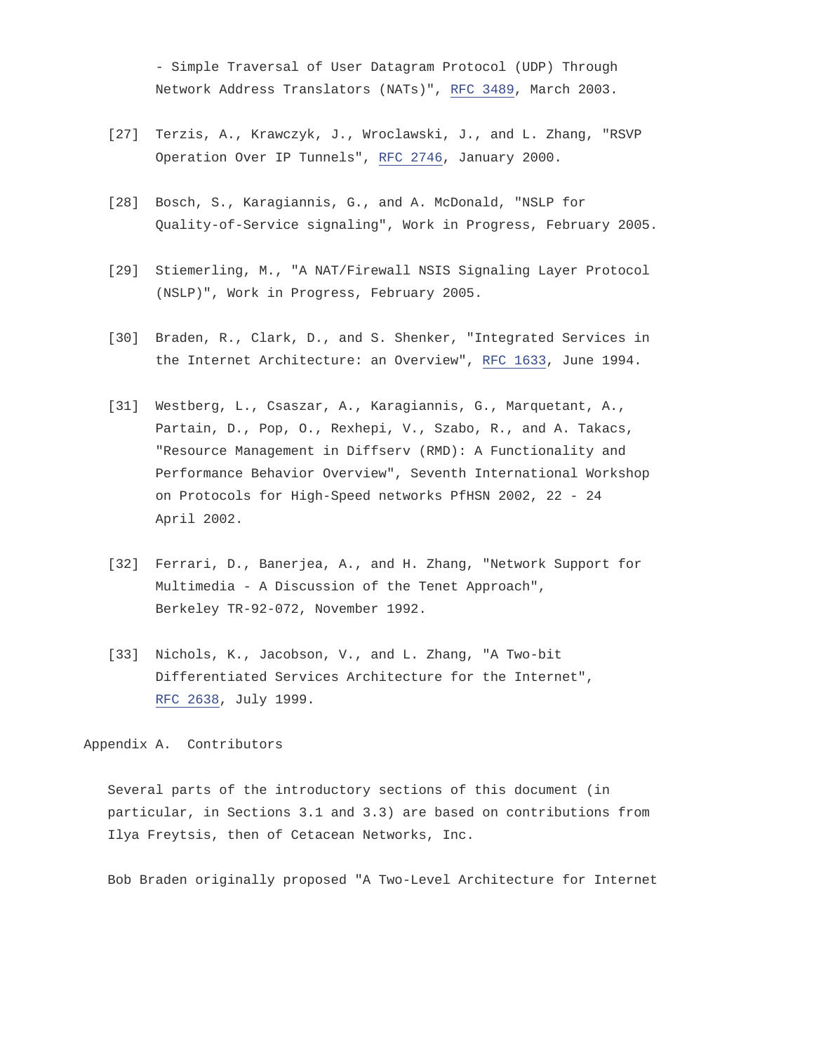- Simple Traversal of User Datagram Protocol (UDP) Through Network Address Translators (NATs)", RFC 3489, March 2003.

[27] Terzis, A., Krawczyk, J., Wroclawski, J., and L. Zhang, "RSVP Operation Over IP Tunnels", RFC 2746, January 2000.

[28] Bosch, S., Karagiannis, G., and A. McDonald, "NSLP for Quality-of-Service signaling", Work in Progress, February 2005.

[29] Stiemerling, M., "A NAT/Firewall NSIS Signaling Layer Protocol (NSLP)", Work in Progress, February 2005.

[30] Braden, R., Clark, D., and S. Shenker, "Integrated Services in the Internet Architecture: an Overview", RFC 1633, June 1994.

[31] Westberg, L., Csaszar, A., Karagiannis, G., Marquetant, A., Partain, D., Pop, O., Rexhepi, V., Szabo, R., and A. Takacs, "Resource Management in Diffserv (RMD): A Functionality and Performance Behavior Overview", Seventh International Workshop on Protocols for High-Speed networks PfHSN 2002, 22 - 24 April 2002.

[32] Ferrari, D., Banerjea, A., and H. Zhang, "Network Support for Multimedia - A Discussion of the Tenet Approach", Berkeley TR-92-072, November 1992.

[33] Nichols, K., Jacobson, V., and L. Zhang, "A Two-bit Differentiated Services Architecture for the Internet", RFC 2638, July 1999.

## Appendix A. Contributors

Several parts of the introductory sections of this document (in particular, in Sections 3.1 and 3.3) are based on contributions from Ilya Freytsis, then of Cetacean Networks, Inc.

Bob Braden originally proposed "A Two-Level Architecture for Internet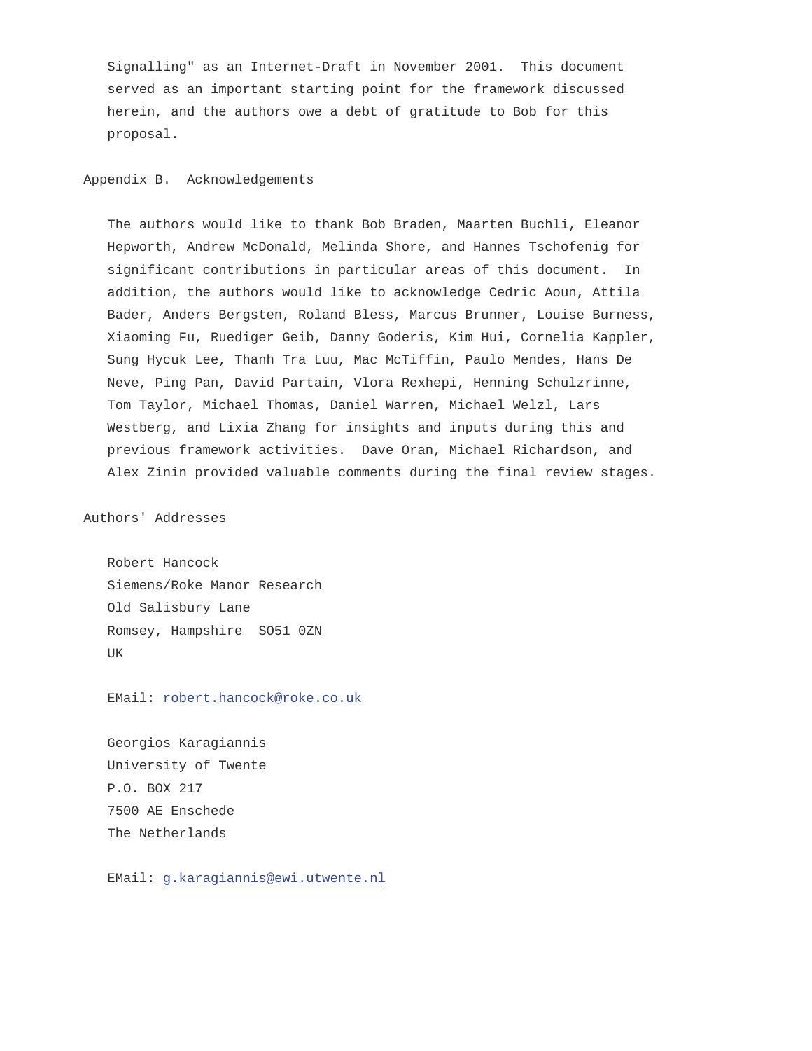Signalling" as an Internet-Draft in November 2001. This document served as an important starting point for the framework discussed herein, and the authors owe a debt of gratitude to Bob for this proposal.

## Appendix B. Acknowledgements

The authors would like to thank Bob Braden, Maarten Buchli, Eleanor Hepworth, Andrew McDonald, Melinda Shore, and Hannes Tschofenig for significant contributions in particular areas of this document. In addition, the authors would like to acknowledge Cedric Aoun, Attila Bader, Anders Bergsten, Roland Bless, Marcus Brunner, Louise Burness, Xiaoming Fu, Ruediger Geib, Danny Goderis, Kim Hui, Cornelia Kappler, Sung Hycuk Lee, Thanh Tra Luu, Mac McTiffin, Paulo Mendes, Hans De Neve, Ping Pan, David Partain, Vlora Rexhepi, Henning Schulzrinne, Tom Taylor, Michael Thomas, Daniel Warren, Michael Welzl, Lars Westberg, and Lixia Zhang for insights and inputs during this and previous framework activities. Dave Oran, Michael Richardson, and Alex Zinin provided valuable comments during the final review stages.

## Authors' Addresses

Robert Hancock
Siemens/Roke Manor Research
Old Salisbury Lane
Romsey, Hampshire SO51 0ZN
UK

EMail: robert.hancock@roke.co.uk

Georgios Karagiannis
University of Twente
P.O. BOX 217
7500 AE Enschede
The Netherlands

EMail: g.karagiannis@ewi.utwente.nl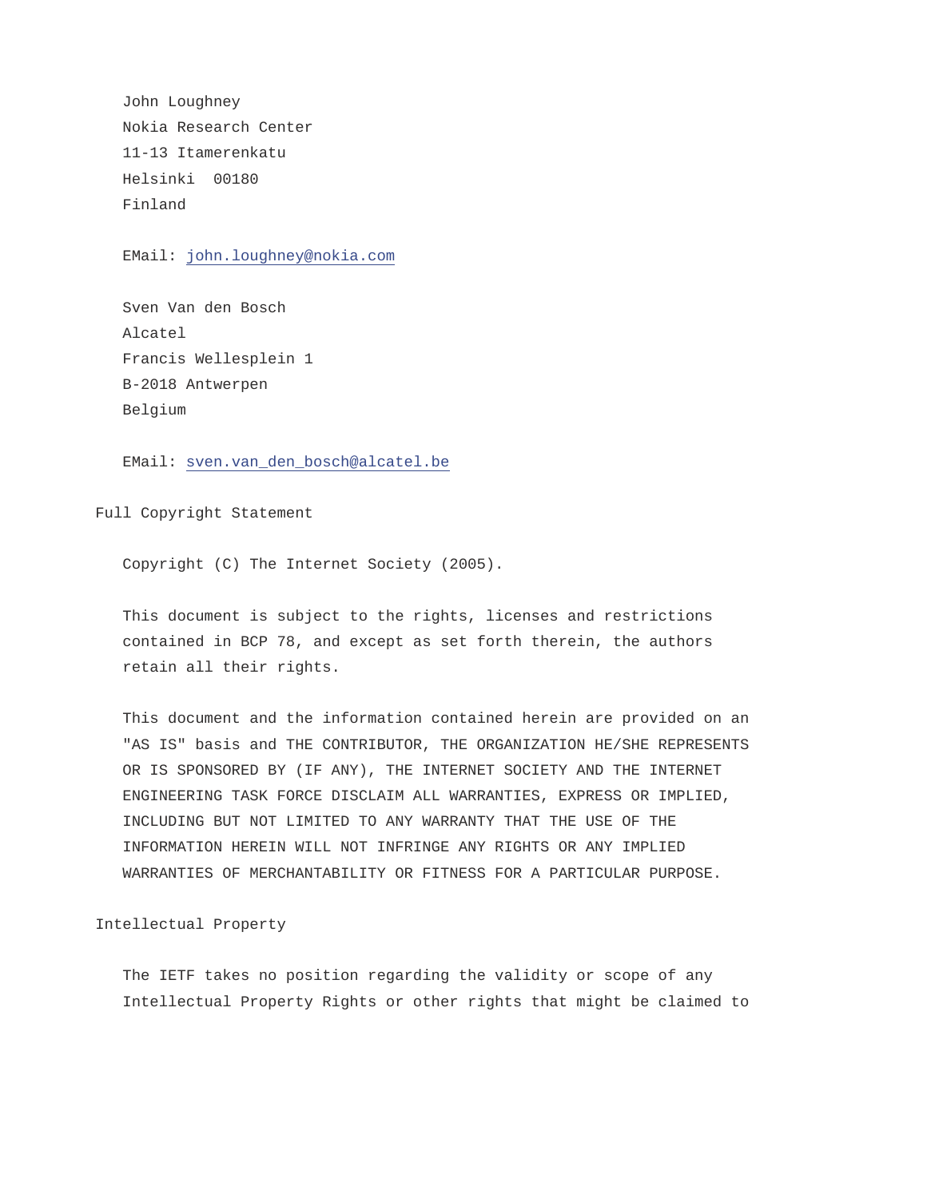John Loughney
Nokia Research Center
11-13 Itamerenkatu
Helsinki  00180
Finland

EMail: john.loughney@nokia.com

Sven Van den Bosch
Alcatel
Francis Wellesplein 1
B-2018 Antwerpen
Belgium

EMail: sven.van_den_bosch@alcatel.be

## Full Copyright Statement

Copyright (C) The Internet Society (2005).

This document is subject to the rights, licenses and restrictions contained in BCP 78, and except as set forth therein, the authors retain all their rights.

This document and the information contained herein are provided on an "AS IS" basis and THE CONTRIBUTOR, THE ORGANIZATION HE/SHE REPRESENTS OR IS SPONSORED BY (IF ANY), THE INTERNET SOCIETY AND THE INTERNET ENGINEERING TASK FORCE DISCLAIM ALL WARRANTIES, EXPRESS OR IMPLIED, INCLUDING BUT NOT LIMITED TO ANY WARRANTY THAT THE USE OF THE INFORMATION HEREIN WILL NOT INFRINGE ANY RIGHTS OR ANY IMPLIED WARRANTIES OF MERCHANTABILITY OR FITNESS FOR A PARTICULAR PURPOSE.

## Intellectual Property

The IETF takes no position regarding the validity or scope of any Intellectual Property Rights or other rights that might be claimed to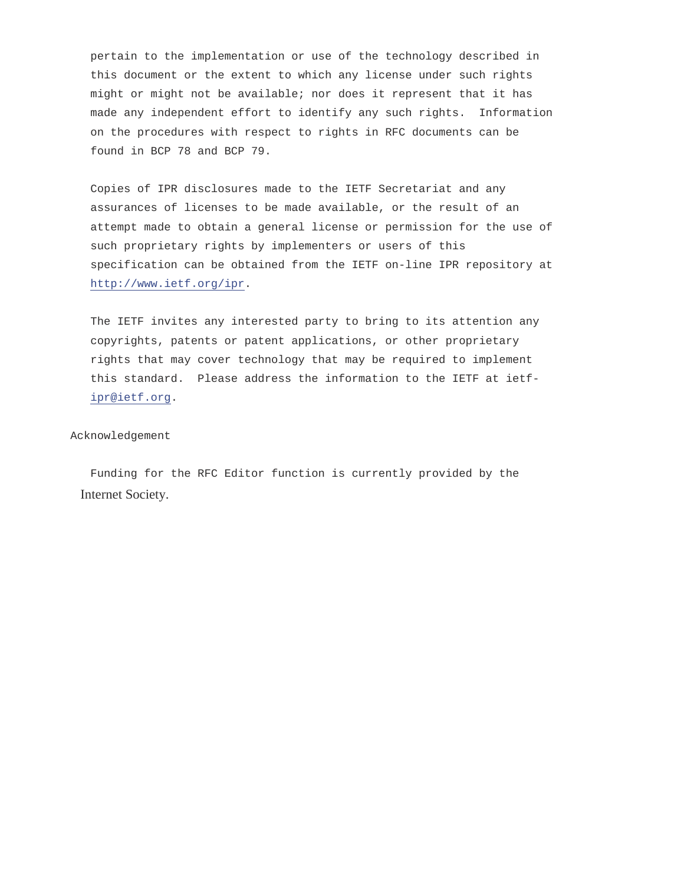pertain to the implementation or use of the technology described in this document or the extent to which any license under such rights might or might not be available; nor does it represent that it has made any independent effort to identify any such rights. Information on the procedures with respect to rights in RFC documents can be found in BCP 78 and BCP 79.

Copies of IPR disclosures made to the IETF Secretariat and any assurances of licenses to be made available, or the result of an attempt made to obtain a general license or permission for the use of such proprietary rights by implementers or users of this specification can be obtained from the IETF on-line IPR repository at http://www.ietf.org/ipr.

The IETF invites any interested party to bring to its attention any copyrights, patents or patent applications, or other proprietary rights that may cover technology that may be required to implement this standard. Please address the information to the IETF at ietf-ipr@ietf.org.

## Acknowledgement

Funding for the RFC Editor function is currently provided by the Internet Society.